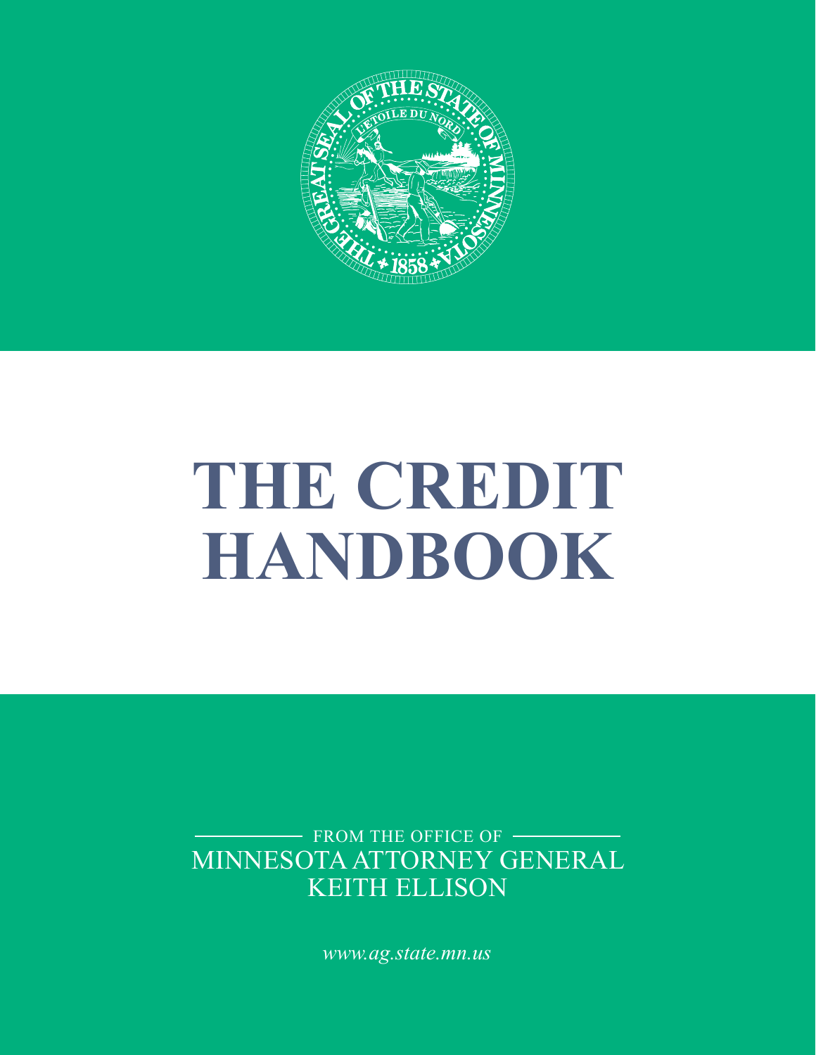# THE CREDIT HANDBOOK

FROM THE OFFICE OF

MINNESOTA ATTORNEY GENERAL

KEITH ELLISON

*www.ag.state.mn.us*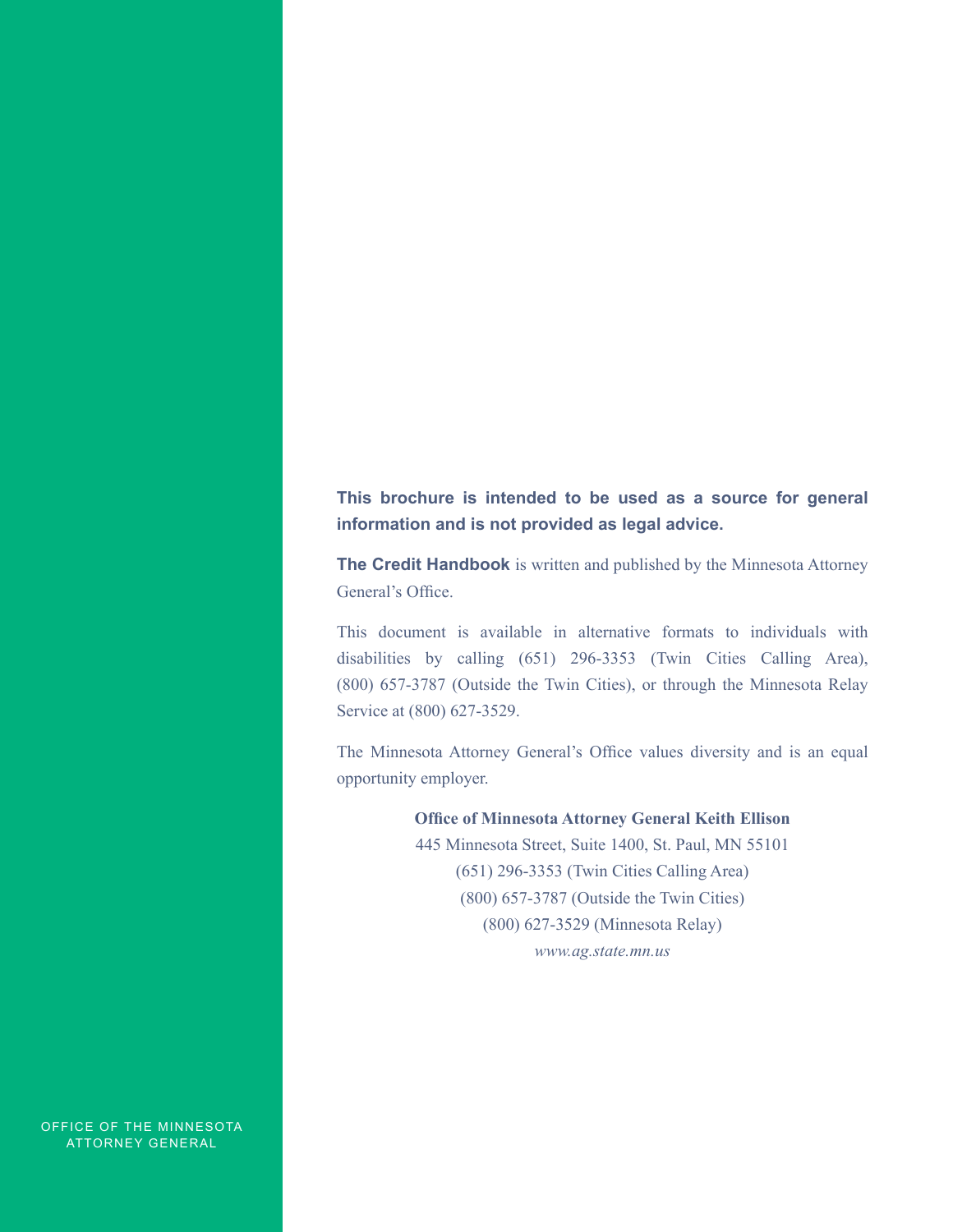**This brochure is intended to be used as a source for general information and is not provided as legal advice.**

**The Credit Handbook** is written and published by the Minnesota Attorney General's Office.

This document is available in alternative formats to individuals with disabilities by calling (651) 296-3353 (Twin Cities Calling Area), (800) 657-3787 (Outside the Twin Cities), or through the Minnesota Relay Service at (800) 627-3529.

The Minnesota Attorney General's Office values diversity and is an equal opportunity employer.

**Office of Minnesota Attorney General Keith Ellison**
445 Minnesota Street, Suite 1400, St. Paul, MN 55101
(651) 296-3353 (Twin Cities Calling Area)
(800) 657-3787 (Outside the Twin Cities)
(800) 627-3529 (Minnesota Relay)
*www.ag.state.mn.us*

OFFICE OF THE MINNESOTA ATTORNEY GENERAL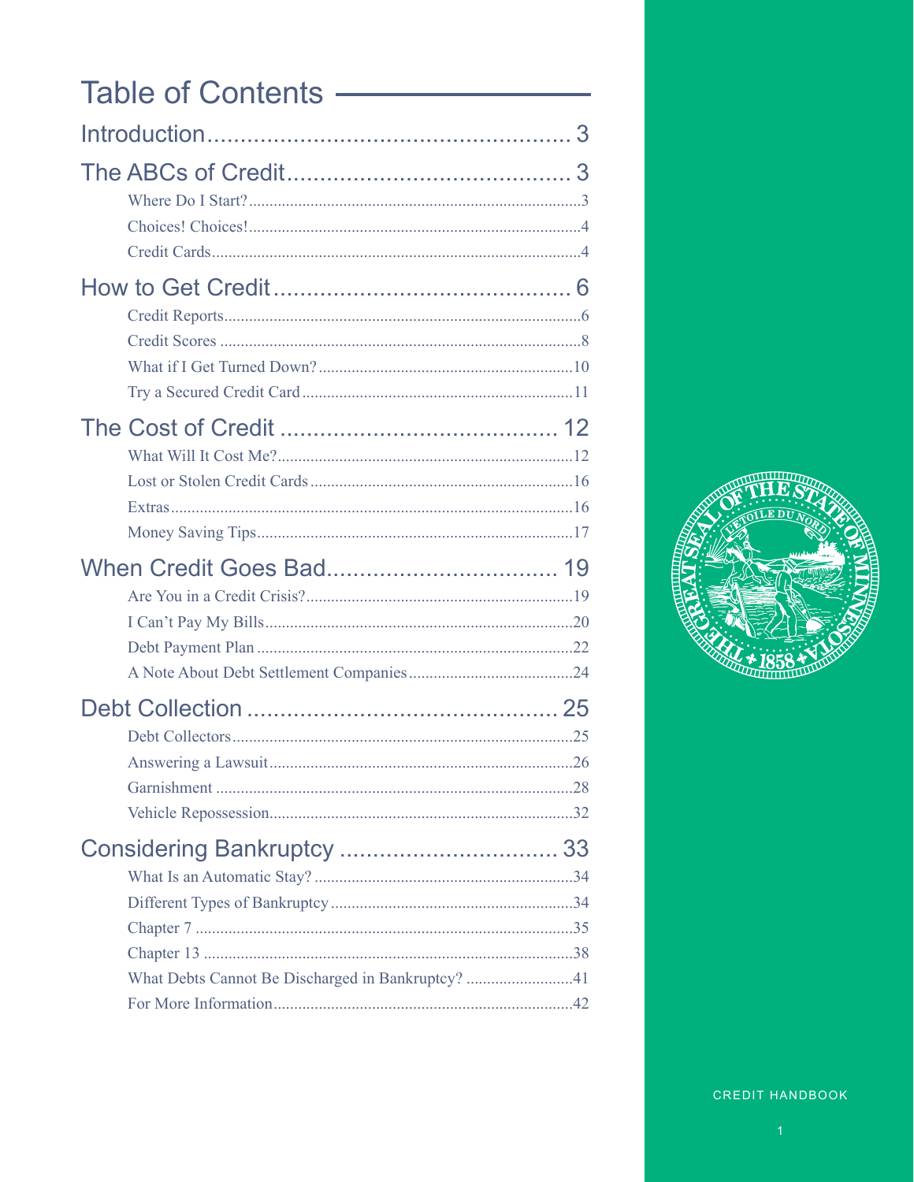# Table of Contents

Introduction....................................................... 3

The ABCs of Credit........................................... 3

- Where Do I Start?...............................................................................3
- Choices! Choices!...............................................................................4
- Credit Cards.......................................................................................4

How to Get Credit............................................. 6

- Credit Reports.....................................................................................6
- Credit Scores ......................................................................................8
- What if I Get Turned Down?.............................................................10
- Try a Secured Credit Card.................................................................11

The Cost of Credit .......................................... 12

- What Will It Cost Me?.......................................................................12
- Lost or Stolen Credit Cards...............................................................16
- Extras.................................................................................................16
- Money Saving Tips............................................................................17

When Credit Goes Bad................................... 19

- Are You in a Credit Crisis?................................................................19
- I Can't Pay My Bills..........................................................................20
- Debt Payment Plan ............................................................................22
- A Note About Debt Settlement Companies.......................................24

Debt Collection ............................................... 25

- Debt Collectors..................................................................................25
- Answering a Lawsuit.........................................................................26
- Garnishment ......................................................................................28
- Vehicle Repossession.........................................................................32

Considering Bankruptcy ................................. 33

- What Is an Automatic Stay? ..............................................................34
- Different Types of Bankruptcy..........................................................34
- Chapter 7 ...........................................................................................35
- Chapter 13 .........................................................................................38
- What Debts Cannot Be Discharged in Bankruptcy? ..........................41
- For More Information........................................................................42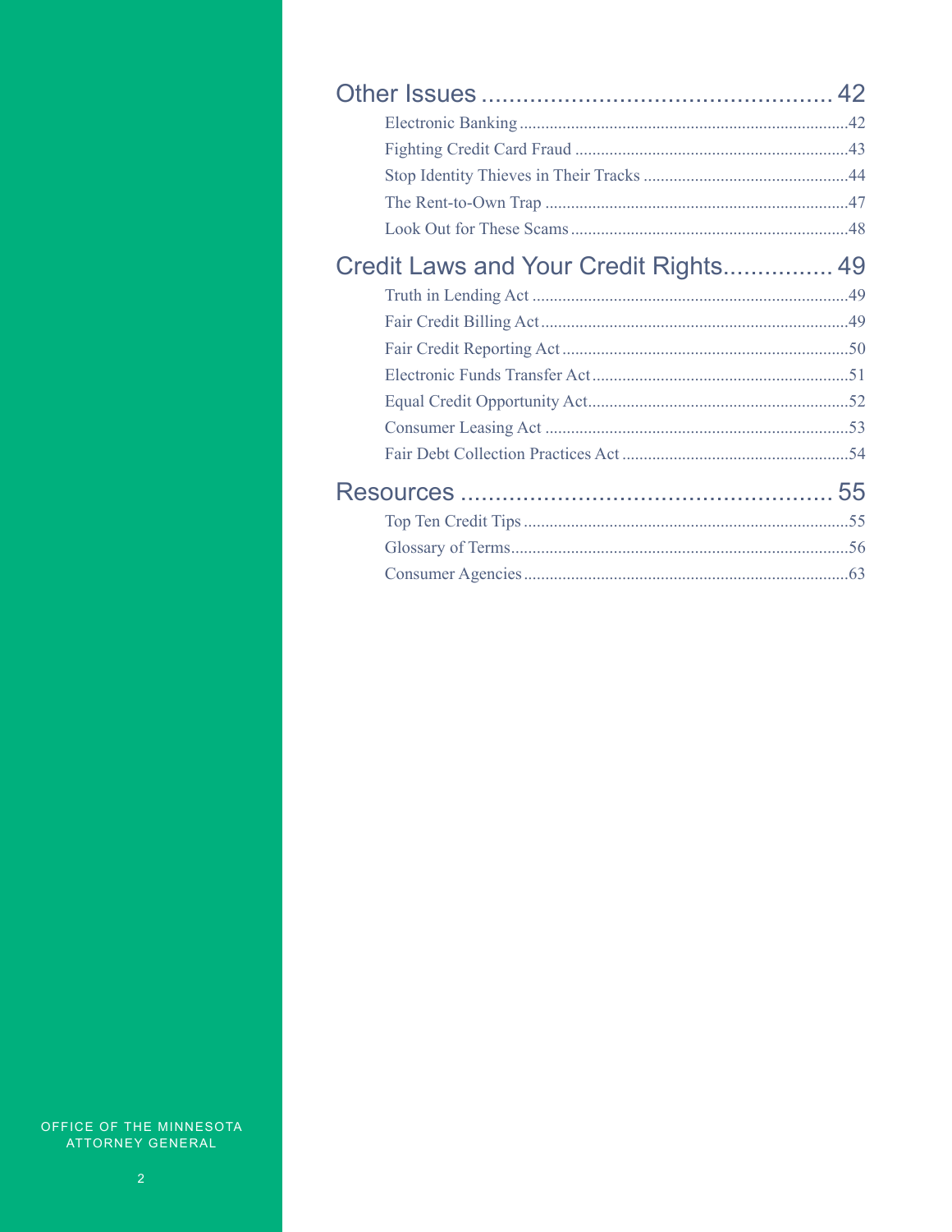## Other Issues ........................................ 42

- Electronic Banking ........................................ 42
- Fighting Credit Card Fraud ........................................ 43
- Stop Identity Thieves in Their Tracks ........................................ 44
- The Rent-to-Own Trap ........................................ 47
- Look Out for These Scams ........................................ 48

## Credit Laws and Your Credit Rights................ 49

- Truth in Lending Act ........................................ 49
- Fair Credit Billing Act ........................................ 49
- Fair Credit Reporting Act ........................................ 50
- Electronic Funds Transfer Act ........................................ 51
- Equal Credit Opportunity Act........................................ 52
- Consumer Leasing Act ........................................ 53
- Fair Debt Collection Practices Act ........................................ 54

## Resources ........................................ 55

- Top Ten Credit Tips ........................................ 55
- Glossary of Terms........................................ 56
- Consumer Agencies ........................................ 63

OFFICE OF THE MINNESOTA ATTORNEY GENERAL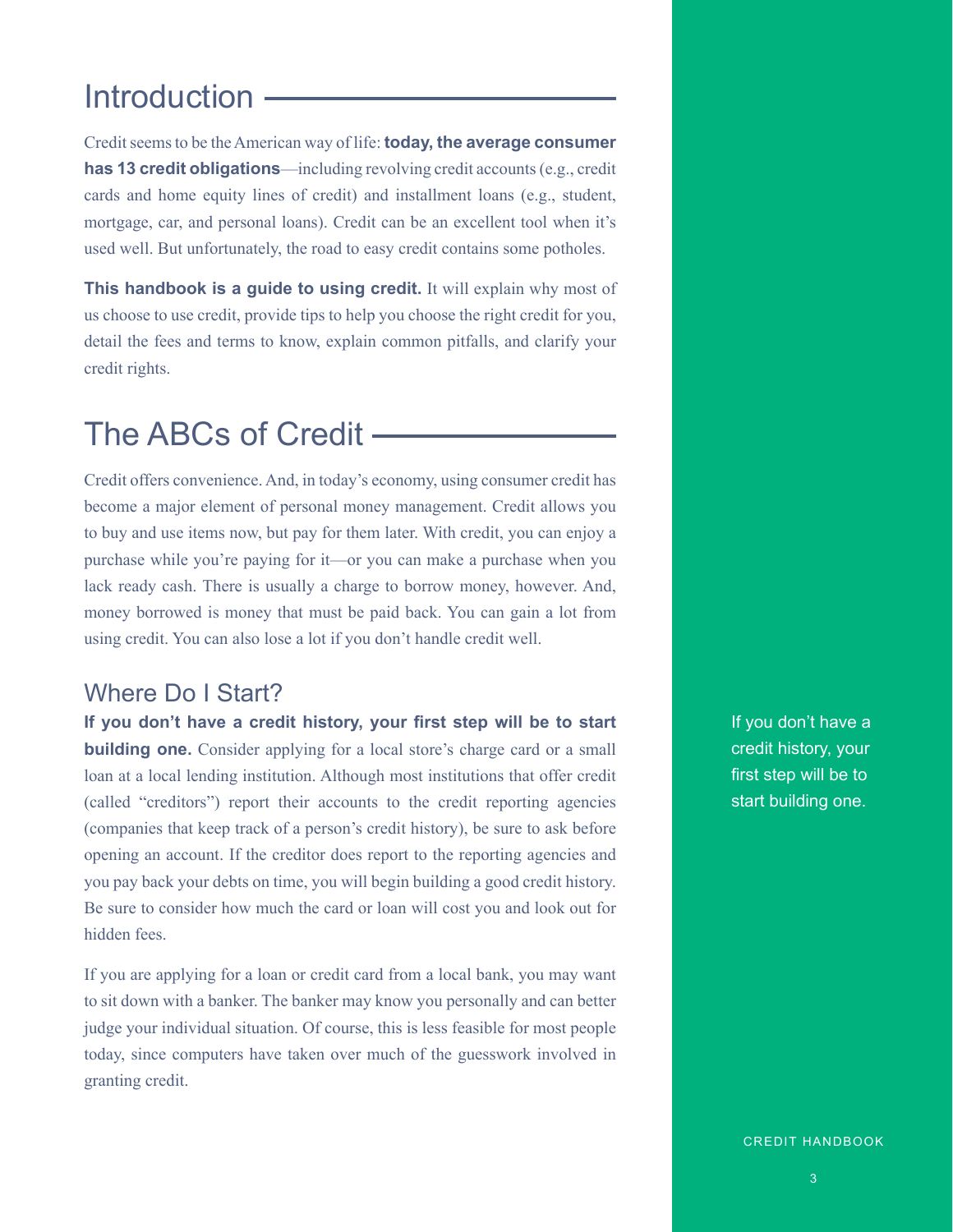# Introduction

Credit seems to be the American way of life: **today, the average consumer has 13 credit obligations**—including revolving credit accounts (e.g., credit cards and home equity lines of credit) and installment loans (e.g., student, mortgage, car, and personal loans). Credit can be an excellent tool when it's used well. But unfortunately, the road to easy credit contains some potholes.

**This handbook is a guide to using credit.** It will explain why most of us choose to use credit, provide tips to help you choose the right credit for you, detail the fees and terms to know, explain common pitfalls, and clarify your credit rights.

# The ABCs of Credit

Credit offers convenience. And, in today's economy, using consumer credit has become a major element of personal money management. Credit allows you to buy and use items now, but pay for them later. With credit, you can enjoy a purchase while you're paying for it—or you can make a purchase when you lack ready cash. There is usually a charge to borrow money, however. And, money borrowed is money that must be paid back. You can gain a lot from using credit. You can also lose a lot if you don't handle credit well.

## Where Do I Start?

**If you don't have a credit history, your first step will be to start building one.** Consider applying for a local store's charge card or a small loan at a local lending institution. Although most institutions that offer credit (called "creditors") report their accounts to the credit reporting agencies (companies that keep track of a person's credit history), be sure to ask before opening an account. If the creditor does report to the reporting agencies and you pay back your debts on time, you will begin building a good credit history. Be sure to consider how much the card or loan will cost you and look out for hidden fees.

If you are applying for a loan or credit card from a local bank, you may want to sit down with a banker. The banker may know you personally and can better judge your individual situation. Of course, this is less feasible for most people today, since computers have taken over much of the guesswork involved in granting credit.

If you don't have a credit history, your first step will be to start building one.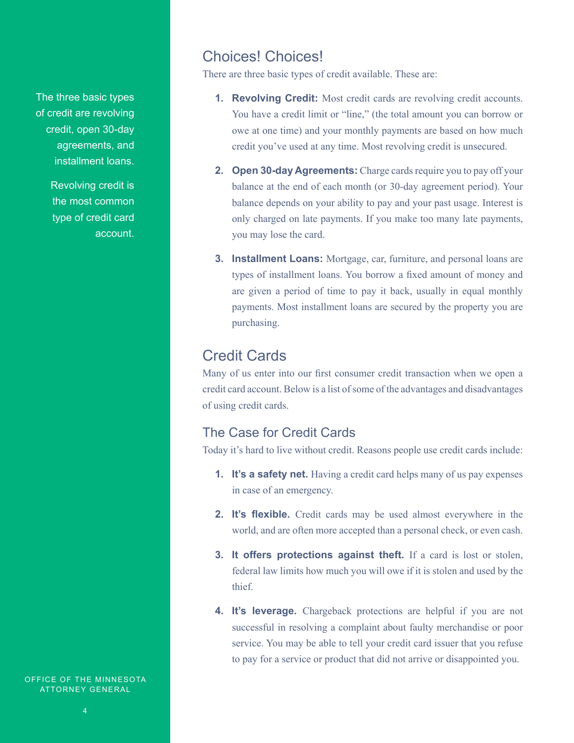The three basic types of credit are revolving credit, open 30-day agreements, and installment loans.

Revolving credit is the most common type of credit card account.

## Choices! Choices!

There are three basic types of credit available. These are:

1. **Revolving Credit:** Most credit cards are revolving credit accounts. You have a credit limit or “line,” (the total amount you can borrow or owe at one time) and your monthly payments are based on how much credit you’ve used at any time. Most revolving credit is unsecured.

2. **Open 30-day Agreements:** Charge cards require you to pay off your balance at the end of each month (or 30-day agreement period). Your balance depends on your ability to pay and your past usage. Interest is only charged on late payments. If you make too many late payments, you may lose the card.

3. **Installment Loans:** Mortgage, car, furniture, and personal loans are types of installment loans. You borrow a fixed amount of money and are given a period of time to pay it back, usually in equal monthly payments. Most installment loans are secured by the property you are purchasing.

## Credit Cards

Many of us enter into our first consumer credit transaction when we open a credit card account. Below is a list of some of the advantages and disadvantages of using credit cards.

### The Case for Credit Cards

Today it’s hard to live without credit. Reasons people use credit cards include:

1. **It’s a safety net.** Having a credit card helps many of us pay expenses in case of an emergency.

2. **It’s flexible.** Credit cards may be used almost everywhere in the world, and are often more accepted than a personal check, or even cash.

3. **It offers protections against theft.** If a card is lost or stolen, federal law limits how much you will owe if it is stolen and used by the thief.

4. **It’s leverage.** Chargeback protections are helpful if you are not successful in resolving a complaint about faulty merchandise or poor service. You may be able to tell your credit card issuer that you refuse to pay for a service or product that did not arrive or disappointed you.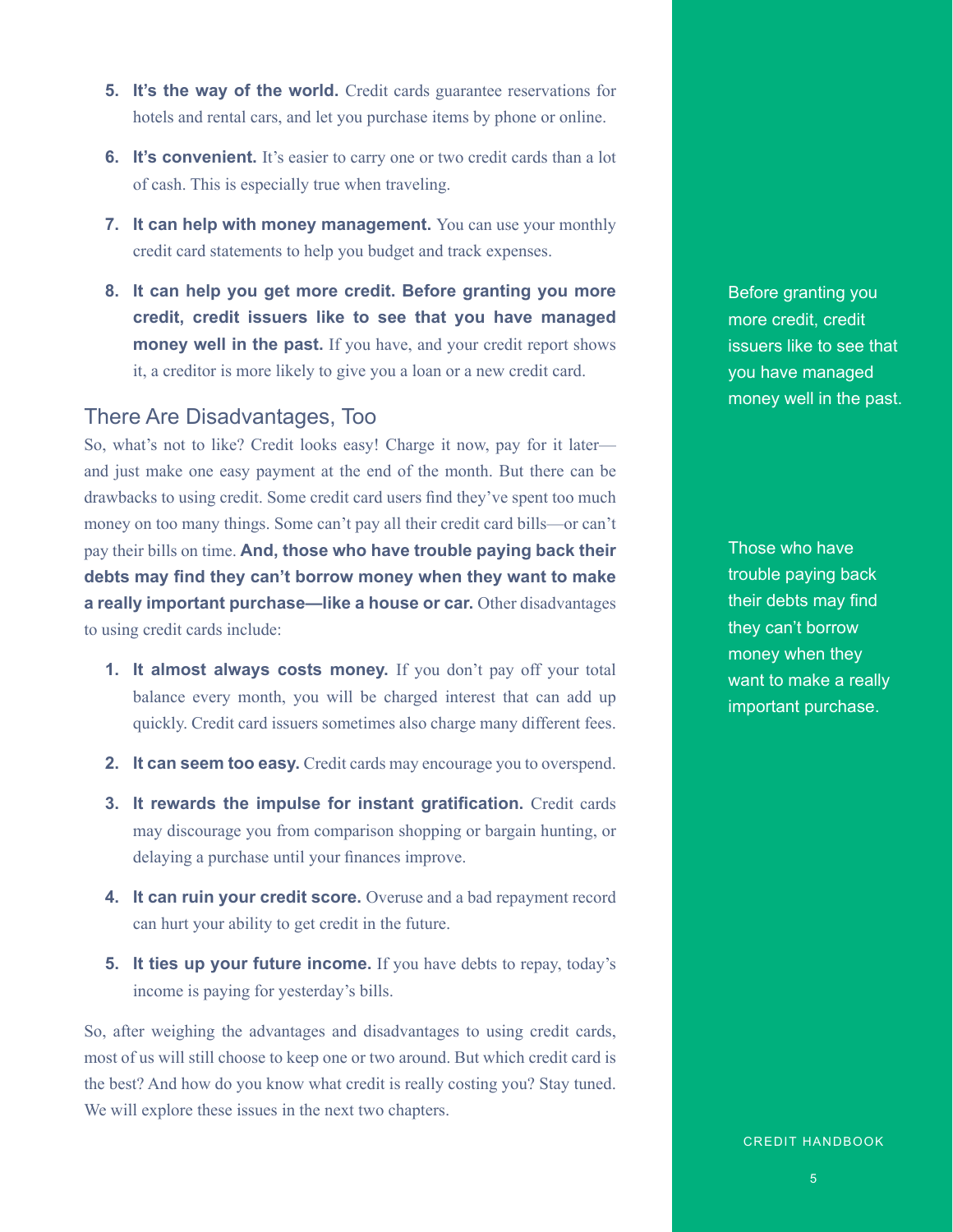5. **It's the way of the world.** Credit cards guarantee reservations for hotels and rental cars, and let you purchase items by phone or online.

6. **It's convenient.** It's easier to carry one or two credit cards than a lot of cash. This is especially true when traveling.

7. **It can help with money management.** You can use your monthly credit card statements to help you budget and track expenses.

8. **It can help you get more credit. Before granting you more credit, credit issuers like to see that you have managed money well in the past.** If you have, and your credit report shows it, a creditor is more likely to give you a loan or a new credit card.

Before granting you more credit, credit issuers like to see that you have managed money well in the past.

## There Are Disadvantages, Too

So, what's not to like? Credit looks easy! Charge it now, pay for it later—and just make one easy payment at the end of the month. But there can be drawbacks to using credit. Some credit card users find they've spent too much money on too many things. Some can't pay all their credit card bills—or can't pay their bills on time. **And, those who have trouble paying back their debts may find they can't borrow money when they want to make a really important purchase—like a house or car.** Other disadvantages to using credit cards include:

Those who have trouble paying back their debts may find they can't borrow money when they want to make a really important purchase.

1. **It almost always costs money.** If you don't pay off your total balance every month, you will be charged interest that can add up quickly. Credit card issuers sometimes also charge many different fees.

2. **It can seem too easy.** Credit cards may encourage you to overspend.

3. **It rewards the impulse for instant gratification.** Credit cards may discourage you from comparison shopping or bargain hunting, or delaying a purchase until your finances improve.

4. **It can ruin your credit score.** Overuse and a bad repayment record can hurt your ability to get credit in the future.

5. **It ties up your future income.** If you have debts to repay, today's income is paying for yesterday's bills.

So, after weighing the advantages and disadvantages to using credit cards, most of us will still choose to keep one or two around. But which credit card is the best? And how do you know what credit is really costing you? Stay tuned. We will explore these issues in the next two chapters.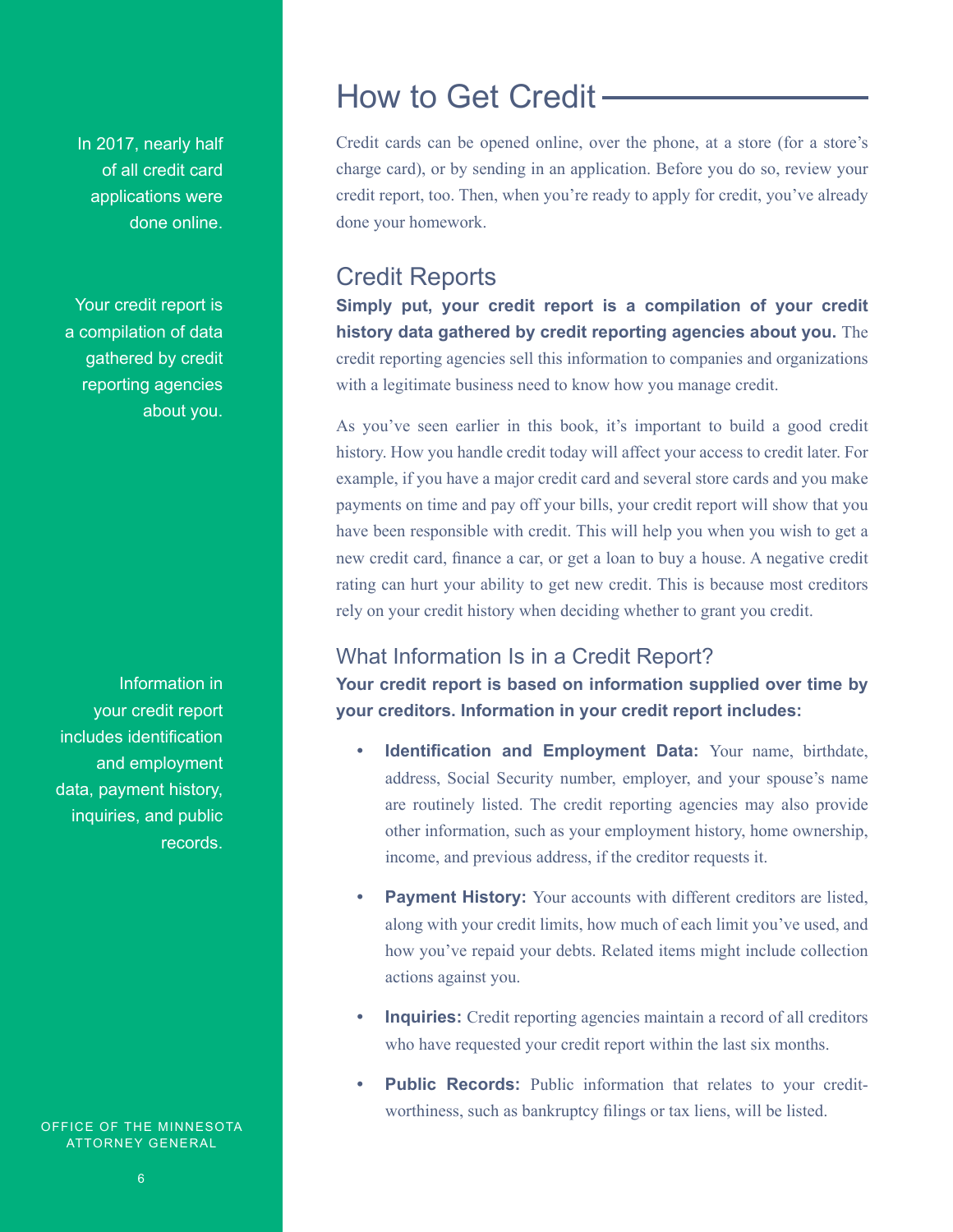# How to Get Credit

Credit cards can be opened online, over the phone, at a store (for a store's charge card), or by sending in an application. Before you do so, review your credit report, too. Then, when you're ready to apply for credit, you've already done your homework.

In 2017, nearly half of all credit card applications were done online.

## Credit Reports

**Simply put, your credit report is a compilation of your credit history data gathered by credit reporting agencies about you.** The credit reporting agencies sell this information to companies and organizations with a legitimate business need to know how you manage credit.

Your credit report is a compilation of data gathered by credit reporting agencies about you.

As you've seen earlier in this book, it's important to build a good credit history. How you handle credit today will affect your access to credit later. For example, if you have a major credit card and several store cards and you make payments on time and pay off your bills, your credit report will show that you have been responsible with credit. This will help you when you wish to get a new credit card, finance a car, or get a loan to buy a house. A negative credit rating can hurt your ability to get new credit. This is because most creditors rely on your credit history when deciding whether to grant you credit.

### What Information Is in a Credit Report?

**Your credit report is based on information supplied over time by your creditors. Information in your credit report includes:**

Information in your credit report includes identification and employment data, payment history, inquiries, and public records.

- **Identification and Employment Data:** Your name, birthdate, address, Social Security number, employer, and your spouse's name are routinely listed. The credit reporting agencies may also provide other information, such as your employment history, home ownership, income, and previous address, if the creditor requests it.
- **Payment History:** Your accounts with different creditors are listed, along with your credit limits, how much of each limit you've used, and how you've repaid your debts. Related items might include collection actions against you.
- **Inquiries:** Credit reporting agencies maintain a record of all creditors who have requested your credit report within the last six months.
- **Public Records:** Public information that relates to your credit-worthiness, such as bankruptcy filings or tax liens, will be listed.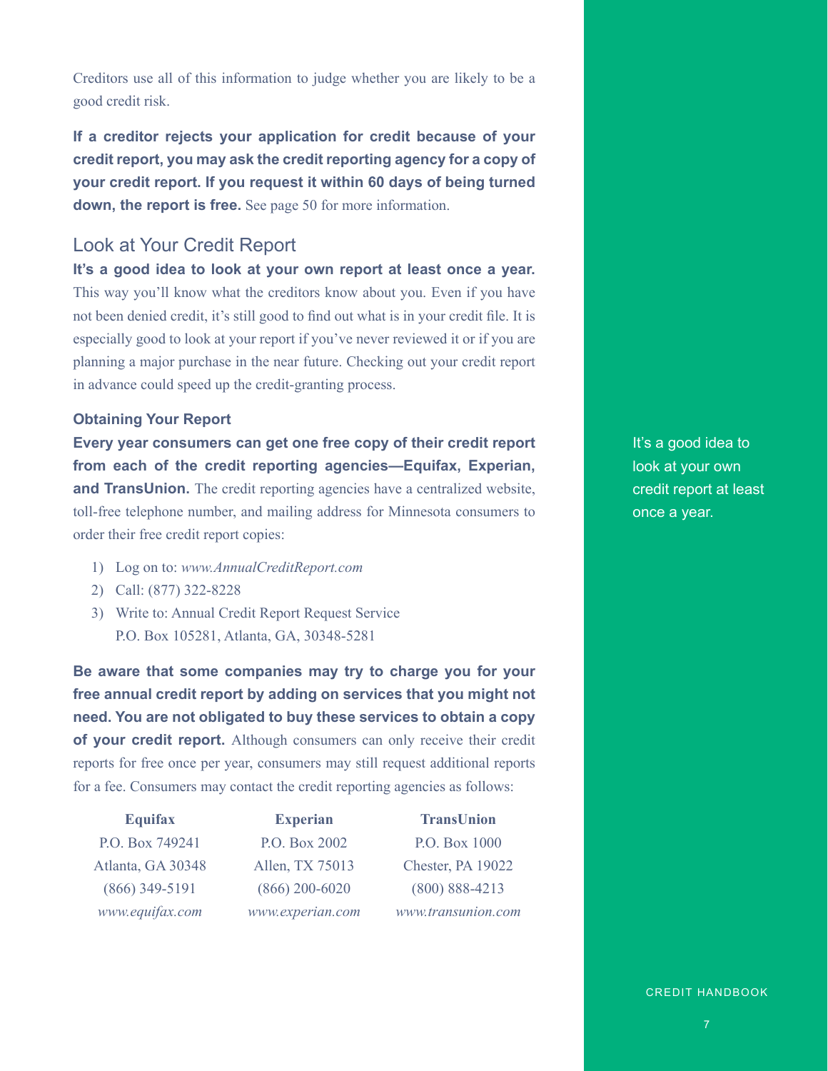Creditors use all of this information to judge whether you are likely to be a good credit risk.

**If a creditor rejects your application for credit because of your credit report, you may ask the credit reporting agency for a copy of your credit report. If you request it within 60 days of being turned down, the report is free.** See page 50 for more information.

## Look at Your Credit Report

**It's a good idea to look at your own report at least once a year.** This way you'll know what the creditors know about you. Even if you have not been denied credit, it's still good to find out what is in your credit file. It is especially good to look at your report if you've never reviewed it or if you are planning a major purchase in the near future. Checking out your credit report in advance could speed up the credit-granting process.

It's a good idea to look at your own credit report at least once a year.

### Obtaining Your Report

**Every year consumers can get one free copy of their credit report from each of the credit reporting agencies—Equifax, Experian, and TransUnion.** The credit reporting agencies have a centralized website, toll-free telephone number, and mailing address for Minnesota consumers to order their free credit report copies:

1) Log on to: *www.AnnualCreditReport.com*
2) Call: (877) 322-8228
3) Write to: Annual Credit Report Request Service
   P.O. Box 105281, Atlanta, GA, 30348-5281

**Be aware that some companies may try to charge you for your free annual credit report by adding on services that you might not need. You are not obligated to buy these services to obtain a copy of your credit report.** Although consumers can only receive their credit reports for free once per year, consumers may still request additional reports for a fee. Consumers may contact the credit reporting agencies as follows:

| **Equifax** | **Experian** | **TransUnion** |
|---|---|---|
| P.O. Box 749241 | P.O. Box 2002 | P.O. Box 1000 |
| Atlanta, GA 30348 | Allen, TX 75013 | Chester, PA 19022 |
| (866) 349-5191 | (866) 200-6020 | (800) 888-4213 |
| *www.equifax.com* | *www.experian.com* | *www.transunion.com* |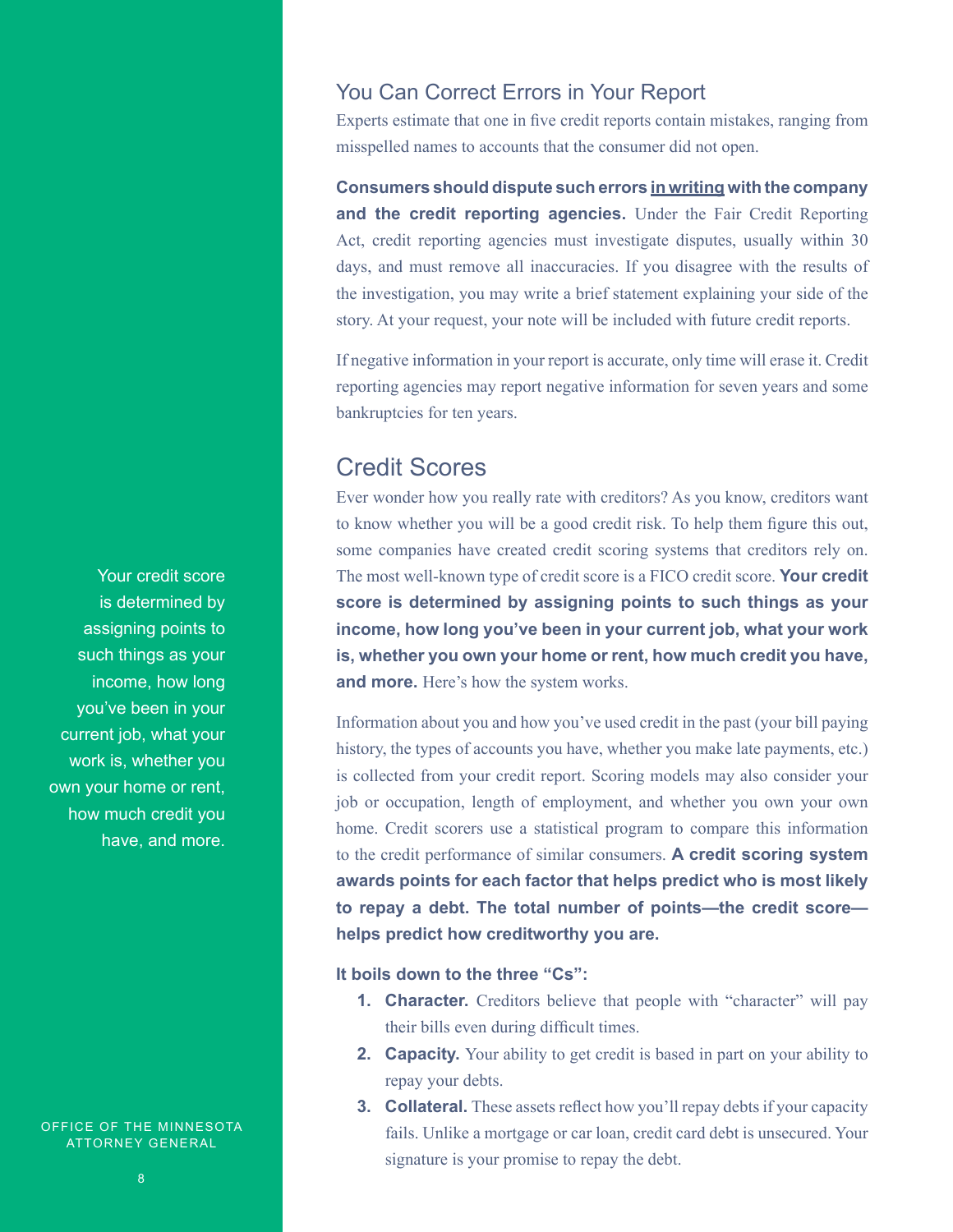## You Can Correct Errors in Your Report

Experts estimate that one in five credit reports contain mistakes, ranging from misspelled names to accounts that the consumer did not open.

**Consumers should dispute such errors <u>in writing</u> with the company and the credit reporting agencies.** Under the Fair Credit Reporting Act, credit reporting agencies must investigate disputes, usually within 30 days, and must remove all inaccuracies. If you disagree with the results of the investigation, you may write a brief statement explaining your side of the story. At your request, your note will be included with future credit reports.

If negative information in your report is accurate, only time will erase it. Credit reporting agencies may report negative information for seven years and some bankruptcies for ten years.

## Credit Scores

Ever wonder how you really rate with creditors? As you know, creditors want to know whether you will be a good credit risk. To help them figure this out, some companies have created credit scoring systems that creditors rely on. The most well-known type of credit score is a FICO credit score. **Your credit score is determined by assigning points to such things as your income, how long you've been in your current job, what your work is, whether you own your home or rent, how much credit you have, and more.** Here's how the system works.

Your credit score is determined by assigning points to such things as your income, how long you've been in your current job, what your work is, whether you own your home or rent, how much credit you have, and more.

Information about you and how you've used credit in the past (your bill paying history, the types of accounts you have, whether you make late payments, etc.) is collected from your credit report. Scoring models may also consider your job or occupation, length of employment, and whether you own your own home. Credit scorers use a statistical program to compare this information to the credit performance of similar consumers. **A credit scoring system awards points for each factor that helps predict who is most likely to repay a debt. The total number of points—the credit score—helps predict how creditworthy you are.**

**It boils down to the three "Cs":**

1. **Character.** Creditors believe that people with "character" will pay their bills even during difficult times.
2. **Capacity.** Your ability to get credit is based in part on your ability to repay your debts.
3. **Collateral.** These assets reflect how you'll repay debts if your capacity fails. Unlike a mortgage or car loan, credit card debt is unsecured. Your signature is your promise to repay the debt.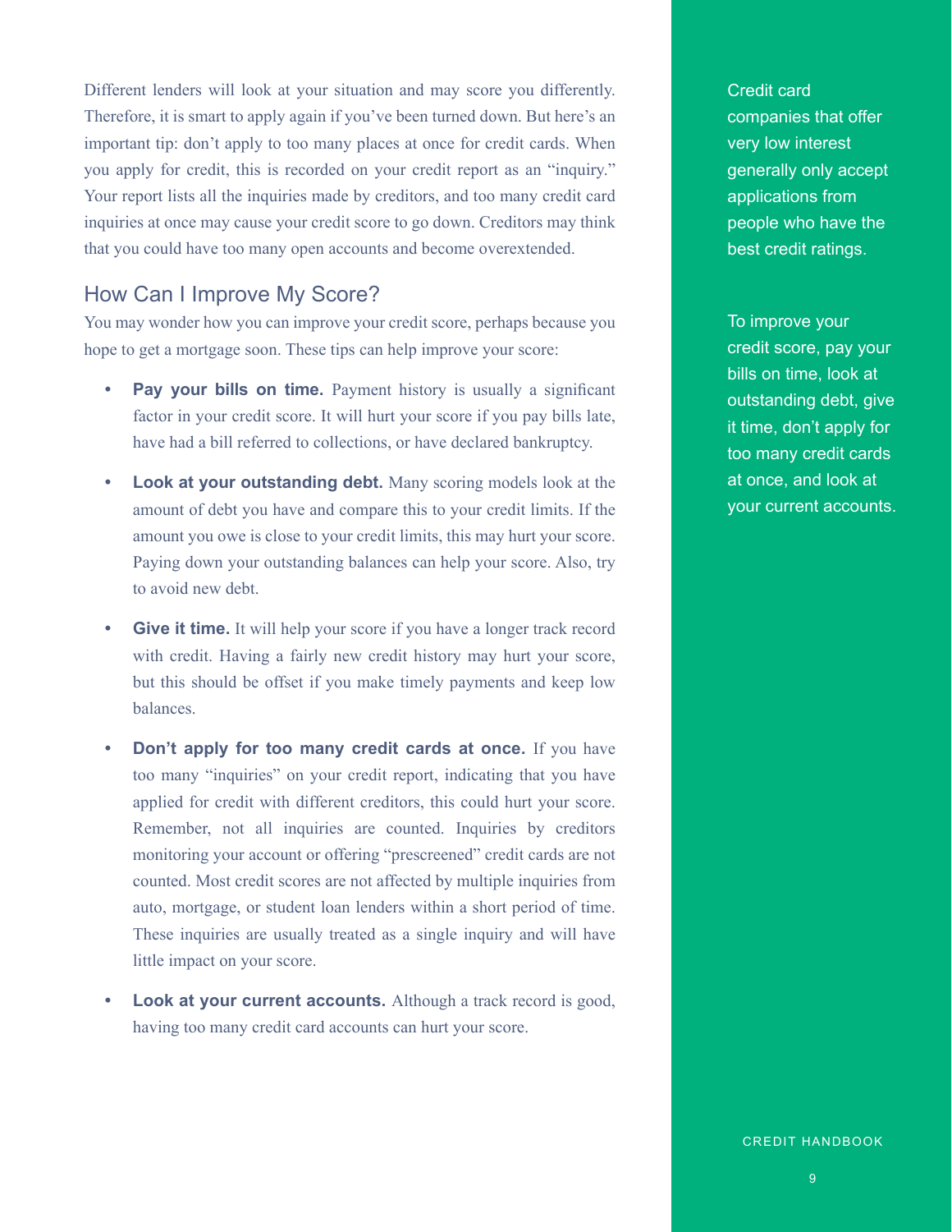Different lenders will look at your situation and may score you differently. Therefore, it is smart to apply again if you've been turned down. But here's an important tip: don't apply to too many places at once for credit cards. When you apply for credit, this is recorded on your credit report as an "inquiry." Your report lists all the inquiries made by creditors, and too many credit card inquiries at once may cause your credit score to go down. Creditors may think that you could have too many open accounts and become overextended.

## How Can I Improve My Score?

You may wonder how you can improve your credit score, perhaps because you hope to get a mortgage soon. These tips can help improve your score:

- **Pay your bills on time.** Payment history is usually a significant factor in your credit score. It will hurt your score if you pay bills late, have had a bill referred to collections, or have declared bankruptcy.
- **Look at your outstanding debt.** Many scoring models look at the amount of debt you have and compare this to your credit limits. If the amount you owe is close to your credit limits, this may hurt your score. Paying down your outstanding balances can help your score. Also, try to avoid new debt.
- **Give it time.** It will help your score if you have a longer track record with credit. Having a fairly new credit history may hurt your score, but this should be offset if you make timely payments and keep low balances.
- **Don't apply for too many credit cards at once.** If you have too many "inquiries" on your credit report, indicating that you have applied for credit with different creditors, this could hurt your score. Remember, not all inquiries are counted. Inquiries by creditors monitoring your account or offering "prescreened" credit cards are not counted. Most credit scores are not affected by multiple inquiries from auto, mortgage, or student loan lenders within a short period of time. These inquiries are usually treated as a single inquiry and will have little impact on your score.
- **Look at your current accounts.** Although a track record is good, having too many credit card accounts can hurt your score.

Credit card companies that offer very low interest generally only accept applications from people who have the best credit ratings.

To improve your credit score, pay your bills on time, look at outstanding debt, give it time, don't apply for too many credit cards at once, and look at your current accounts.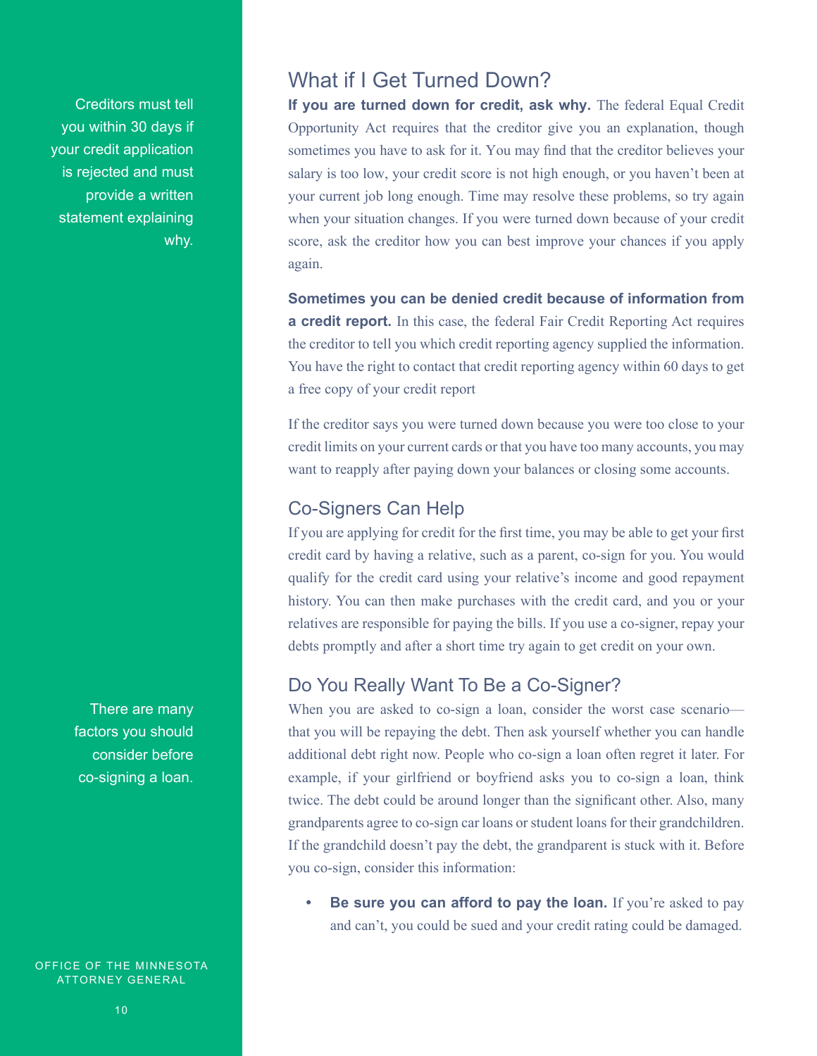Creditors must tell you within 30 days if your credit application is rejected and must provide a written statement explaining why.

## What if I Get Turned Down?

**If you are turned down for credit, ask why.** The federal Equal Credit Opportunity Act requires that the creditor give you an explanation, though sometimes you have to ask for it. You may find that the creditor believes your salary is too low, your credit score is not high enough, or you haven't been at your current job long enough. Time may resolve these problems, so try again when your situation changes. If you were turned down because of your credit score, ask the creditor how you can best improve your chances if you apply again.

**Sometimes you can be denied credit because of information from a credit report.** In this case, the federal Fair Credit Reporting Act requires the creditor to tell you which credit reporting agency supplied the information. You have the right to contact that credit reporting agency within 60 days to get a free copy of your credit report

If the creditor says you were turned down because you were too close to your credit limits on your current cards or that you have too many accounts, you may want to reapply after paying down your balances or closing some accounts.

## Co-Signers Can Help

If you are applying for credit for the first time, you may be able to get your first credit card by having a relative, such as a parent, co-sign for you. You would qualify for the credit card using your relative's income and good repayment history. You can then make purchases with the credit card, and you or your relatives are responsible for paying the bills. If you use a co-signer, repay your debts promptly and after a short time try again to get credit on your own.

## Do You Really Want To Be a Co-Signer?

There are many factors you should consider before co-signing a loan.

When you are asked to co-sign a loan, consider the worst case scenario—that you will be repaying the debt. Then ask yourself whether you can handle additional debt right now. People who co-sign a loan often regret it later. For example, if your girlfriend or boyfriend asks you to co-sign a loan, think twice. The debt could be around longer than the significant other. Also, many grandparents agree to co-sign car loans or student loans for their grandchildren. If the grandchild doesn't pay the debt, the grandparent is stuck with it. Before you co-sign, consider this information:

- **Be sure you can afford to pay the loan.** If you're asked to pay and can't, you could be sued and your credit rating could be damaged.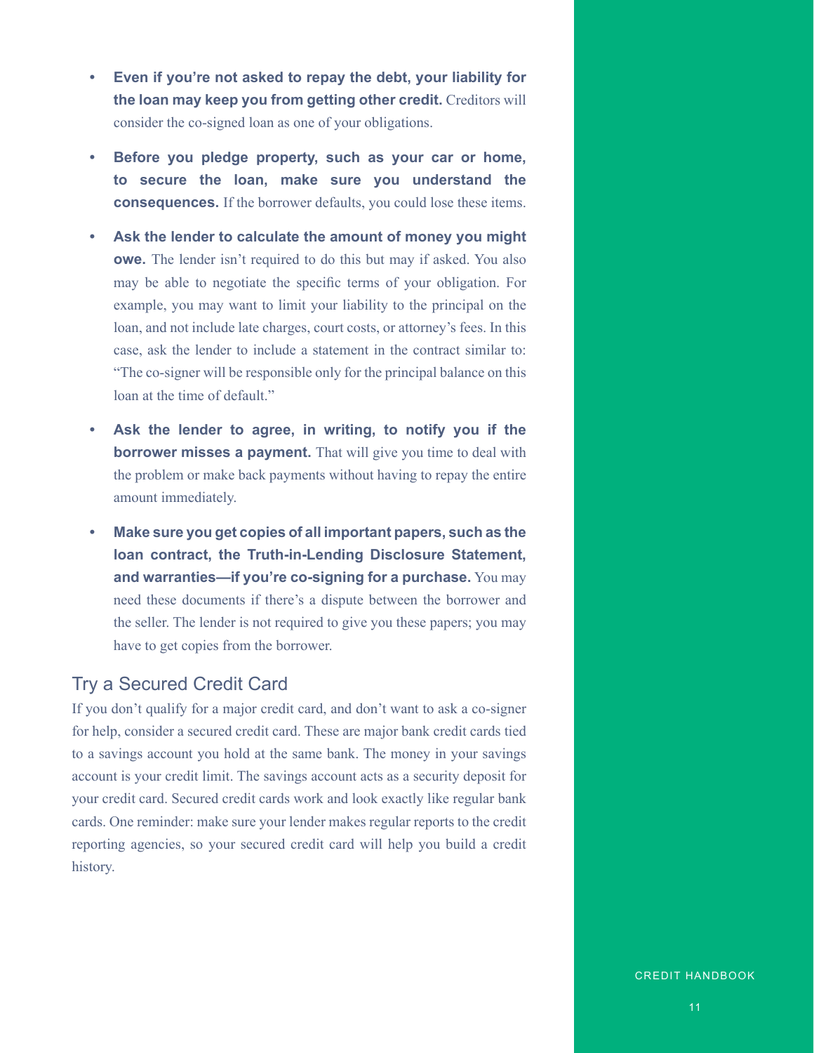- **Even if you're not asked to repay the debt, your liability for the loan may keep you from getting other credit.** Creditors will consider the co-signed loan as one of your obligations.
- **Before you pledge property, such as your car or home, to secure the loan, make sure you understand the consequences.** If the borrower defaults, you could lose these items.
- **Ask the lender to calculate the amount of money you might owe.** The lender isn't required to do this but may if asked. You also may be able to negotiate the specific terms of your obligation. For example, you may want to limit your liability to the principal on the loan, and not include late charges, court costs, or attorney's fees. In this case, ask the lender to include a statement in the contract similar to: "The co-signer will be responsible only for the principal balance on this loan at the time of default."
- **Ask the lender to agree, in writing, to notify you if the borrower misses a payment.** That will give you time to deal with the problem or make back payments without having to repay the entire amount immediately.
- **Make sure you get copies of all important papers, such as the loan contract, the Truth-in-Lending Disclosure Statement, and warranties—if you're co-signing for a purchase.** You may need these documents if there's a dispute between the borrower and the seller. The lender is not required to give you these papers; you may have to get copies from the borrower.

## Try a Secured Credit Card

If you don't qualify for a major credit card, and don't want to ask a co-signer for help, consider a secured credit card. These are major bank credit cards tied to a savings account you hold at the same bank. The money in your savings account is your credit limit. The savings account acts as a security deposit for your credit card. Secured credit cards work and look exactly like regular bank cards. One reminder: make sure your lender makes regular reports to the credit reporting agencies, so your secured credit card will help you build a credit history.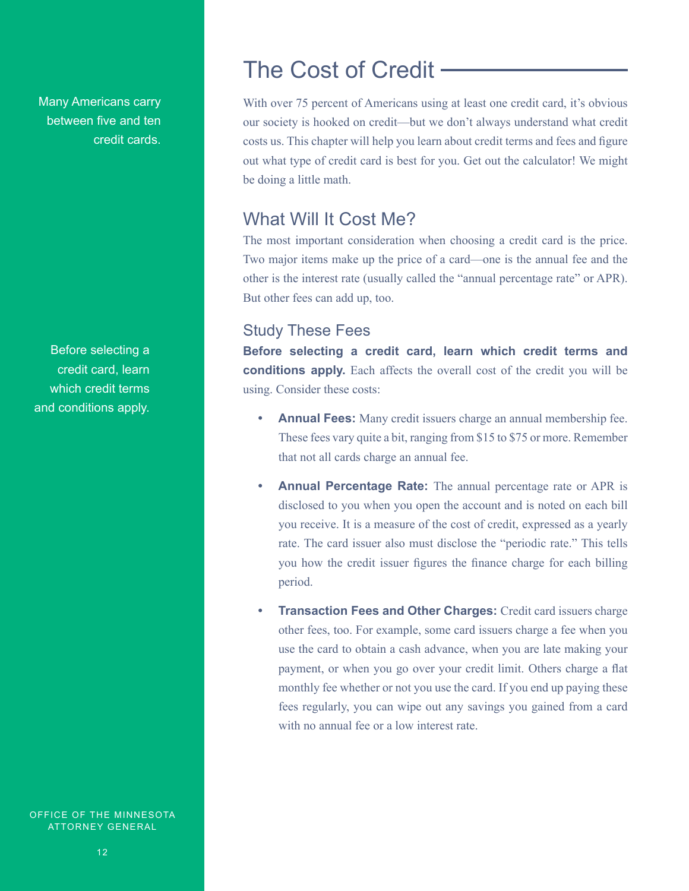Many Americans carry between five and ten credit cards.

Before selecting a credit card, learn which credit terms and conditions apply.

# The Cost of Credit

With over 75 percent of Americans using at least one credit card, it's obvious our society is hooked on credit—but we don't always understand what credit costs us. This chapter will help you learn about credit terms and fees and figure out what type of credit card is best for you. Get out the calculator! We might be doing a little math.

## What Will It Cost Me?

The most important consideration when choosing a credit card is the price. Two major items make up the price of a card—one is the annual fee and the other is the interest rate (usually called the "annual percentage rate" or APR). But other fees can add up, too.

### Study These Fees

**Before selecting a credit card, learn which credit terms and conditions apply.** Each affects the overall cost of the credit you will be using. Consider these costs:

- **Annual Fees:** Many credit issuers charge an annual membership fee. These fees vary quite a bit, ranging from $15 to $75 or more. Remember that not all cards charge an annual fee.
- **Annual Percentage Rate:** The annual percentage rate or APR is disclosed to you when you open the account and is noted on each bill you receive. It is a measure of the cost of credit, expressed as a yearly rate. The card issuer also must disclose the "periodic rate." This tells you how the credit issuer figures the finance charge for each billing period.
- **Transaction Fees and Other Charges:** Credit card issuers charge other fees, too. For example, some card issuers charge a fee when you use the card to obtain a cash advance, when you are late making your payment, or when you go over your credit limit. Others charge a flat monthly fee whether or not you use the card. If you end up paying these fees regularly, you can wipe out any savings you gained from a card with no annual fee or a low interest rate.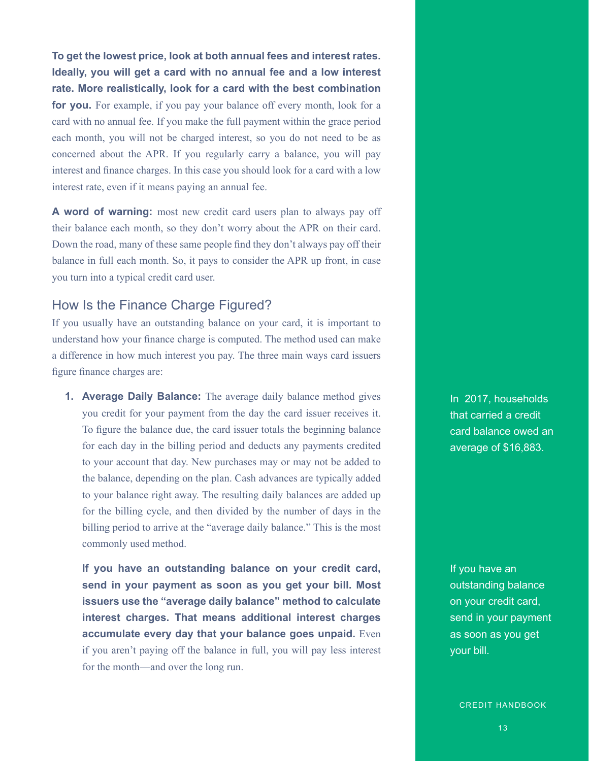**To get the lowest price, look at both annual fees and interest rates. Ideally, you will get a card with no annual fee and a low interest rate. More realistically, look for a card with the best combination for you.** For example, if you pay your balance off every month, look for a card with no annual fee. If you make the full payment within the grace period each month, you will not be charged interest, so you do not need to be as concerned about the APR. If you regularly carry a balance, you will pay interest and finance charges. In this case you should look for a card with a low interest rate, even if it means paying an annual fee.

**A word of warning:** most new credit card users plan to always pay off their balance each month, so they don't worry about the APR on their card. Down the road, many of these same people find they don't always pay off their balance in full each month. So, it pays to consider the APR up front, in case you turn into a typical credit card user.

## How Is the Finance Charge Figured?

If you usually have an outstanding balance on your card, it is important to understand how your finance charge is computed. The method used can make a difference in how much interest you pay. The three main ways card issuers figure finance charges are:

1. **Average Daily Balance:** The average daily balance method gives you credit for your payment from the day the card issuer receives it. To figure the balance due, the card issuer totals the beginning balance for each day in the billing period and deducts any payments credited to your account that day. New purchases may or may not be added to the balance, depending on the plan. Cash advances are typically added to your balance right away. The resulting daily balances are added up for the billing cycle, and then divided by the number of days in the billing period to arrive at the "average daily balance." This is the most commonly used method.

   **If you have an outstanding balance on your credit card, send in your payment as soon as you get your bill. Most issuers use the "average daily balance" method to calculate interest charges. That means additional interest charges accumulate every day that your balance goes unpaid.** Even if you aren't paying off the balance in full, you will pay less interest for the month—and over the long run.

In 2017, households that carried a credit card balance owed an average of $16,883.

If you have an outstanding balance on your credit card, send in your payment as soon as you get your bill.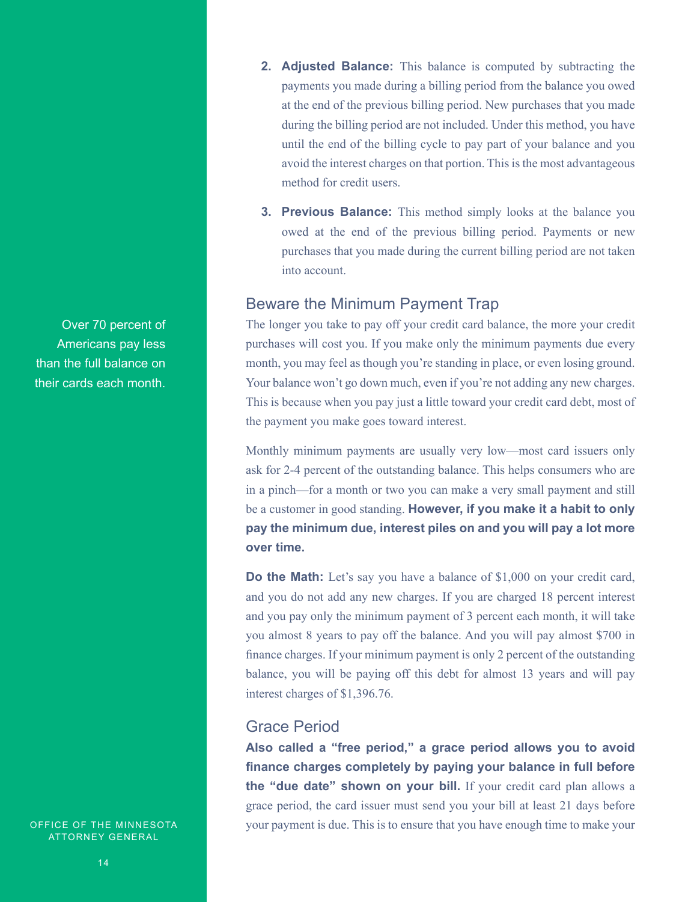2. **Adjusted Balance:** This balance is computed by subtracting the payments you made during a billing period from the balance you owed at the end of the previous billing period. New purchases that you made during the billing period are not included. Under this method, you have until the end of the billing cycle to pay part of your balance and you avoid the interest charges on that portion. This is the most advantageous method for credit users.

3. **Previous Balance:** This method simply looks at the balance you owed at the end of the previous billing period. Payments or new purchases that you made during the current billing period are not taken into account.

Over 70 percent of Americans pay less than the full balance on their cards each month.

## Beware the Minimum Payment Trap

The longer you take to pay off your credit card balance, the more your credit purchases will cost you. If you make only the minimum payments due every month, you may feel as though you're standing in place, or even losing ground. Your balance won't go down much, even if you're not adding any new charges. This is because when you pay just a little toward your credit card debt, most of the payment you make goes toward interest.

Monthly minimum payments are usually very low—most card issuers only ask for 2-4 percent of the outstanding balance. This helps consumers who are in a pinch—for a month or two you can make a very small payment and still be a customer in good standing. **However, if you make it a habit to only pay the minimum due, interest piles on and you will pay a lot more over time.**

**Do the Math:** Let's say you have a balance of $1,000 on your credit card, and you do not add any new charges. If you are charged 18 percent interest and you pay only the minimum payment of 3 percent each month, it will take you almost 8 years to pay off the balance. And you will pay almost $700 in finance charges. If your minimum payment is only 2 percent of the outstanding balance, you will be paying off this debt for almost 13 years and will pay interest charges of $1,396.76.

## Grace Period

**Also called a "free period," a grace period allows you to avoid finance charges completely by paying your balance in full before the "due date" shown on your bill.** If your credit card plan allows a grace period, the card issuer must send you your bill at least 21 days before your payment is due. This is to ensure that you have enough time to make your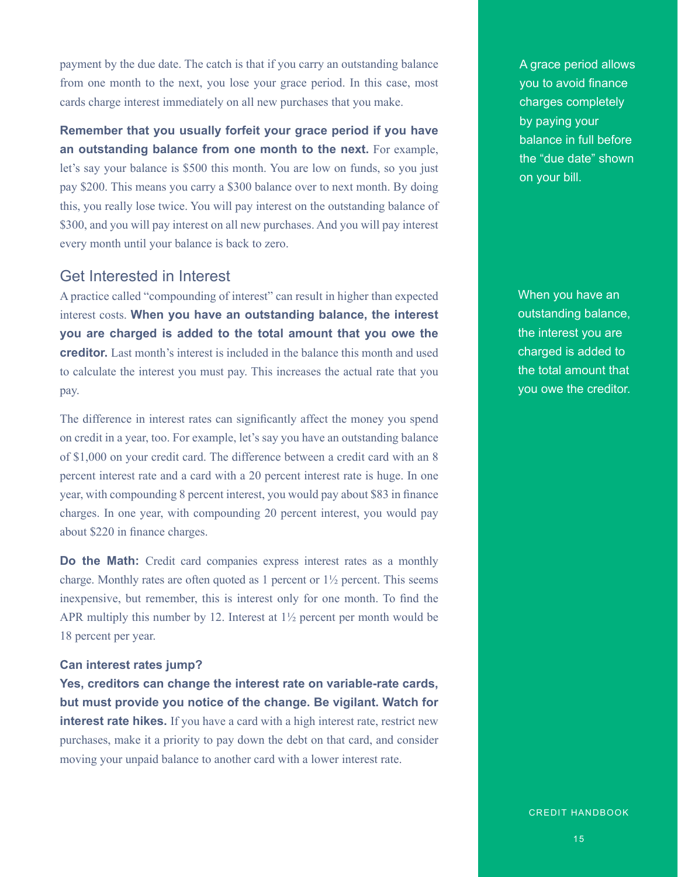payment by the due date. The catch is that if you carry an outstanding balance from one month to the next, you lose your grace period. In this case, most cards charge interest immediately on all new purchases that you make.

A grace period allows you to avoid finance charges completely by paying your balance in full before the "due date" shown on your bill.

**Remember that you usually forfeit your grace period if you have an outstanding balance from one month to the next.** For example, let's say your balance is $500 this month. You are low on funds, so you just pay $200. This means you carry a $300 balance over to next month. By doing this, you really lose twice. You will pay interest on the outstanding balance of $300, and you will pay interest on all new purchases. And you will pay interest every month until your balance is back to zero.

## Get Interested in Interest

A practice called "compounding of interest" can result in higher than expected interest costs. **When you have an outstanding balance, the interest you are charged is added to the total amount that you owe the creditor.** Last month's interest is included in the balance this month and used to calculate the interest you must pay. This increases the actual rate that you pay.

When you have an outstanding balance, the interest you are charged is added to the total amount that you owe the creditor.

The difference in interest rates can significantly affect the money you spend on credit in a year, too. For example, let's say you have an outstanding balance of $1,000 on your credit card. The difference between a credit card with an 8 percent interest rate and a card with a 20 percent interest rate is huge. In one year, with compounding 8 percent interest, you would pay about $83 in finance charges. In one year, with compounding 20 percent interest, you would pay about $220 in finance charges.

**Do the Math:** Credit card companies express interest rates as a monthly charge. Monthly rates are often quoted as 1 percent or 1½ percent. This seems inexpensive, but remember, this is interest only for one month. To find the APR multiply this number by 12. Interest at 1½ percent per month would be 18 percent per year.

### Can interest rates jump?

**Yes, creditors can change the interest rate on variable-rate cards, but must provide you notice of the change. Be vigilant. Watch for interest rate hikes.** If you have a card with a high interest rate, restrict new purchases, make it a priority to pay down the debt on that card, and consider moving your unpaid balance to another card with a lower interest rate.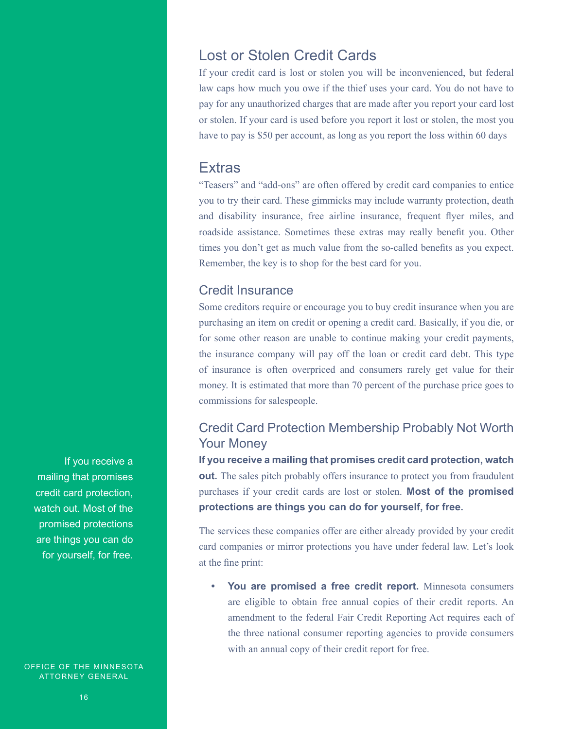## Lost or Stolen Credit Cards

If your credit card is lost or stolen you will be inconvenienced, but federal law caps how much you owe if the thief uses your card. You do not have to pay for any unauthorized charges that are made after you report your card lost or stolen. If your card is used before you report it lost or stolen, the most you have to pay is $50 per account, as long as you report the loss within 60 days

## Extras

"Teasers" and "add-ons" are often offered by credit card companies to entice you to try their card. These gimmicks may include warranty protection, death and disability insurance, free airline insurance, frequent flyer miles, and roadside assistance. Sometimes these extras may really benefit you. Other times you don't get as much value from the so-called benefits as you expect. Remember, the key is to shop for the best card for you.

### Credit Insurance

Some creditors require or encourage you to buy credit insurance when you are purchasing an item on credit or opening a credit card. Basically, if you die, or for some other reason are unable to continue making your credit payments, the insurance company will pay off the loan or credit card debt. This type of insurance is often overpriced and consumers rarely get value for their money. It is estimated that more than 70 percent of the purchase price goes to commissions for salespeople.

### Credit Card Protection Membership Probably Not Worth Your Money

If you receive a mailing that promises credit card protection, watch out. Most of the promised protections are things you can do for yourself, for free.

**If you receive a mailing that promises credit card protection, watch out.** The sales pitch probably offers insurance to protect you from fraudulent purchases if your credit cards are lost or stolen. **Most of the promised protections are things you can do for yourself, for free.**

The services these companies offer are either already provided by your credit card companies or mirror protections you have under federal law. Let's look at the fine print:

- **You are promised a free credit report.** Minnesota consumers are eligible to obtain free annual copies of their credit reports. An amendment to the federal Fair Credit Reporting Act requires each of the three national consumer reporting agencies to provide consumers with an annual copy of their credit report for free.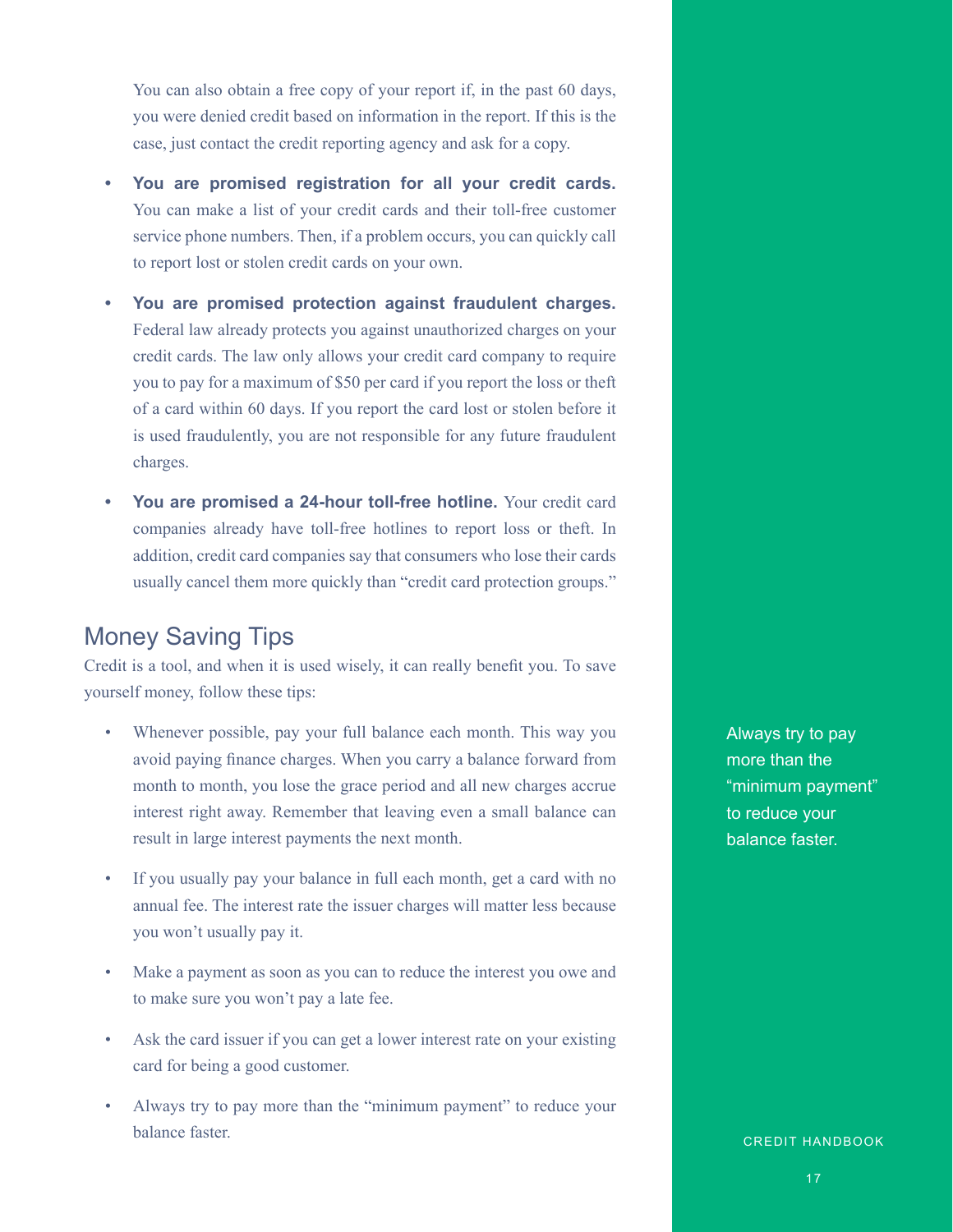You can also obtain a free copy of your report if, in the past 60 days, you were denied credit based on information in the report. If this is the case, just contact the credit reporting agency and ask for a copy.

- **You are promised registration for all your credit cards.** You can make a list of your credit cards and their toll-free customer service phone numbers. Then, if a problem occurs, you can quickly call to report lost or stolen credit cards on your own.

- **You are promised protection against fraudulent charges.** Federal law already protects you against unauthorized charges on your credit cards. The law only allows your credit card company to require you to pay for a maximum of $50 per card if you report the loss or theft of a card within 60 days. If you report the card lost or stolen before it is used fraudulently, you are not responsible for any future fraudulent charges.

- **You are promised a 24-hour toll-free hotline.** Your credit card companies already have toll-free hotlines to report loss or theft. In addition, credit card companies say that consumers who lose their cards usually cancel them more quickly than "credit card protection groups."

## Money Saving Tips

Credit is a tool, and when it is used wisely, it can really benefit you. To save yourself money, follow these tips:

- Whenever possible, pay your full balance each month. This way you avoid paying finance charges. When you carry a balance forward from month to month, you lose the grace period and all new charges accrue interest right away. Remember that leaving even a small balance can result in large interest payments the next month.

- If you usually pay your balance in full each month, get a card with no annual fee. The interest rate the issuer charges will matter less because you won't usually pay it.

- Make a payment as soon as you can to reduce the interest you owe and to make sure you won't pay a late fee.

- Ask the card issuer if you can get a lower interest rate on your existing card for being a good customer.

- Always try to pay more than the "minimum payment" to reduce your balance faster.

Always try to pay more than the "minimum payment" to reduce your balance faster.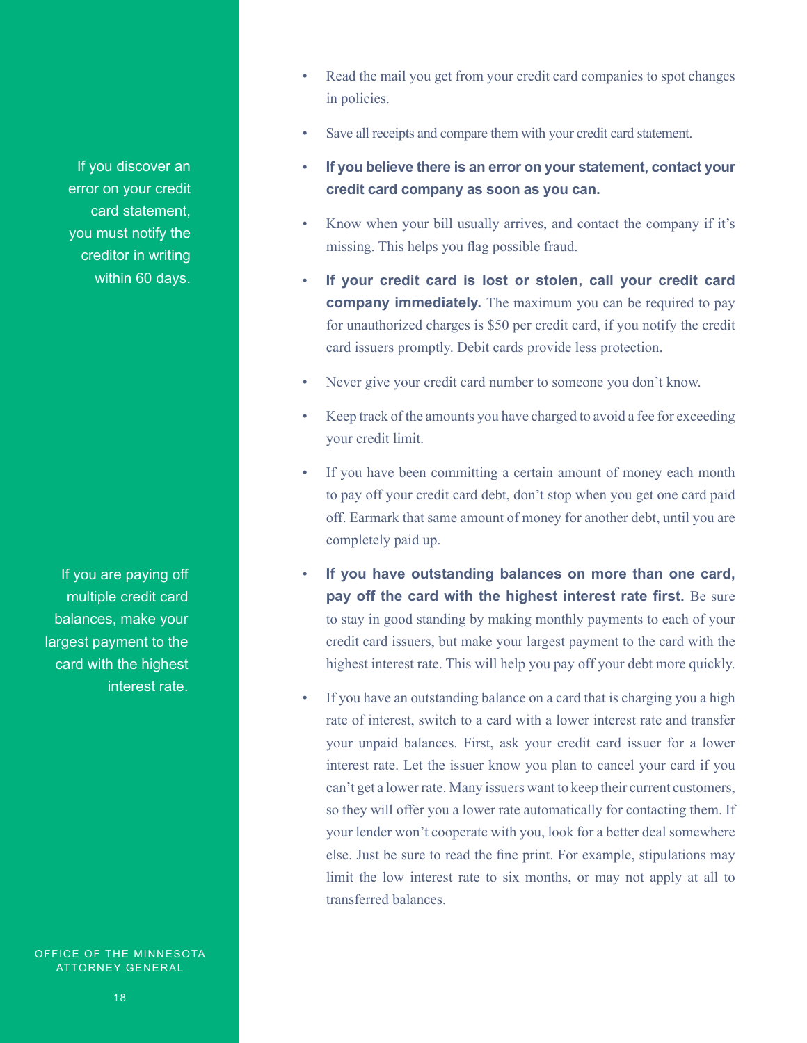If you discover an error on your credit card statement, you must notify the creditor in writing within 60 days.

If you are paying off multiple credit card balances, make your largest payment to the card with the highest interest rate.

- Read the mail you get from your credit card companies to spot changes in policies.
- Save all receipts and compare them with your credit card statement.
- **If you believe there is an error on your statement, contact your credit card company as soon as you can.**
- Know when your bill usually arrives, and contact the company if it's missing. This helps you flag possible fraud.
- **If your credit card is lost or stolen, call your credit card company immediately.** The maximum you can be required to pay for unauthorized charges is $50 per credit card, if you notify the credit card issuers promptly. Debit cards provide less protection.
- Never give your credit card number to someone you don't know.
- Keep track of the amounts you have charged to avoid a fee for exceeding your credit limit.
- If you have been committing a certain amount of money each month to pay off your credit card debt, don't stop when you get one card paid off. Earmark that same amount of money for another debt, until you are completely paid up.
- **If you have outstanding balances on more than one card, pay off the card with the highest interest rate first.** Be sure to stay in good standing by making monthly payments to each of your credit card issuers, but make your largest payment to the card with the highest interest rate. This will help you pay off your debt more quickly.
- If you have an outstanding balance on a card that is charging you a high rate of interest, switch to a card with a lower interest rate and transfer your unpaid balances. First, ask your credit card issuer for a lower interest rate. Let the issuer know you plan to cancel your card if you can't get a lower rate. Many issuers want to keep their current customers, so they will offer you a lower rate automatically for contacting them. If your lender won't cooperate with you, look for a better deal somewhere else. Just be sure to read the fine print. For example, stipulations may limit the low interest rate to six months, or may not apply at all to transferred balances.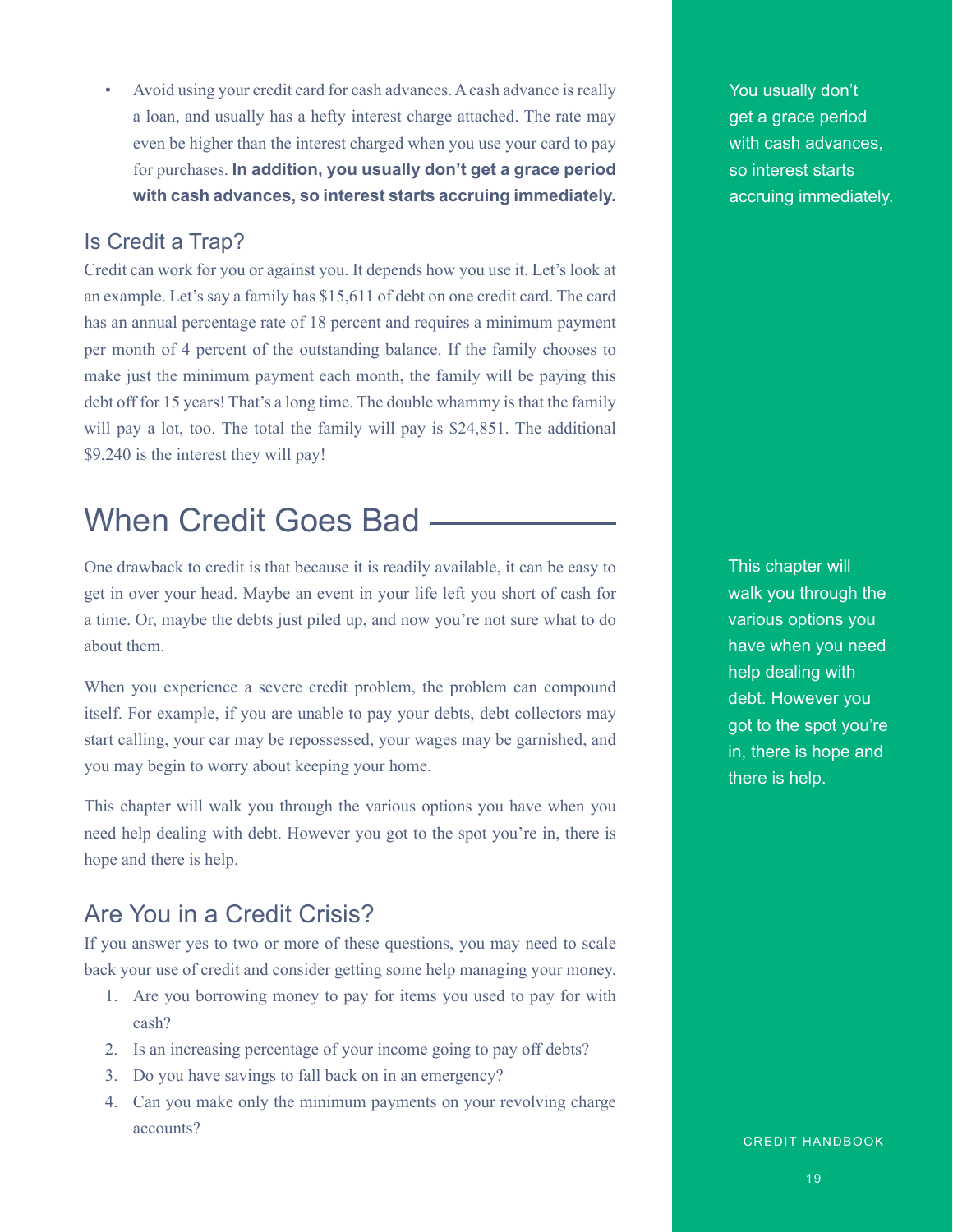- Avoid using your credit card for cash advances. A cash advance is really a loan, and usually has a hefty interest charge attached. The rate may even be higher than the interest charged when you use your card to pay for purchases. **In addition, you usually don't get a grace period with cash advances, so interest starts accruing immediately.**

You usually don't get a grace period with cash advances, so interest starts accruing immediately.

### Is Credit a Trap?

Credit can work for you or against you. It depends how you use it. Let's look at an example. Let's say a family has $15,611 of debt on one credit card. The card has an annual percentage rate of 18 percent and requires a minimum payment per month of 4 percent of the outstanding balance. If the family chooses to make just the minimum payment each month, the family will be paying this debt off for 15 years! That's a long time. The double whammy is that the family will pay a lot, too. The total the family will pay is $24,851. The additional $9,240 is the interest they will pay!

## When Credit Goes Bad

One drawback to credit is that because it is readily available, it can be easy to get in over your head. Maybe an event in your life left you short of cash for a time. Or, maybe the debts just piled up, and now you're not sure what to do about them.

When you experience a severe credit problem, the problem can compound itself. For example, if you are unable to pay your debts, debt collectors may start calling, your car may be repossessed, your wages may be garnished, and you may begin to worry about keeping your home.

This chapter will walk you through the various options you have when you need help dealing with debt. However you got to the spot you're in, there is hope and there is help.

This chapter will walk you through the various options you have when you need help dealing with debt. However you got to the spot you're in, there is hope and there is help.

### Are You in a Credit Crisis?

If you answer yes to two or more of these questions, you may need to scale back your use of credit and consider getting some help managing your money.

1. Are you borrowing money to pay for items you used to pay for with cash?
2. Is an increasing percentage of your income going to pay off debts?
3. Do you have savings to fall back on in an emergency?
4. Can you make only the minimum payments on your revolving charge accounts?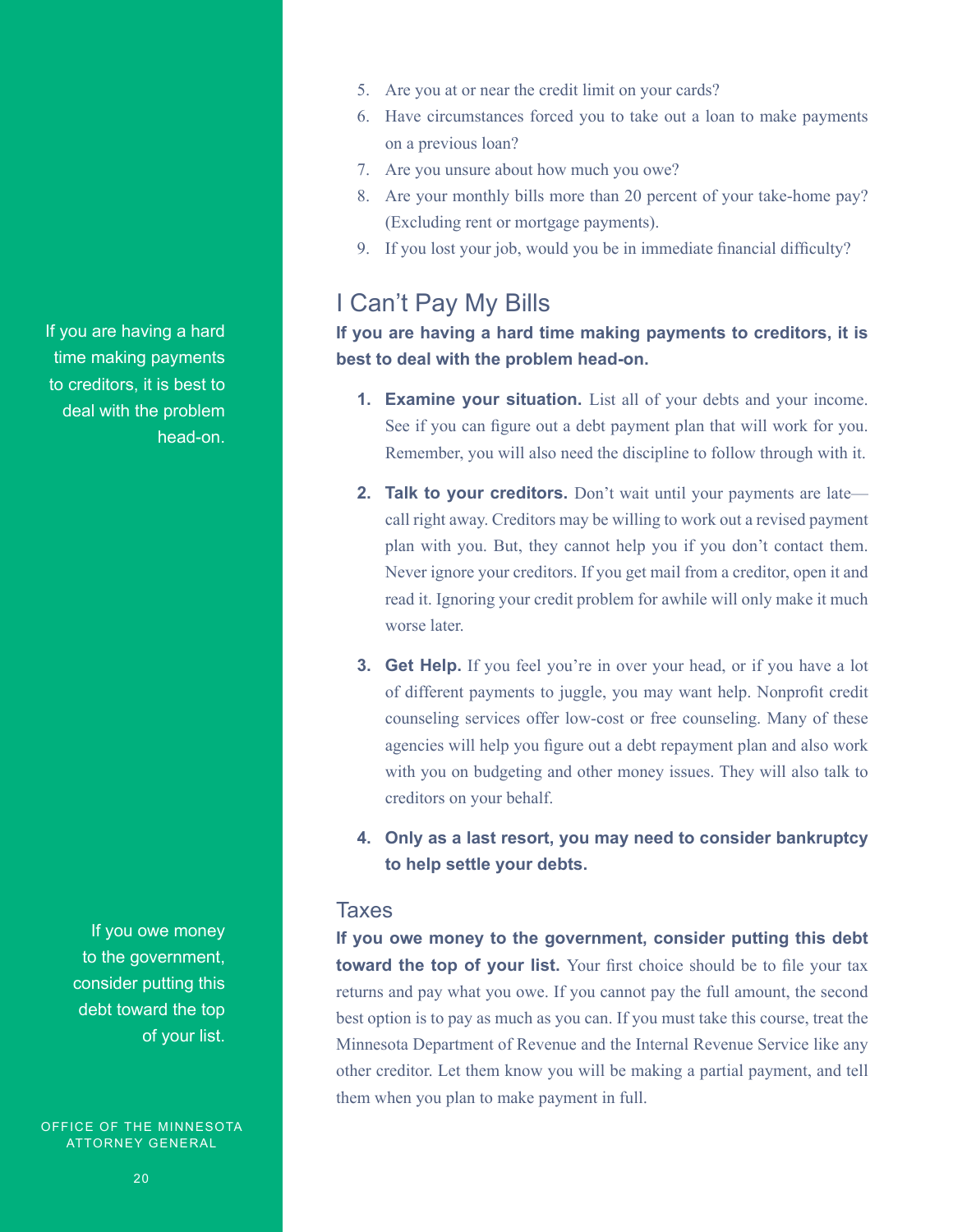5. Are you at or near the credit limit on your cards?
6. Have circumstances forced you to take out a loan to make payments on a previous loan?
7. Are you unsure about how much you owe?
8. Are your monthly bills more than 20 percent of your take-home pay? (Excluding rent or mortgage payments).
9. If you lost your job, would you be in immediate financial difficulty?

## I Can't Pay My Bills

**If you are having a hard time making payments to creditors, it is best to deal with the problem head-on.**

1. **Examine your situation.** List all of your debts and your income. See if you can figure out a debt payment plan that will work for you. Remember, you will also need the discipline to follow through with it.

2. **Talk to your creditors.** Don't wait until your payments are late—call right away. Creditors may be willing to work out a revised payment plan with you. But, they cannot help you if you don't contact them. Never ignore your creditors. If you get mail from a creditor, open it and read it. Ignoring your credit problem for awhile will only make it much worse later.

3. **Get Help.** If you feel you're in over your head, or if you have a lot of different payments to juggle, you may want help. Nonprofit credit counseling services offer low-cost or free counseling. Many of these agencies will help you figure out a debt repayment plan and also work with you on budgeting and other money issues. They will also talk to creditors on your behalf.

4. **Only as a last resort, you may need to consider bankruptcy to help settle your debts.**

### Taxes

**If you owe money to the government, consider putting this debt toward the top of your list.** Your first choice should be to file your tax returns and pay what you owe. If you cannot pay the full amount, the second best option is to pay as much as you can. If you must take this course, treat the Minnesota Department of Revenue and the Internal Revenue Service like any other creditor. Let them know you will be making a partial payment, and tell them when you plan to make payment in full.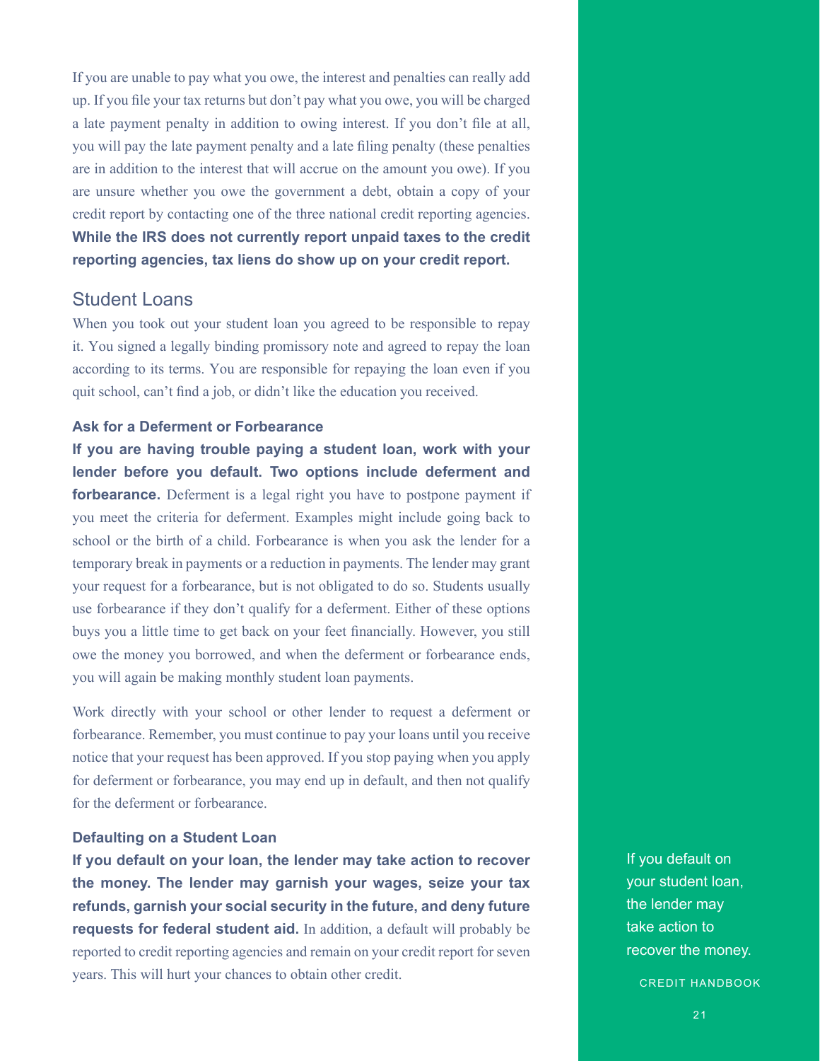If you are unable to pay what you owe, the interest and penalties can really add up. If you file your tax returns but don't pay what you owe, you will be charged a late payment penalty in addition to owing interest. If you don't file at all, you will pay the late payment penalty and a late filing penalty (these penalties are in addition to the interest that will accrue on the amount you owe). If you are unsure whether you owe the government a debt, obtain a copy of your credit report by contacting one of the three national credit reporting agencies. **While the IRS does not currently report unpaid taxes to the credit reporting agencies, tax liens do show up on your credit report.**

## Student Loans

When you took out your student loan you agreed to be responsible to repay it. You signed a legally binding promissory note and agreed to repay the loan according to its terms. You are responsible for repaying the loan even if you quit school, can't find a job, or didn't like the education you received.

### Ask for a Deferment or Forbearance

**If you are having trouble paying a student loan, work with your lender before you default. Two options include deferment and forbearance.** Deferment is a legal right you have to postpone payment if you meet the criteria for deferment. Examples might include going back to school or the birth of a child. Forbearance is when you ask the lender for a temporary break in payments or a reduction in payments. The lender may grant your request for a forbearance, but is not obligated to do so. Students usually use forbearance if they don't qualify for a deferment. Either of these options buys you a little time to get back on your feet financially. However, you still owe the money you borrowed, and when the deferment or forbearance ends, you will again be making monthly student loan payments.

Work directly with your school or other lender to request a deferment or forbearance. Remember, you must continue to pay your loans until you receive notice that your request has been approved. If you stop paying when you apply for deferment or forbearance, you may end up in default, and then not qualify for the deferment or forbearance.

### Defaulting on a Student Loan

**If you default on your loan, the lender may take action to recover the money. The lender may garnish your wages, seize your tax refunds, garnish your social security in the future, and deny future requests for federal student aid.** In addition, a default will probably be reported to credit reporting agencies and remain on your credit report for seven years. This will hurt your chances to obtain other credit.

If you default on your student loan, the lender may take action to recover the money.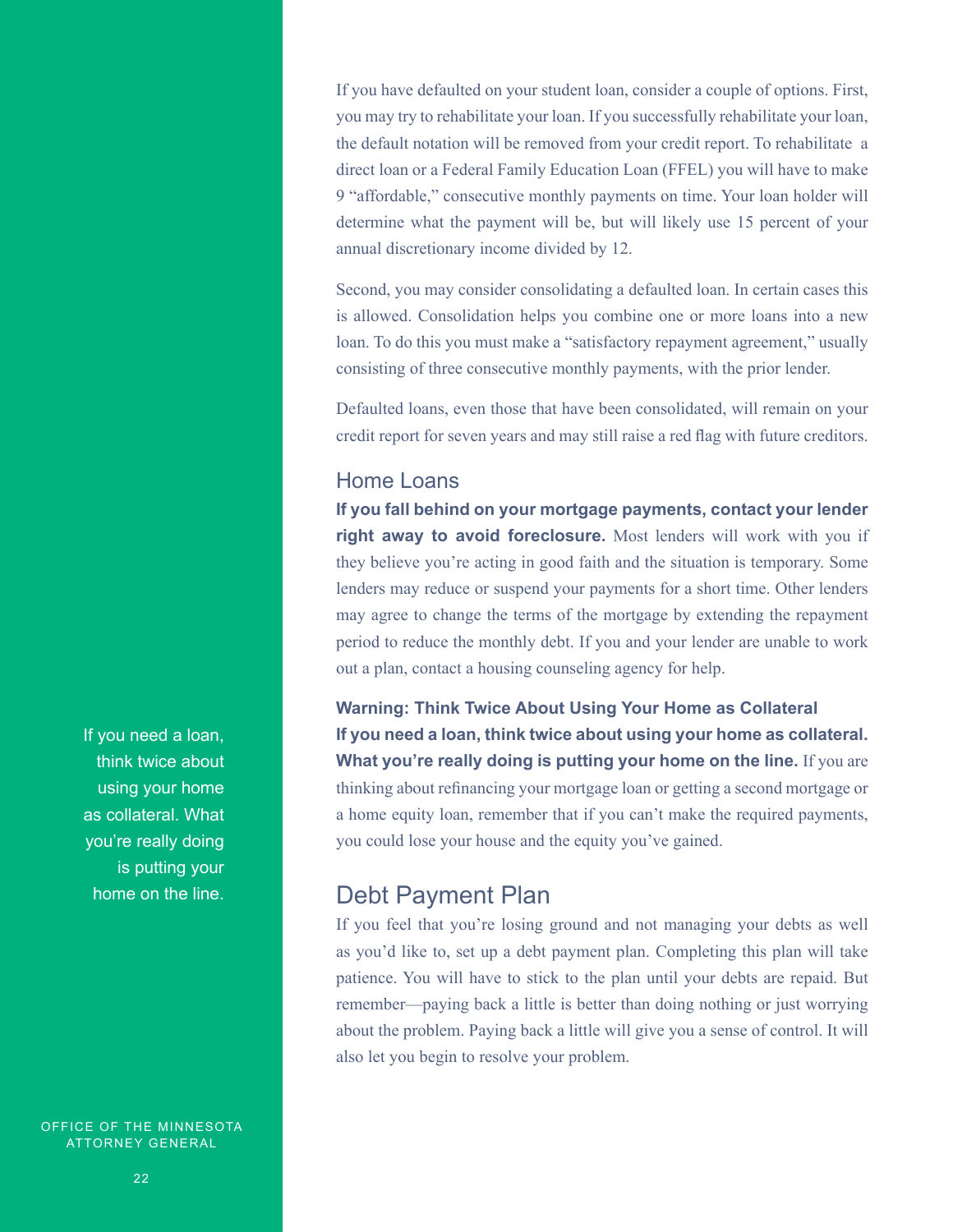If you have defaulted on your student loan, consider a couple of options. First, you may try to rehabilitate your loan. If you successfully rehabilitate your loan, the default notation will be removed from your credit report. To rehabilitate a direct loan or a Federal Family Education Loan (FFEL) you will have to make 9 "affordable," consecutive monthly payments on time. Your loan holder will determine what the payment will be, but will likely use 15 percent of your annual discretionary income divided by 12.

Second, you may consider consolidating a defaulted loan. In certain cases this is allowed. Consolidation helps you combine one or more loans into a new loan. To do this you must make a "satisfactory repayment agreement," usually consisting of three consecutive monthly payments, with the prior lender.

Defaulted loans, even those that have been consolidated, will remain on your credit report for seven years and may still raise a red flag with future creditors.

### Home Loans

**If you fall behind on your mortgage payments, contact your lender right away to avoid foreclosure.** Most lenders will work with you if they believe you're acting in good faith and the situation is temporary. Some lenders may reduce or suspend your payments for a short time. Other lenders may agree to change the terms of the mortgage by extending the repayment period to reduce the monthly debt. If you and your lender are unable to work out a plan, contact a housing counseling agency for help.

**Warning: Think Twice About Using Your Home as Collateral**

**If you need a loan, think twice about using your home as collateral. What you're really doing is putting your home on the line.** If you are thinking about refinancing your mortgage loan or getting a second mortgage or a home equity loan, remember that if you can't make the required payments, you could lose your house and the equity you've gained.

If you need a loan, think twice about using your home as collateral. What you're really doing is putting your home on the line.

## Debt Payment Plan

If you feel that you're losing ground and not managing your debts as well as you'd like to, set up a debt payment plan. Completing this plan will take patience. You will have to stick to the plan until your debts are repaid. But remember—paying back a little is better than doing nothing or just worrying about the problem. Paying back a little will give you a sense of control. It will also let you begin to resolve your problem.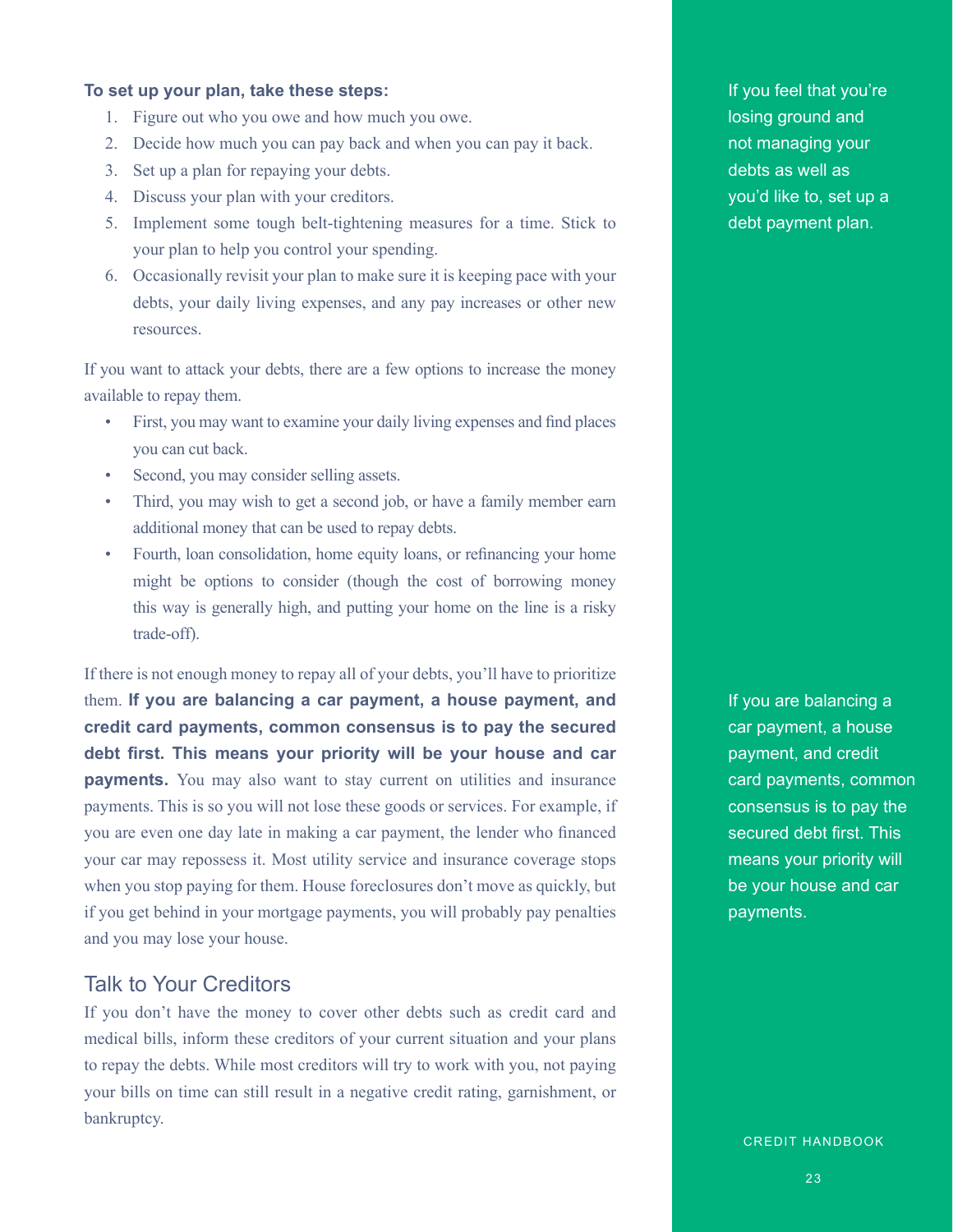**To set up your plan, take these steps:**

1. Figure out who you owe and how much you owe.
2. Decide how much you can pay back and when you can pay it back.
3. Set up a plan for repaying your debts.
4. Discuss your plan with your creditors.
5. Implement some tough belt-tightening measures for a time. Stick to your plan to help you control your spending.
6. Occasionally revisit your plan to make sure it is keeping pace with your debts, your daily living expenses, and any pay increases or other new resources.

If you feel that you're losing ground and not managing your debts as well as you'd like to, set up a debt payment plan.

If you want to attack your debts, there are a few options to increase the money available to repay them.

- First, you may want to examine your daily living expenses and find places you can cut back.
- Second, you may consider selling assets.
- Third, you may wish to get a second job, or have a family member earn additional money that can be used to repay debts.
- Fourth, loan consolidation, home equity loans, or refinancing your home might be options to consider (though the cost of borrowing money this way is generally high, and putting your home on the line is a risky trade-off).

If there is not enough money to repay all of your debts, you'll have to prioritize them. **If you are balancing a car payment, a house payment, and credit card payments, common consensus is to pay the secured debt first. This means your priority will be your house and car payments.** You may also want to stay current on utilities and insurance payments. This is so you will not lose these goods or services. For example, if you are even one day late in making a car payment, the lender who financed your car may repossess it. Most utility service and insurance coverage stops when you stop paying for them. House foreclosures don't move as quickly, but if you get behind in your mortgage payments, you will probably pay penalties and you may lose your house.

If you are balancing a car payment, a house payment, and credit card payments, common consensus is to pay the secured debt first. This means your priority will be your house and car payments.

## Talk to Your Creditors

If you don't have the money to cover other debts such as credit card and medical bills, inform these creditors of your current situation and your plans to repay the debts. While most creditors will try to work with you, not paying your bills on time can still result in a negative credit rating, garnishment, or bankruptcy.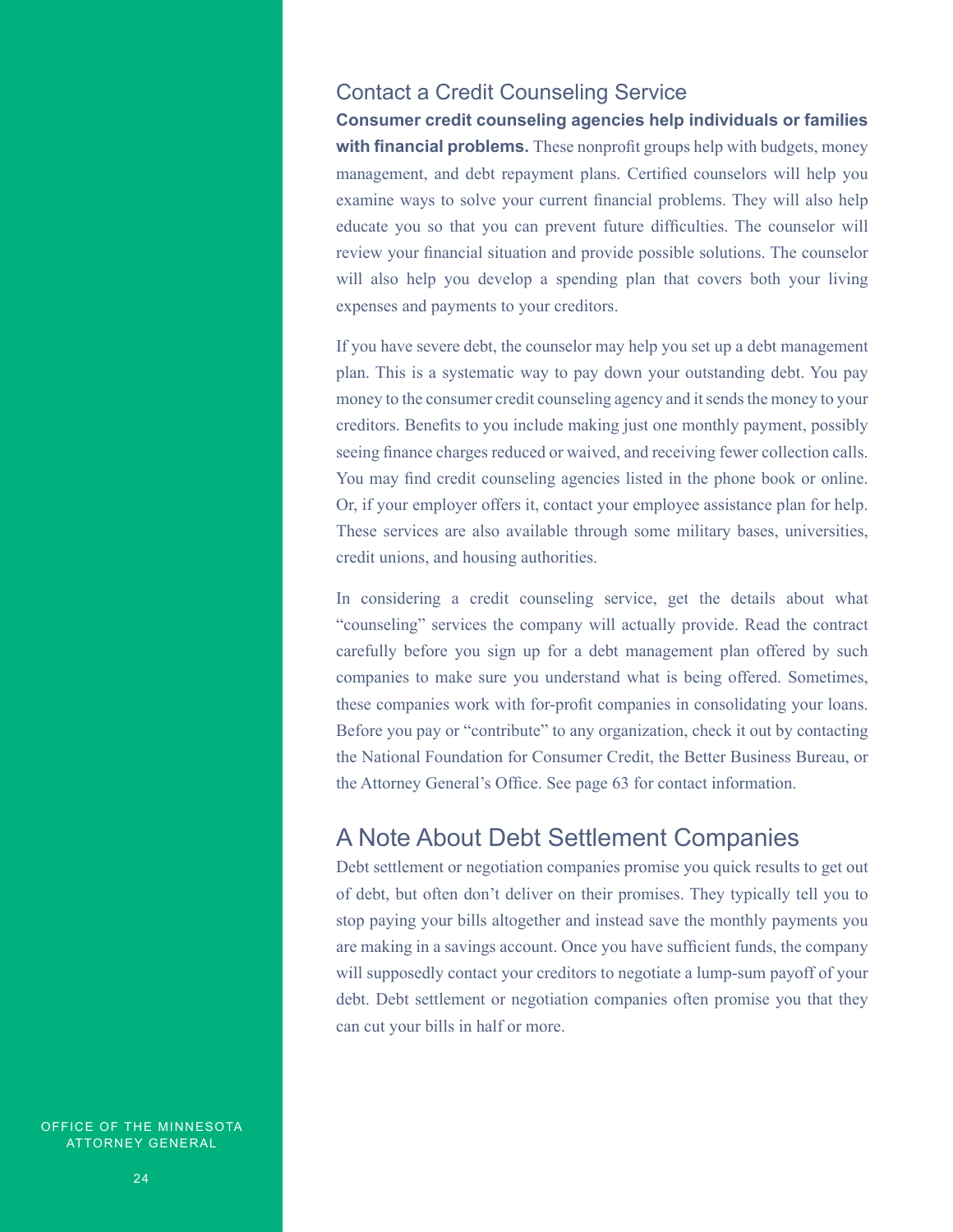## Contact a Credit Counseling Service

**Consumer credit counseling agencies help individuals or families with financial problems.** These nonprofit groups help with budgets, money management, and debt repayment plans. Certified counselors will help you examine ways to solve your current financial problems. They will also help educate you so that you can prevent future difficulties. The counselor will review your financial situation and provide possible solutions. The counselor will also help you develop a spending plan that covers both your living expenses and payments to your creditors.

If you have severe debt, the counselor may help you set up a debt management plan. This is a systematic way to pay down your outstanding debt. You pay money to the consumer credit counseling agency and it sends the money to your creditors. Benefits to you include making just one monthly payment, possibly seeing finance charges reduced or waived, and receiving fewer collection calls. You may find credit counseling agencies listed in the phone book or online. Or, if your employer offers it, contact your employee assistance plan for help. These services are also available through some military bases, universities, credit unions, and housing authorities.

In considering a credit counseling service, get the details about what "counseling" services the company will actually provide. Read the contract carefully before you sign up for a debt management plan offered by such companies to make sure you understand what is being offered. Sometimes, these companies work with for-profit companies in consolidating your loans. Before you pay or "contribute" to any organization, check it out by contacting the National Foundation for Consumer Credit, the Better Business Bureau, or the Attorney General's Office. See page 63 for contact information.

## A Note About Debt Settlement Companies

Debt settlement or negotiation companies promise you quick results to get out of debt, but often don't deliver on their promises. They typically tell you to stop paying your bills altogether and instead save the monthly payments you are making in a savings account. Once you have sufficient funds, the company will supposedly contact your creditors to negotiate a lump-sum payoff of your debt. Debt settlement or negotiation companies often promise you that they can cut your bills in half or more.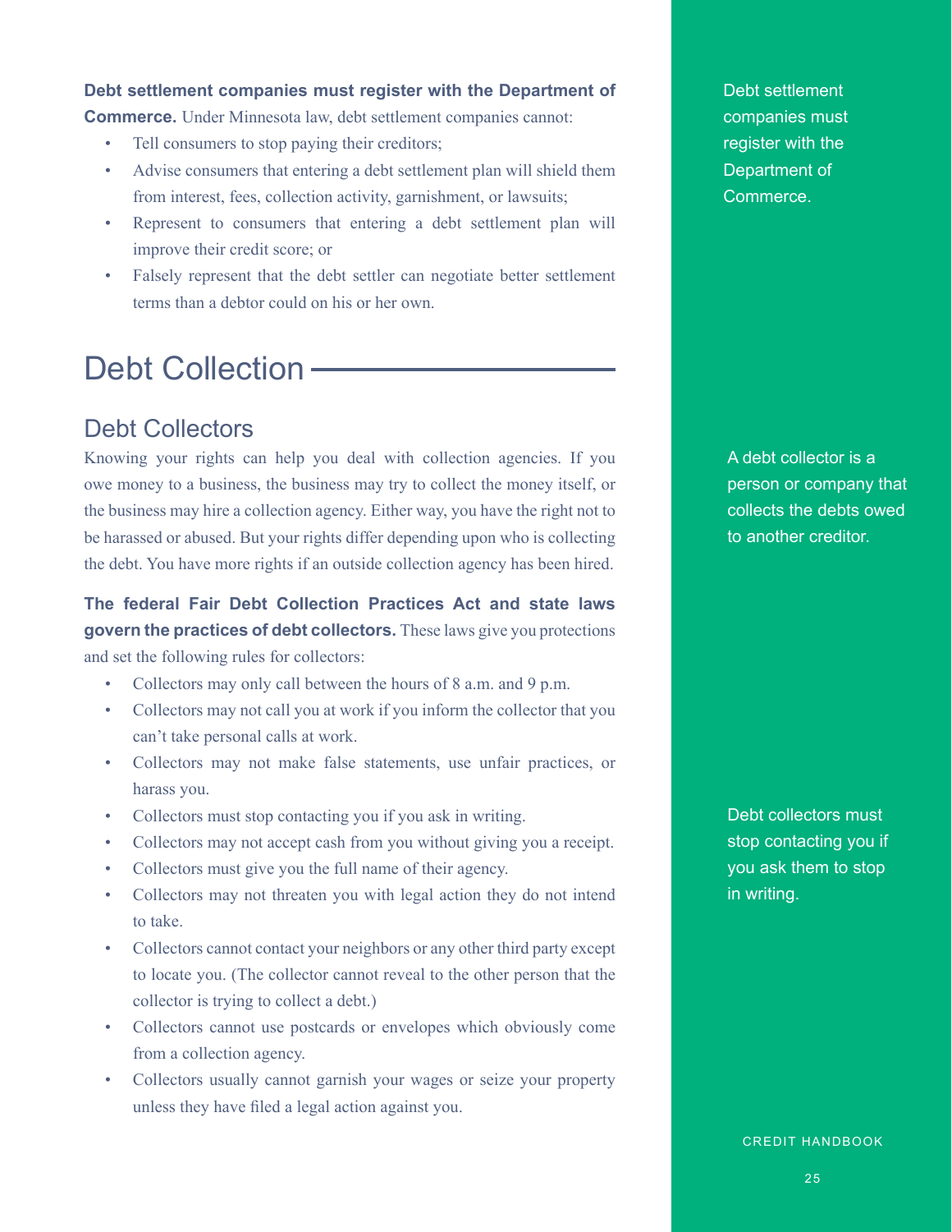**Debt settlement companies must register with the Department of Commerce.** Under Minnesota law, debt settlement companies cannot:

- Tell consumers to stop paying their creditors;
- Advise consumers that entering a debt settlement plan will shield them from interest, fees, collection activity, garnishment, or lawsuits;
- Represent to consumers that entering a debt settlement plan will improve their credit score; or
- Falsely represent that the debt settler can negotiate better settlement terms than a debtor could on his or her own.

Debt settlement companies must register with the Department of Commerce.

# Debt Collection

## Debt Collectors

Knowing your rights can help you deal with collection agencies. If you owe money to a business, the business may try to collect the money itself, or the business may hire a collection agency. Either way, you have the right not to be harassed or abused. But your rights differ depending upon who is collecting the debt. You have more rights if an outside collection agency has been hired.

A debt collector is a person or company that collects the debts owed to another creditor.

**The federal Fair Debt Collection Practices Act and state laws govern the practices of debt collectors.** These laws give you protections and set the following rules for collectors:

- Collectors may only call between the hours of 8 a.m. and 9 p.m.
- Collectors may not call you at work if you inform the collector that you can't take personal calls at work.
- Collectors may not make false statements, use unfair practices, or harass you.
- Collectors must stop contacting you if you ask in writing.
- Collectors may not accept cash from you without giving you a receipt.
- Collectors must give you the full name of their agency.
- Collectors may not threaten you with legal action they do not intend to take.
- Collectors cannot contact your neighbors or any other third party except to locate you. (The collector cannot reveal to the other person that the collector is trying to collect a debt.)
- Collectors cannot use postcards or envelopes which obviously come from a collection agency.
- Collectors usually cannot garnish your wages or seize your property unless they have filed a legal action against you.

Debt collectors must stop contacting you if you ask them to stop in writing.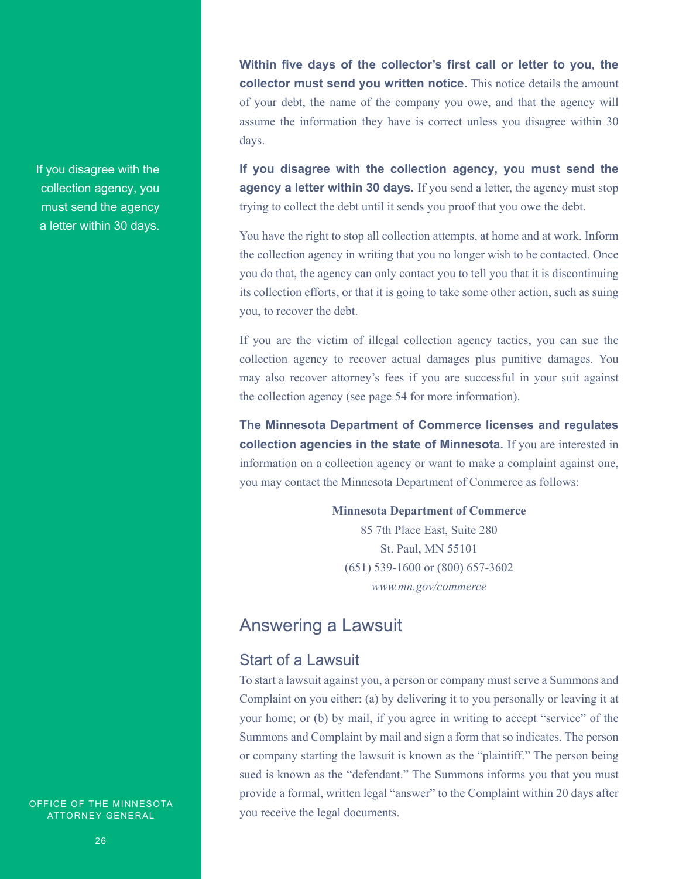**Within five days of the collector's first call or letter to you, the collector must send you written notice.** This notice details the amount of your debt, the name of the company you owe, and that the agency will assume the information they have is correct unless you disagree within 30 days.

If you disagree with the collection agency, you must send the agency a letter within 30 days.

**If you disagree with the collection agency, you must send the agency a letter within 30 days.** If you send a letter, the agency must stop trying to collect the debt until it sends you proof that you owe the debt.

You have the right to stop all collection attempts, at home and at work. Inform the collection agency in writing that you no longer wish to be contacted. Once you do that, the agency can only contact you to tell you that it is discontinuing its collection efforts, or that it is going to take some other action, such as suing you, to recover the debt.

If you are the victim of illegal collection agency tactics, you can sue the collection agency to recover actual damages plus punitive damages. You may also recover attorney's fees if you are successful in your suit against the collection agency (see page 54 for more information).

**The Minnesota Department of Commerce licenses and regulates collection agencies in the state of Minnesota.** If you are interested in information on a collection agency or want to make a complaint against one, you may contact the Minnesota Department of Commerce as follows:

**Minnesota Department of Commerce**
85 7th Place East, Suite 280
St. Paul, MN 55101
(651) 539-1600 or (800) 657-3602
*www.mn.gov/commerce*

## Answering a Lawsuit

### Start of a Lawsuit

To start a lawsuit against you, a person or company must serve a Summons and Complaint on you either: (a) by delivering it to you personally or leaving it at your home; or (b) by mail, if you agree in writing to accept "service" of the Summons and Complaint by mail and sign a form that so indicates. The person or company starting the lawsuit is known as the "plaintiff." The person being sued is known as the "defendant." The Summons informs you that you must provide a formal, written legal "answer" to the Complaint within 20 days after you receive the legal documents.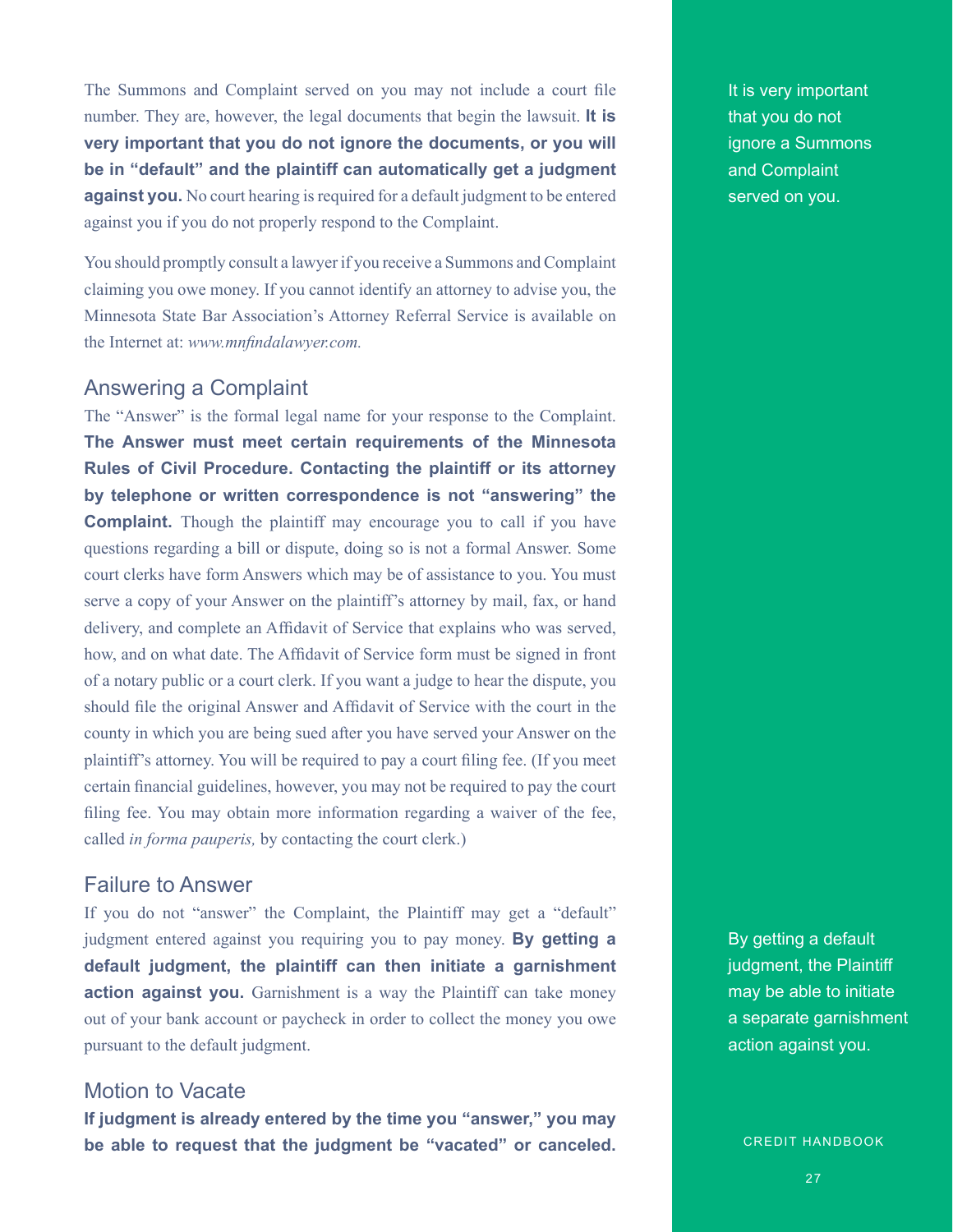The Summons and Complaint served on you may not include a court file number. They are, however, the legal documents that begin the lawsuit. **It is very important that you do not ignore the documents, or you will be in "default" and the plaintiff can automatically get a judgment against you.** No court hearing is required for a default judgment to be entered against you if you do not properly respond to the Complaint.

It is very important that you do not ignore a Summons and Complaint served on you.

You should promptly consult a lawyer if you receive a Summons and Complaint claiming you owe money. If you cannot identify an attorney to advise you, the Minnesota State Bar Association's Attorney Referral Service is available on the Internet at: *www.mnfindalawyer.com.*

## Answering a Complaint

The "Answer" is the formal legal name for your response to the Complaint. **The Answer must meet certain requirements of the Minnesota Rules of Civil Procedure. Contacting the plaintiff or its attorney by telephone or written correspondence is not "answering" the Complaint.** Though the plaintiff may encourage you to call if you have questions regarding a bill or dispute, doing so is not a formal Answer. Some court clerks have form Answers which may be of assistance to you. You must serve a copy of your Answer on the plaintiff's attorney by mail, fax, or hand delivery, and complete an Affidavit of Service that explains who was served, how, and on what date. The Affidavit of Service form must be signed in front of a notary public or a court clerk. If you want a judge to hear the dispute, you should file the original Answer and Affidavit of Service with the court in the county in which you are being sued after you have served your Answer on the plaintiff's attorney. You will be required to pay a court filing fee. (If you meet certain financial guidelines, however, you may not be required to pay the court filing fee. You may obtain more information regarding a waiver of the fee, called *in forma pauperis,* by contacting the court clerk.)

## Failure to Answer

If you do not "answer" the Complaint, the Plaintiff may get a "default" judgment entered against you requiring you to pay money. **By getting a default judgment, the plaintiff can then initiate a garnishment action against you.** Garnishment is a way the Plaintiff can take money out of your bank account or paycheck in order to collect the money you owe pursuant to the default judgment.

By getting a default judgment, the Plaintiff may be able to initiate a separate garnishment action against you.

## Motion to Vacate

**If judgment is already entered by the time you "answer," you may be able to request that the judgment be "vacated" or canceled.**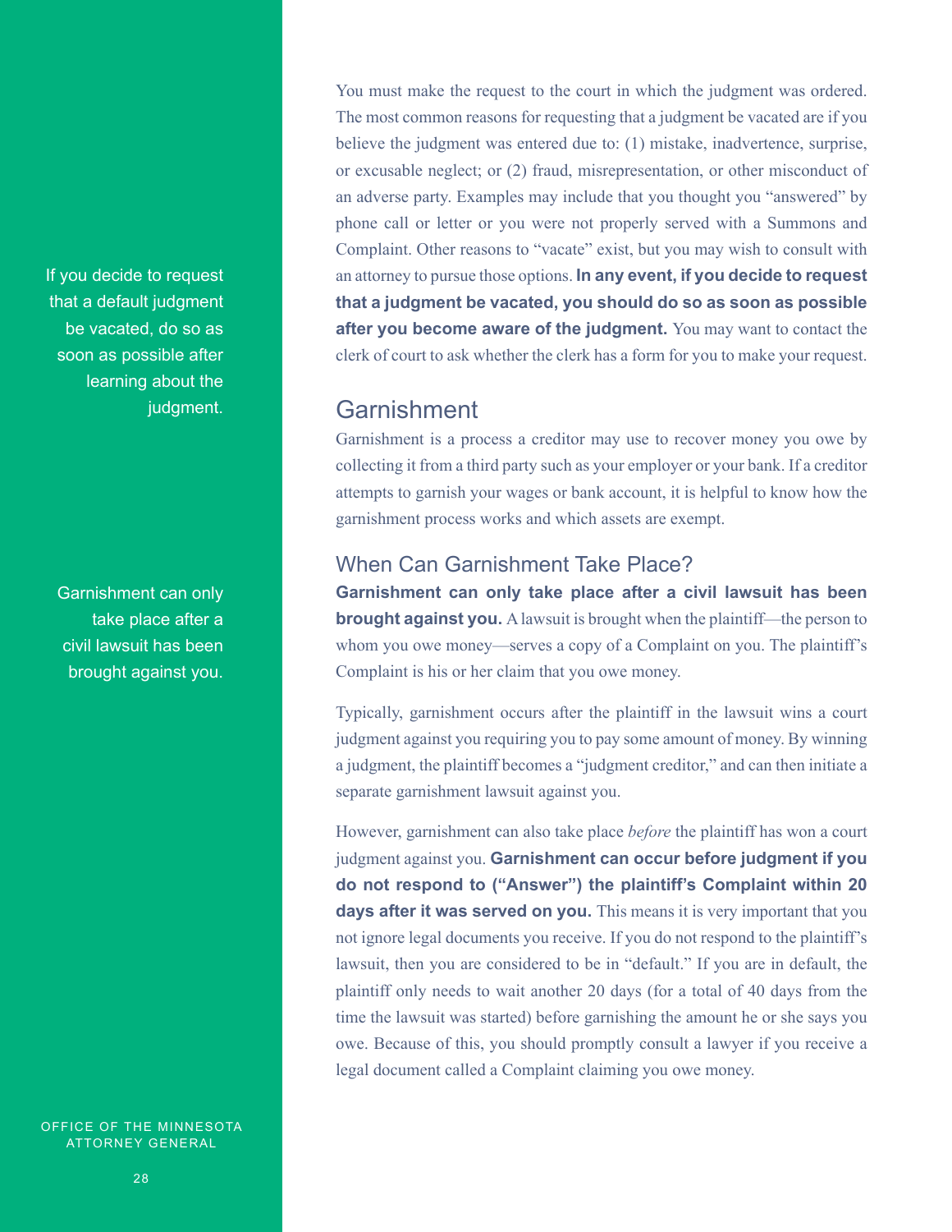You must make the request to the court in which the judgment was ordered. The most common reasons for requesting that a judgment be vacated are if you believe the judgment was entered due to: (1) mistake, inadvertence, surprise, or excusable neglect; or (2) fraud, misrepresentation, or other misconduct of an adverse party. Examples may include that you thought you "answered" by phone call or letter or you were not properly served with a Summons and Complaint. Other reasons to "vacate" exist, but you may wish to consult with an attorney to pursue those options. **In any event, if you decide to request that a judgment be vacated, you should do so as soon as possible after you become aware of the judgment.** You may want to contact the clerk of court to ask whether the clerk has a form for you to make your request.

If you decide to request that a default judgment be vacated, do so as soon as possible after learning about the judgment.

## Garnishment

Garnishment is a process a creditor may use to recover money you owe by collecting it from a third party such as your employer or your bank. If a creditor attempts to garnish your wages or bank account, it is helpful to know how the garnishment process works and which assets are exempt.

### When Can Garnishment Take Place?

**Garnishment can only take place after a civil lawsuit has been brought against you.** A lawsuit is brought when the plaintiff—the person to whom you owe money—serves a copy of a Complaint on you. The plaintiff's Complaint is his or her claim that you owe money.

Garnishment can only take place after a civil lawsuit has been brought against you.

Typically, garnishment occurs after the plaintiff in the lawsuit wins a court judgment against you requiring you to pay some amount of money. By winning a judgment, the plaintiff becomes a "judgment creditor," and can then initiate a separate garnishment lawsuit against you.

However, garnishment can also take place *before* the plaintiff has won a court judgment against you. **Garnishment can occur before judgment if you do not respond to ("Answer") the plaintiff's Complaint within 20 days after it was served on you.** This means it is very important that you not ignore legal documents you receive. If you do not respond to the plaintiff's lawsuit, then you are considered to be in "default." If you are in default, the plaintiff only needs to wait another 20 days (for a total of 40 days from the time the lawsuit was started) before garnishing the amount he or she says you owe. Because of this, you should promptly consult a lawyer if you receive a legal document called a Complaint claiming you owe money.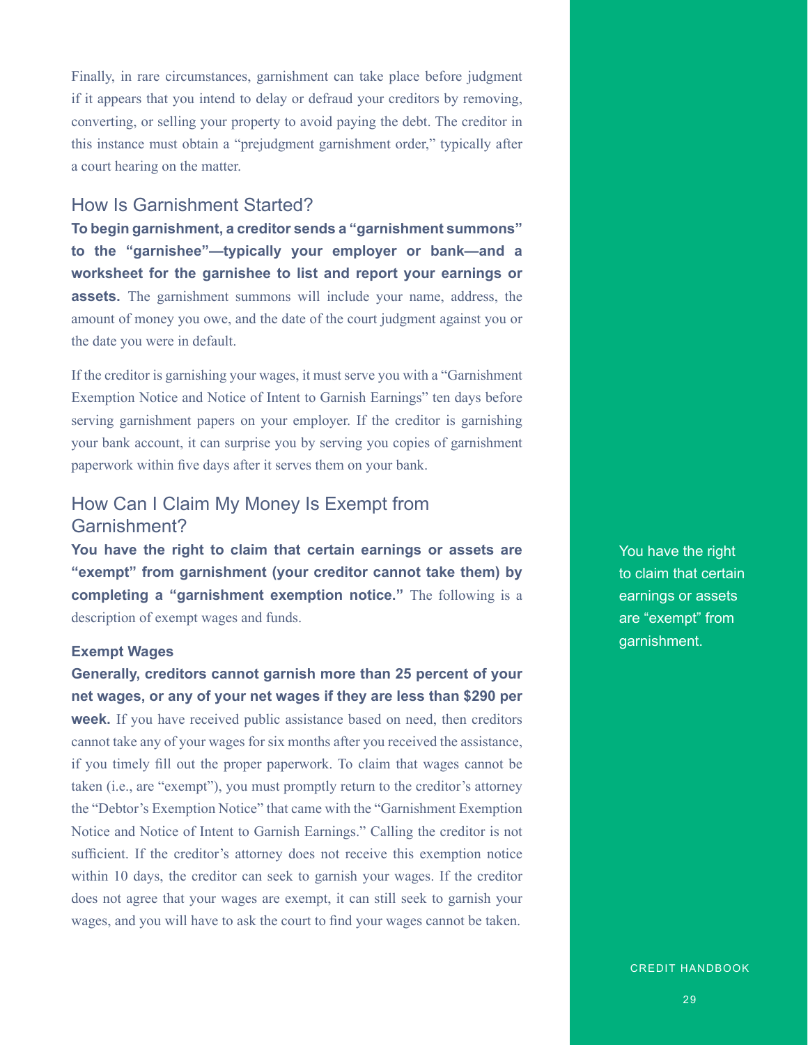Finally, in rare circumstances, garnishment can take place before judgment if it appears that you intend to delay or defraud your creditors by removing, converting, or selling your property to avoid paying the debt. The creditor in this instance must obtain a "prejudgment garnishment order," typically after a court hearing on the matter.

## How Is Garnishment Started?

**To begin garnishment, a creditor sends a "garnishment summons" to the "garnishee"—typically your employer or bank—and a worksheet for the garnishee to list and report your earnings or assets.** The garnishment summons will include your name, address, the amount of money you owe, and the date of the court judgment against you or the date you were in default.

If the creditor is garnishing your wages, it must serve you with a "Garnishment Exemption Notice and Notice of Intent to Garnish Earnings" ten days before serving garnishment papers on your employer. If the creditor is garnishing your bank account, it can surprise you by serving you copies of garnishment paperwork within five days after it serves them on your bank.

## How Can I Claim My Money Is Exempt from Garnishment?

**You have the right to claim that certain earnings or assets are "exempt" from garnishment (your creditor cannot take them) by completing a "garnishment exemption notice."** The following is a description of exempt wages and funds.

You have the right to claim that certain earnings or assets are "exempt" from garnishment.

### Exempt Wages

**Generally, creditors cannot garnish more than 25 percent of your net wages, or any of your net wages if they are less than $290 per week.** If you have received public assistance based on need, then creditors cannot take any of your wages for six months after you received the assistance, if you timely fill out the proper paperwork. To claim that wages cannot be taken (i.e., are "exempt"), you must promptly return to the creditor's attorney the "Debtor's Exemption Notice" that came with the "Garnishment Exemption Notice and Notice of Intent to Garnish Earnings." Calling the creditor is not sufficient. If the creditor's attorney does not receive this exemption notice within 10 days, the creditor can seek to garnish your wages. If the creditor does not agree that your wages are exempt, it can still seek to garnish your wages, and you will have to ask the court to find your wages cannot be taken.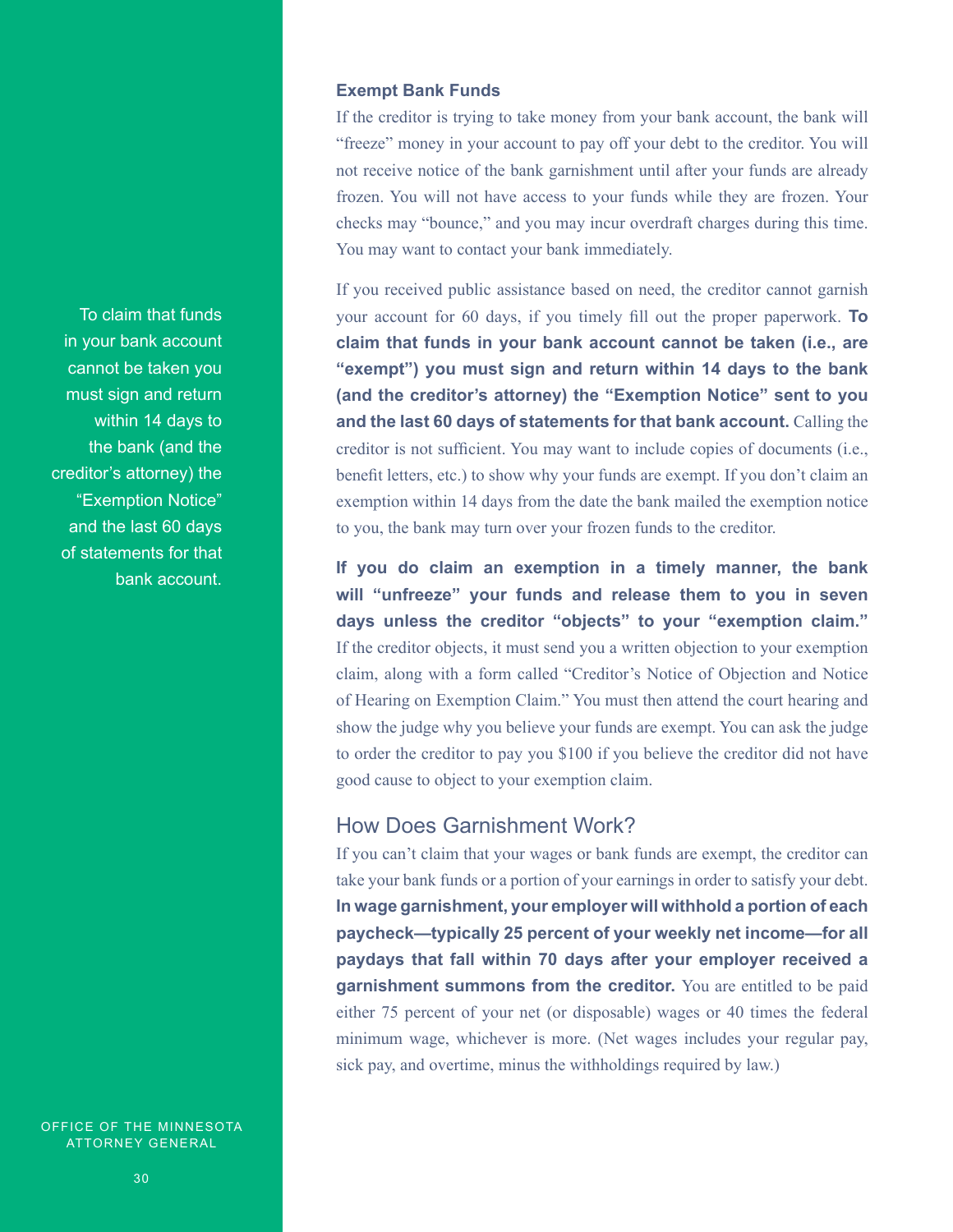### Exempt Bank Funds

If the creditor is trying to take money from your bank account, the bank will "freeze" money in your account to pay off your debt to the creditor. You will not receive notice of the bank garnishment until after your funds are already frozen. You will not have access to your funds while they are frozen. Your checks may "bounce," and you may incur overdraft charges during this time. You may want to contact your bank immediately.

To claim that funds in your bank account cannot be taken you must sign and return within 14 days to the bank (and the creditor's attorney) the "Exemption Notice" and the last 60 days of statements for that bank account.

If you received public assistance based on need, the creditor cannot garnish your account for 60 days, if you timely fill out the proper paperwork. **To claim that funds in your bank account cannot be taken (i.e., are "exempt") you must sign and return within 14 days to the bank (and the creditor's attorney) the "Exemption Notice" sent to you and the last 60 days of statements for that bank account.** Calling the creditor is not sufficient. You may want to include copies of documents (i.e., benefit letters, etc.) to show why your funds are exempt. If you don't claim an exemption within 14 days from the date the bank mailed the exemption notice to you, the bank may turn over your frozen funds to the creditor.

**If you do claim an exemption in a timely manner, the bank will "unfreeze" your funds and release them to you in seven days unless the creditor "objects" to your "exemption claim."** If the creditor objects, it must send you a written objection to your exemption claim, along with a form called "Creditor's Notice of Objection and Notice of Hearing on Exemption Claim." You must then attend the court hearing and show the judge why you believe your funds are exempt. You can ask the judge to order the creditor to pay you $100 if you believe the creditor did not have good cause to object to your exemption claim.

## How Does Garnishment Work?

If you can't claim that your wages or bank funds are exempt, the creditor can take your bank funds or a portion of your earnings in order to satisfy your debt. **In wage garnishment, your employer will withhold a portion of each paycheck—typically 25 percent of your weekly net income—for all paydays that fall within 70 days after your employer received a garnishment summons from the creditor.** You are entitled to be paid either 75 percent of your net (or disposable) wages or 40 times the federal minimum wage, whichever is more. (Net wages includes your regular pay, sick pay, and overtime, minus the withholdings required by law.)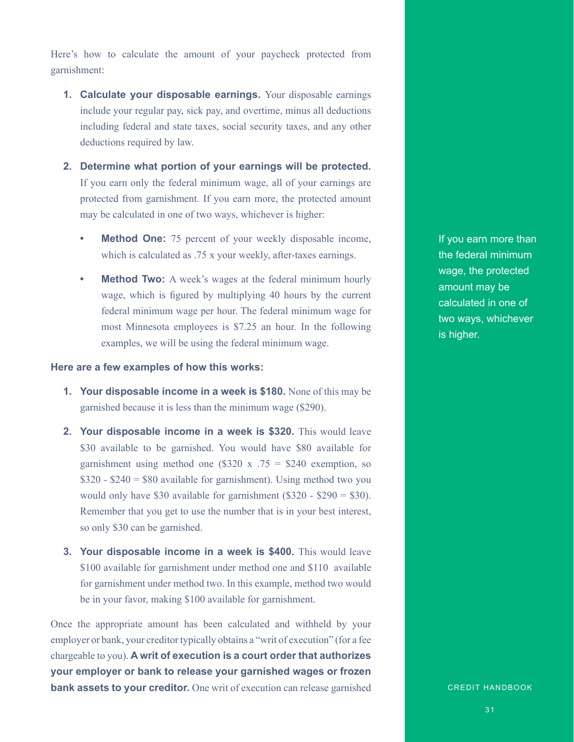Here's how to calculate the amount of your paycheck protected from garnishment:

1. **Calculate your disposable earnings.** Your disposable earnings include your regular pay, sick pay, and overtime, minus all deductions including federal and state taxes, social security taxes, and any other deductions required by law.

2. **Determine what portion of your earnings will be protected.** If you earn only the federal minimum wage, all of your earnings are protected from garnishment. If you earn more, the protected amount may be calculated in one of two ways, whichever is higher:

   - **Method One:** 75 percent of your weekly disposable income, which is calculated as .75 x your weekly, after-taxes earnings.

   - **Method Two:** A week's wages at the federal minimum hourly wage, which is figured by multiplying 40 hours by the current federal minimum wage per hour. The federal minimum wage for most Minnesota employees is $7.25 an hour. In the following examples, we will be using the federal minimum wage.

If you earn more than the federal minimum wage, the protected amount may be calculated in one of two ways, whichever is higher.

**Here are a few examples of how this works:**

1. **Your disposable income in a week is $180.** None of this may be garnished because it is less than the minimum wage ($290).

2. **Your disposable income in a week is $320.** This would leave $30 available to be garnished. You would have $80 available for garnishment using method one ($320 x .75 = $240 exemption, so $320 - $240 = $80 available for garnishment). Using method two you would only have $30 available for garnishment ($320 - $290 = $30). Remember that you get to use the number that is in your best interest, so only $30 can be garnished.

3. **Your disposable income in a week is $400.** This would leave $100 available for garnishment under method one and $110 available for garnishment under method two. In this example, method two would be in your favor, making $100 available for garnishment.

Once the appropriate amount has been calculated and withheld by your employer or bank, your creditor typically obtains a "writ of execution" (for a fee chargeable to you). **A writ of execution is a court order that authorizes your employer or bank to release your garnished wages or frozen bank assets to your creditor.** One writ of execution can release garnished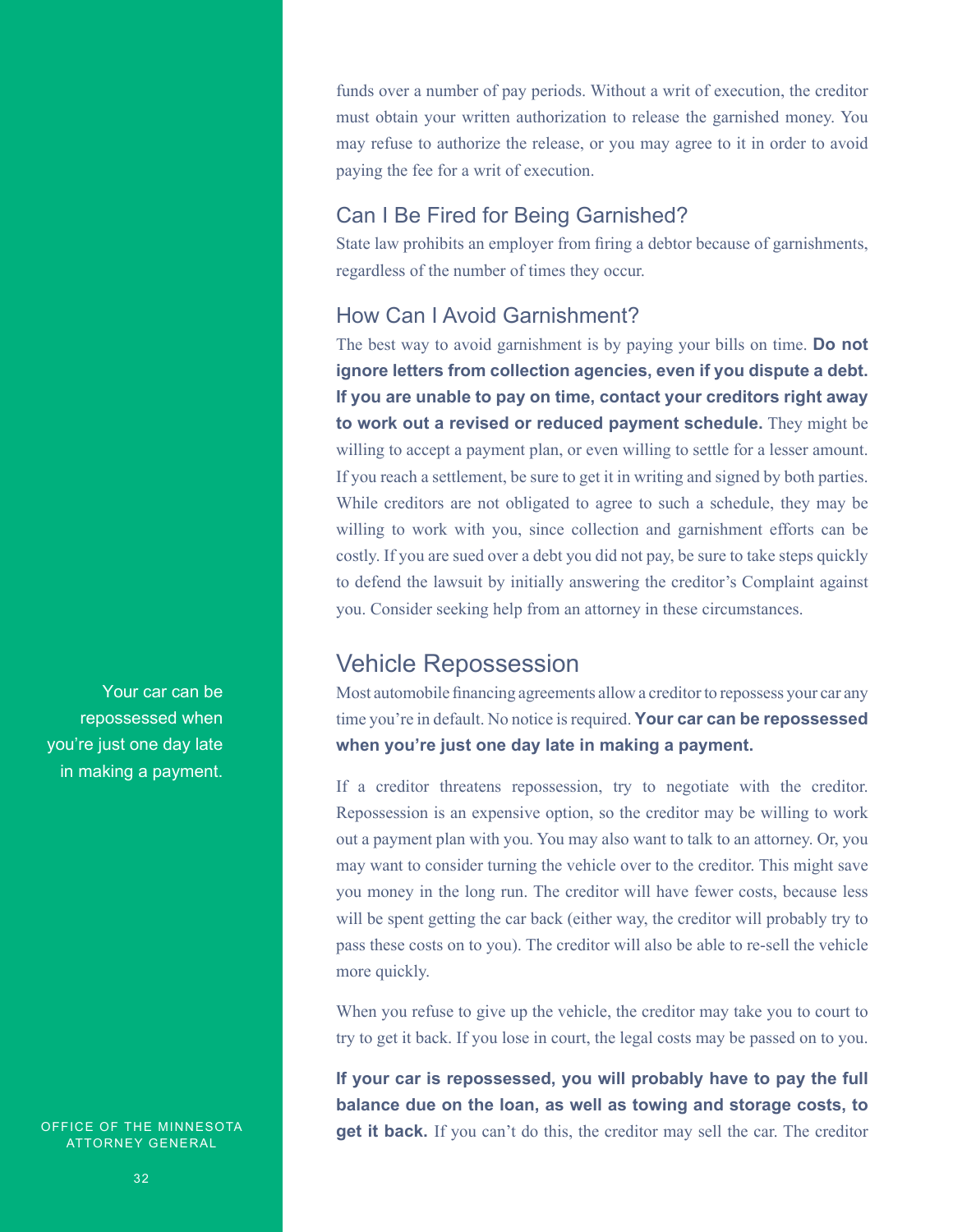funds over a number of pay periods. Without a writ of execution, the creditor must obtain your written authorization to release the garnished money. You may refuse to authorize the release, or you may agree to it in order to avoid paying the fee for a writ of execution.

### Can I Be Fired for Being Garnished?

State law prohibits an employer from firing a debtor because of garnishments, regardless of the number of times they occur.

### How Can I Avoid Garnishment?

The best way to avoid garnishment is by paying your bills on time. **Do not ignore letters from collection agencies, even if you dispute a debt. If you are unable to pay on time, contact your creditors right away to work out a revised or reduced payment schedule.** They might be willing to accept a payment plan, or even willing to settle for a lesser amount. If you reach a settlement, be sure to get it in writing and signed by both parties. While creditors are not obligated to agree to such a schedule, they may be willing to work with you, since collection and garnishment efforts can be costly. If you are sued over a debt you did not pay, be sure to take steps quickly to defend the lawsuit by initially answering the creditor's Complaint against you. Consider seeking help from an attorney in these circumstances.

## Vehicle Repossession

Your car can be repossessed when you're just one day late in making a payment.

Most automobile financing agreements allow a creditor to repossess your car any time you're in default. No notice is required. **Your car can be repossessed when you're just one day late in making a payment.**

If a creditor threatens repossession, try to negotiate with the creditor. Repossession is an expensive option, so the creditor may be willing to work out a payment plan with you. You may also want to talk to an attorney. Or, you may want to consider turning the vehicle over to the creditor. This might save you money in the long run. The creditor will have fewer costs, because less will be spent getting the car back (either way, the creditor will probably try to pass these costs on to you). The creditor will also be able to re-sell the vehicle more quickly.

When you refuse to give up the vehicle, the creditor may take you to court to try to get it back. If you lose in court, the legal costs may be passed on to you.

**If your car is repossessed, you will probably have to pay the full balance due on the loan, as well as towing and storage costs, to get it back.** If you can't do this, the creditor may sell the car. The creditor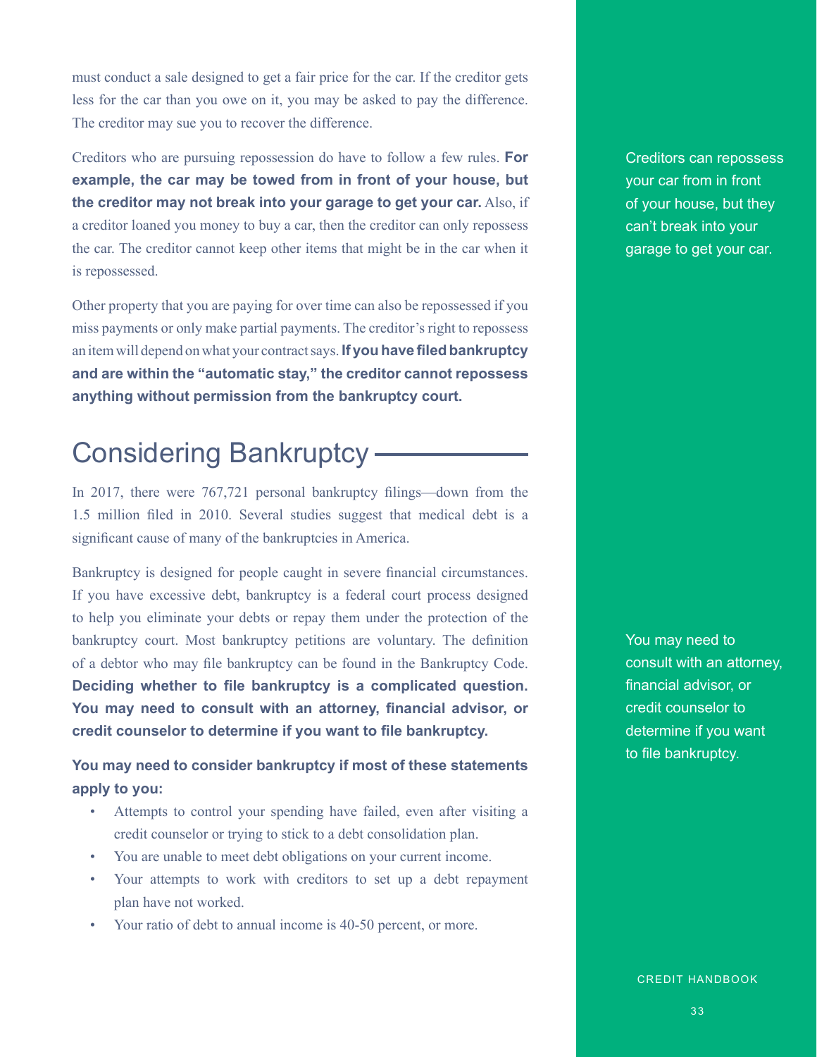must conduct a sale designed to get a fair price for the car. If the creditor gets less for the car than you owe on it, you may be asked to pay the difference. The creditor may sue you to recover the difference.

Creditors who are pursuing repossession do have to follow a few rules. **For example, the car may be towed from in front of your house, but the creditor may not break into your garage to get your car.** Also, if a creditor loaned you money to buy a car, then the creditor can only repossess the car. The creditor cannot keep other items that might be in the car when it is repossessed.

Creditors can repossess your car from in front of your house, but they can't break into your garage to get your car.

Other property that you are paying for over time can also be repossessed if you miss payments or only make partial payments. The creditor's right to repossess an item will depend on what your contract says. **If you have filed bankruptcy and are within the "automatic stay," the creditor cannot repossess anything without permission from the bankruptcy court.**

## Considering Bankruptcy

In 2017, there were 767,721 personal bankruptcy filings—down from the 1.5 million filed in 2010. Several studies suggest that medical debt is a significant cause of many of the bankruptcies in America.

Bankruptcy is designed for people caught in severe financial circumstances. If you have excessive debt, bankruptcy is a federal court process designed to help you eliminate your debts or repay them under the protection of the bankruptcy court. Most bankruptcy petitions are voluntary. The definition of a debtor who may file bankruptcy can be found in the Bankruptcy Code. **Deciding whether to file bankruptcy is a complicated question. You may need to consult with an attorney, financial advisor, or credit counselor to determine if you want to file bankruptcy.**

You may need to consult with an attorney, financial advisor, or credit counselor to determine if you want to file bankruptcy.

**You may need to consider bankruptcy if most of these statements apply to you:**

- Attempts to control your spending have failed, even after visiting a credit counselor or trying to stick to a debt consolidation plan.
- You are unable to meet debt obligations on your current income.
- Your attempts to work with creditors to set up a debt repayment plan have not worked.
- Your ratio of debt to annual income is 40-50 percent, or more.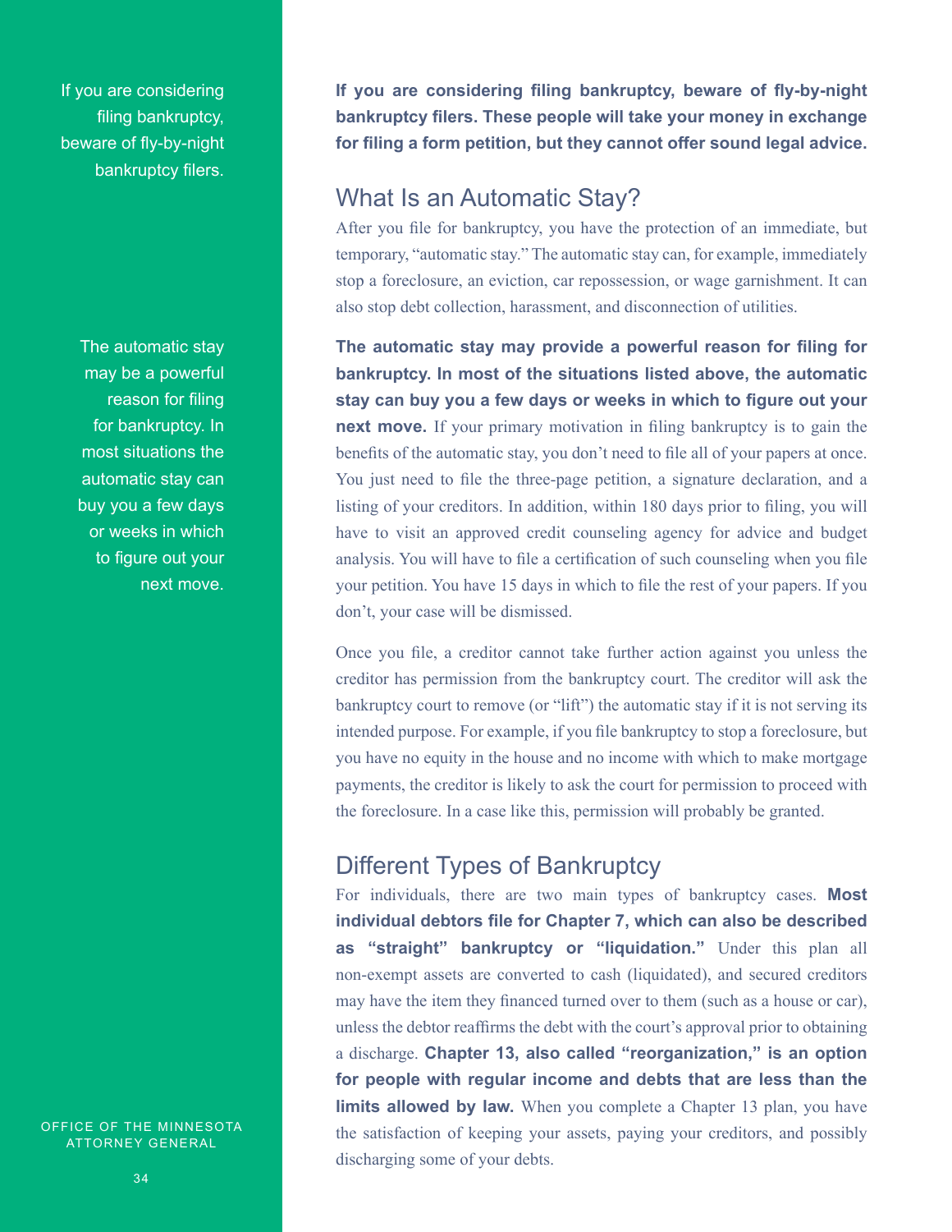If you are considering filing bankruptcy, beware of fly-by-night bankruptcy filers.

The automatic stay may be a powerful reason for filing for bankruptcy. In most situations the automatic stay can buy you a few days or weeks in which to figure out your next move.

**If you are considering filing bankruptcy, beware of fly-by-night bankruptcy filers. These people will take your money in exchange for filing a form petition, but they cannot offer sound legal advice.**

## What Is an Automatic Stay?

After you file for bankruptcy, you have the protection of an immediate, but temporary, "automatic stay." The automatic stay can, for example, immediately stop a foreclosure, an eviction, car repossession, or wage garnishment. It can also stop debt collection, harassment, and disconnection of utilities.

**The automatic stay may provide a powerful reason for filing for bankruptcy. In most of the situations listed above, the automatic stay can buy you a few days or weeks in which to figure out your next move.** If your primary motivation in filing bankruptcy is to gain the benefits of the automatic stay, you don't need to file all of your papers at once. You just need to file the three-page petition, a signature declaration, and a listing of your creditors. In addition, within 180 days prior to filing, you will have to visit an approved credit counseling agency for advice and budget analysis. You will have to file a certification of such counseling when you file your petition. You have 15 days in which to file the rest of your papers. If you don't, your case will be dismissed.

Once you file, a creditor cannot take further action against you unless the creditor has permission from the bankruptcy court. The creditor will ask the bankruptcy court to remove (or "lift") the automatic stay if it is not serving its intended purpose. For example, if you file bankruptcy to stop a foreclosure, but you have no equity in the house and no income with which to make mortgage payments, the creditor is likely to ask the court for permission to proceed with the foreclosure. In a case like this, permission will probably be granted.

## Different Types of Bankruptcy

For individuals, there are two main types of bankruptcy cases. **Most individual debtors file for Chapter 7, which can also be described as "straight" bankruptcy or "liquidation."** Under this plan all non-exempt assets are converted to cash (liquidated), and secured creditors may have the item they financed turned over to them (such as a house or car), unless the debtor reaffirms the debt with the court's approval prior to obtaining a discharge. **Chapter 13, also called "reorganization," is an option for people with regular income and debts that are less than the limits allowed by law.** When you complete a Chapter 13 plan, you have the satisfaction of keeping your assets, paying your creditors, and possibly discharging some of your debts.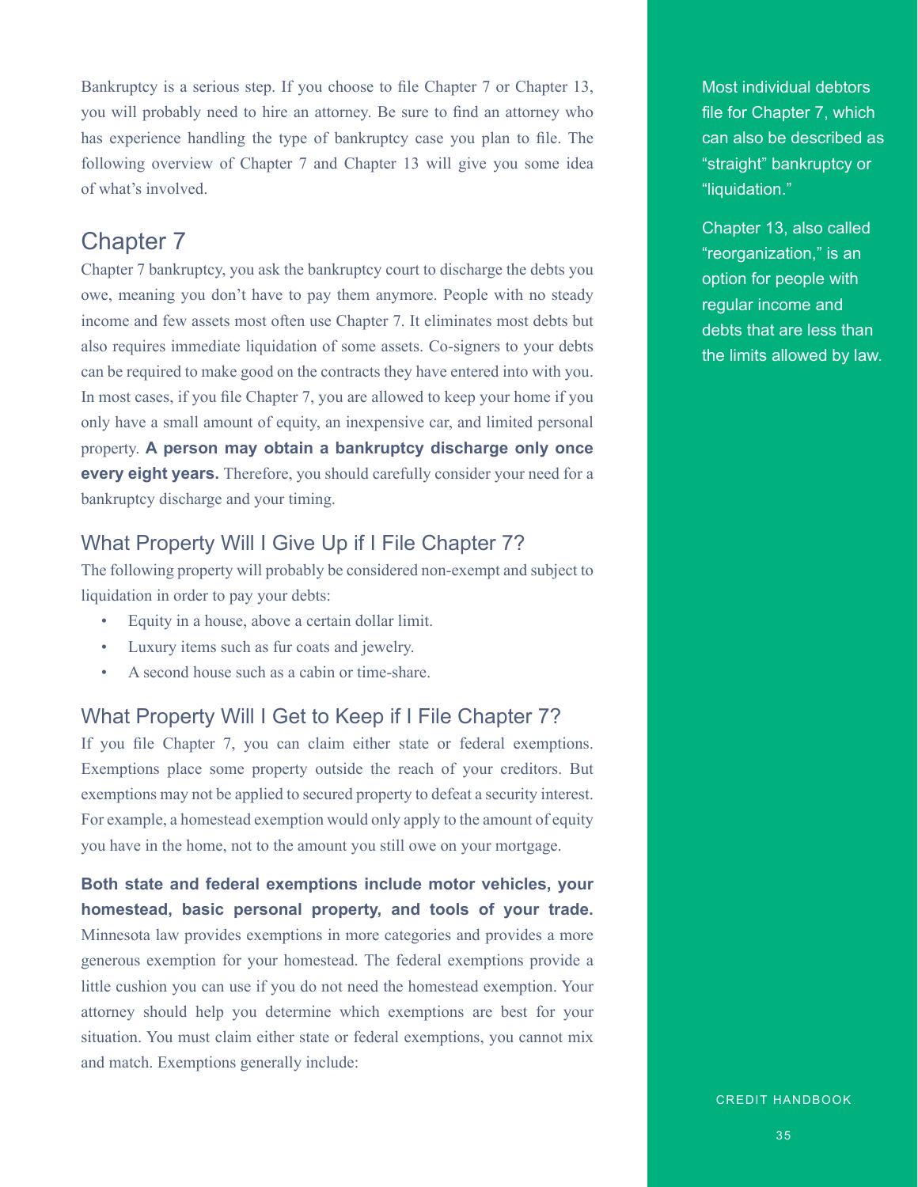Bankruptcy is a serious step. If you choose to file Chapter 7 or Chapter 13, you will probably need to hire an attorney. Be sure to find an attorney who has experience handling the type of bankruptcy case you plan to file. The following overview of Chapter 7 and Chapter 13 will give you some idea of what's involved.

## Chapter 7

Chapter 7 bankruptcy, you ask the bankruptcy court to discharge the debts you owe, meaning you don't have to pay them anymore. People with no steady income and few assets most often use Chapter 7. It eliminates most debts but also requires immediate liquidation of some assets. Co-signers to your debts can be required to make good on the contracts they have entered into with you. In most cases, if you file Chapter 7, you are allowed to keep your home if you only have a small amount of equity, an inexpensive car, and limited personal property. **A person may obtain a bankruptcy discharge only once every eight years.** Therefore, you should carefully consider your need for a bankruptcy discharge and your timing.

### What Property Will I Give Up if I File Chapter 7?

The following property will probably be considered non-exempt and subject to liquidation in order to pay your debts:

- Equity in a house, above a certain dollar limit.
- Luxury items such as fur coats and jewelry.
- A second house such as a cabin or time-share.

### What Property Will I Get to Keep if I File Chapter 7?

If you file Chapter 7, you can claim either state or federal exemptions. Exemptions place some property outside the reach of your creditors. But exemptions may not be applied to secured property to defeat a security interest. For example, a homestead exemption would only apply to the amount of equity you have in the home, not to the amount you still owe on your mortgage.

**Both state and federal exemptions include motor vehicles, your homestead, basic personal property, and tools of your trade.** Minnesota law provides exemptions in more categories and provides a more generous exemption for your homestead. The federal exemptions provide a little cushion you can use if you do not need the homestead exemption. Your attorney should help you determine which exemptions are best for your situation. You must claim either state or federal exemptions, you cannot mix and match. Exemptions generally include:

Most individual debtors file for Chapter 7, which can also be described as "straight" bankruptcy or "liquidation."

Chapter 13, also called "reorganization," is an option for people with regular income and debts that are less than the limits allowed by law.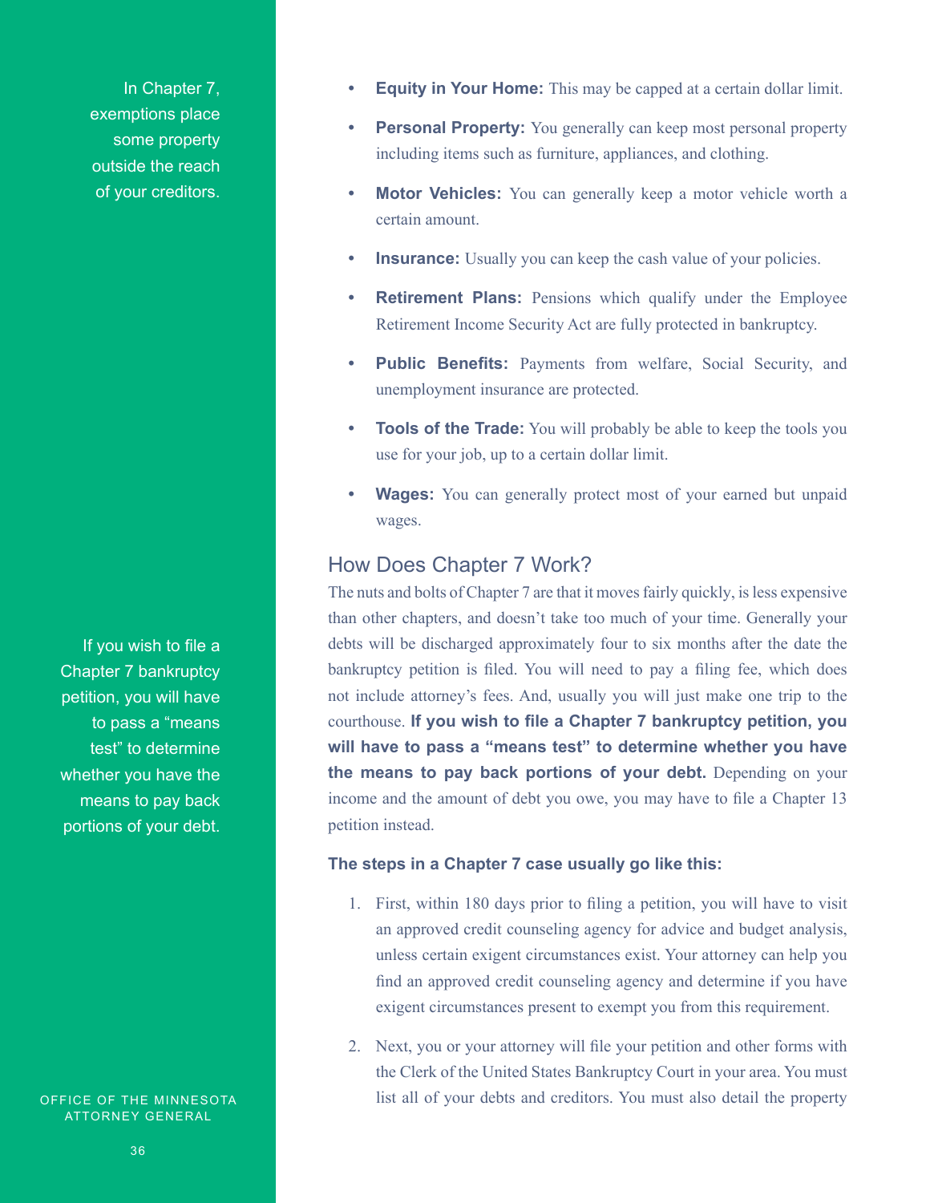In Chapter 7, exemptions place some property outside the reach of your creditors.

- **Equity in Your Home:** This may be capped at a certain dollar limit.
- **Personal Property:** You generally can keep most personal property including items such as furniture, appliances, and clothing.
- **Motor Vehicles:** You can generally keep a motor vehicle worth a certain amount.
- **Insurance:** Usually you can keep the cash value of your policies.
- **Retirement Plans:** Pensions which qualify under the Employee Retirement Income Security Act are fully protected in bankruptcy.
- **Public Benefits:** Payments from welfare, Social Security, and unemployment insurance are protected.
- **Tools of the Trade:** You will probably be able to keep the tools you use for your job, up to a certain dollar limit.
- **Wages:** You can generally protect most of your earned but unpaid wages.

## How Does Chapter 7 Work?

The nuts and bolts of Chapter 7 are that it moves fairly quickly, is less expensive than other chapters, and doesn't take too much of your time. Generally your debts will be discharged approximately four to six months after the date the bankruptcy petition is filed. You will need to pay a filing fee, which does not include attorney's fees. And, usually you will just make one trip to the courthouse. **If you wish to file a Chapter 7 bankruptcy petition, you will have to pass a "means test" to determine whether you have the means to pay back portions of your debt.** Depending on your income and the amount of debt you owe, you may have to file a Chapter 13 petition instead.

If you wish to file a Chapter 7 bankruptcy petition, you will have to pass a "means test" to determine whether you have the means to pay back portions of your debt.

**The steps in a Chapter 7 case usually go like this:**

1. First, within 180 days prior to filing a petition, you will have to visit an approved credit counseling agency for advice and budget analysis, unless certain exigent circumstances exist. Your attorney can help you find an approved credit counseling agency and determine if you have exigent circumstances present to exempt you from this requirement.
2. Next, you or your attorney will file your petition and other forms with the Clerk of the United States Bankruptcy Court in your area. You must list all of your debts and creditors. You must also detail the property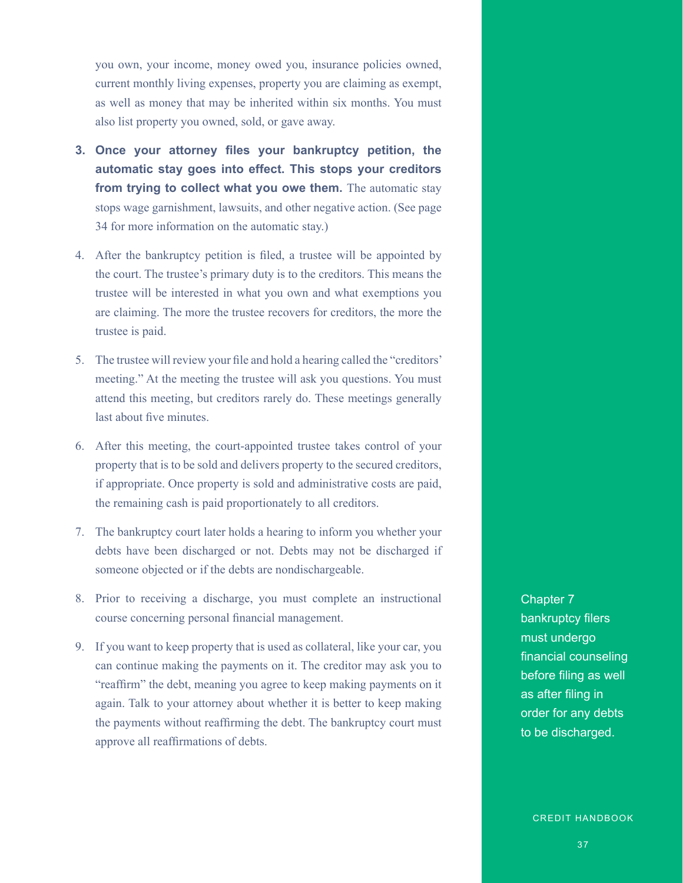you own, your income, money owed you, insurance policies owned, current monthly living expenses, property you are claiming as exempt, as well as money that may be inherited within six months. You must also list property you owned, sold, or gave away.

3. **Once your attorney files your bankruptcy petition, the automatic stay goes into effect. This stops your creditors from trying to collect what you owe them.** The automatic stay stops wage garnishment, lawsuits, and other negative action. (See page 34 for more information on the automatic stay.)

4. After the bankruptcy petition is filed, a trustee will be appointed by the court. The trustee's primary duty is to the creditors. This means the trustee will be interested in what you own and what exemptions you are claiming. The more the trustee recovers for creditors, the more the trustee is paid.

5. The trustee will review your file and hold a hearing called the "creditors' meeting." At the meeting the trustee will ask you questions. You must attend this meeting, but creditors rarely do. These meetings generally last about five minutes.

6. After this meeting, the court-appointed trustee takes control of your property that is to be sold and delivers property to the secured creditors, if appropriate. Once property is sold and administrative costs are paid, the remaining cash is paid proportionately to all creditors.

7. The bankruptcy court later holds a hearing to inform you whether your debts have been discharged or not. Debts may not be discharged if someone objected or if the debts are nondischargeable.

8. Prior to receiving a discharge, you must complete an instructional course concerning personal financial management.

9. If you want to keep property that is used as collateral, like your car, you can continue making the payments on it. The creditor may ask you to "reaffirm" the debt, meaning you agree to keep making payments on it again. Talk to your attorney about whether it is better to keep making the payments without reaffirming the debt. The bankruptcy court must approve all reaffirmations of debts.

Chapter 7 bankruptcy filers must undergo financial counseling before filing as well as after filing in order for any debts to be discharged.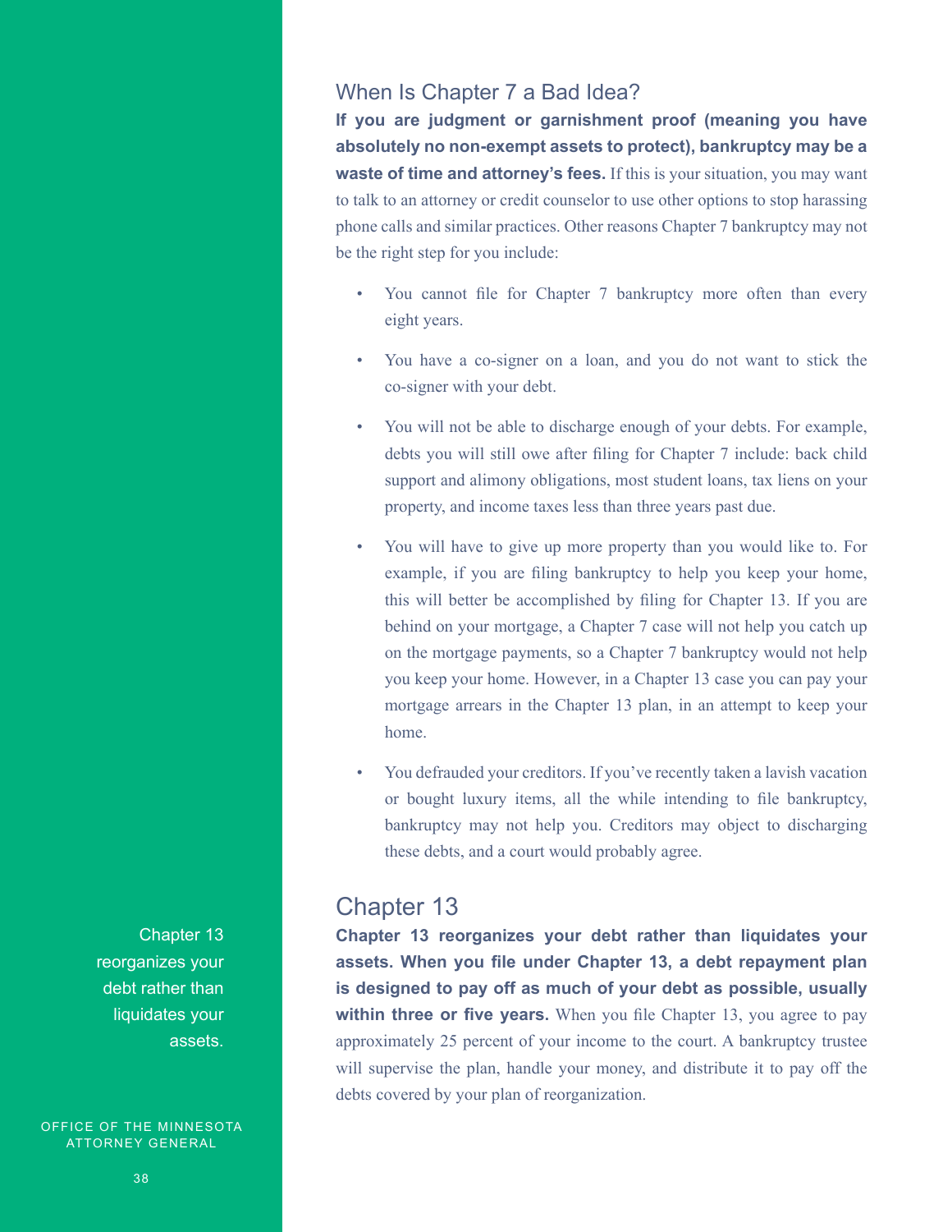## When Is Chapter 7 a Bad Idea?

**If you are judgment or garnishment proof (meaning you have absolutely no non-exempt assets to protect), bankruptcy may be a waste of time and attorney's fees.** If this is your situation, you may want to talk to an attorney or credit counselor to use other options to stop harassing phone calls and similar practices. Other reasons Chapter 7 bankruptcy may not be the right step for you include:

- You cannot file for Chapter 7 bankruptcy more often than every eight years.
- You have a co-signer on a loan, and you do not want to stick the co-signer with your debt.
- You will not be able to discharge enough of your debts. For example, debts you will still owe after filing for Chapter 7 include: back child support and alimony obligations, most student loans, tax liens on your property, and income taxes less than three years past due.
- You will have to give up more property than you would like to. For example, if you are filing bankruptcy to help you keep your home, this will better be accomplished by filing for Chapter 13. If you are behind on your mortgage, a Chapter 7 case will not help you catch up on the mortgage payments, so a Chapter 7 bankruptcy would not help you keep your home. However, in a Chapter 13 case you can pay your mortgage arrears in the Chapter 13 plan, in an attempt to keep your home.
- You defrauded your creditors. If you've recently taken a lavish vacation or bought luxury items, all the while intending to file bankruptcy, bankruptcy may not help you. Creditors may object to discharging these debts, and a court would probably agree.

## Chapter 13

Chapter 13 reorganizes your debt rather than liquidates your assets.

**Chapter 13 reorganizes your debt rather than liquidates your assets. When you file under Chapter 13, a debt repayment plan is designed to pay off as much of your debt as possible, usually within three or five years.** When you file Chapter 13, you agree to pay approximately 25 percent of your income to the court. A bankruptcy trustee will supervise the plan, handle your money, and distribute it to pay off the debts covered by your plan of reorganization.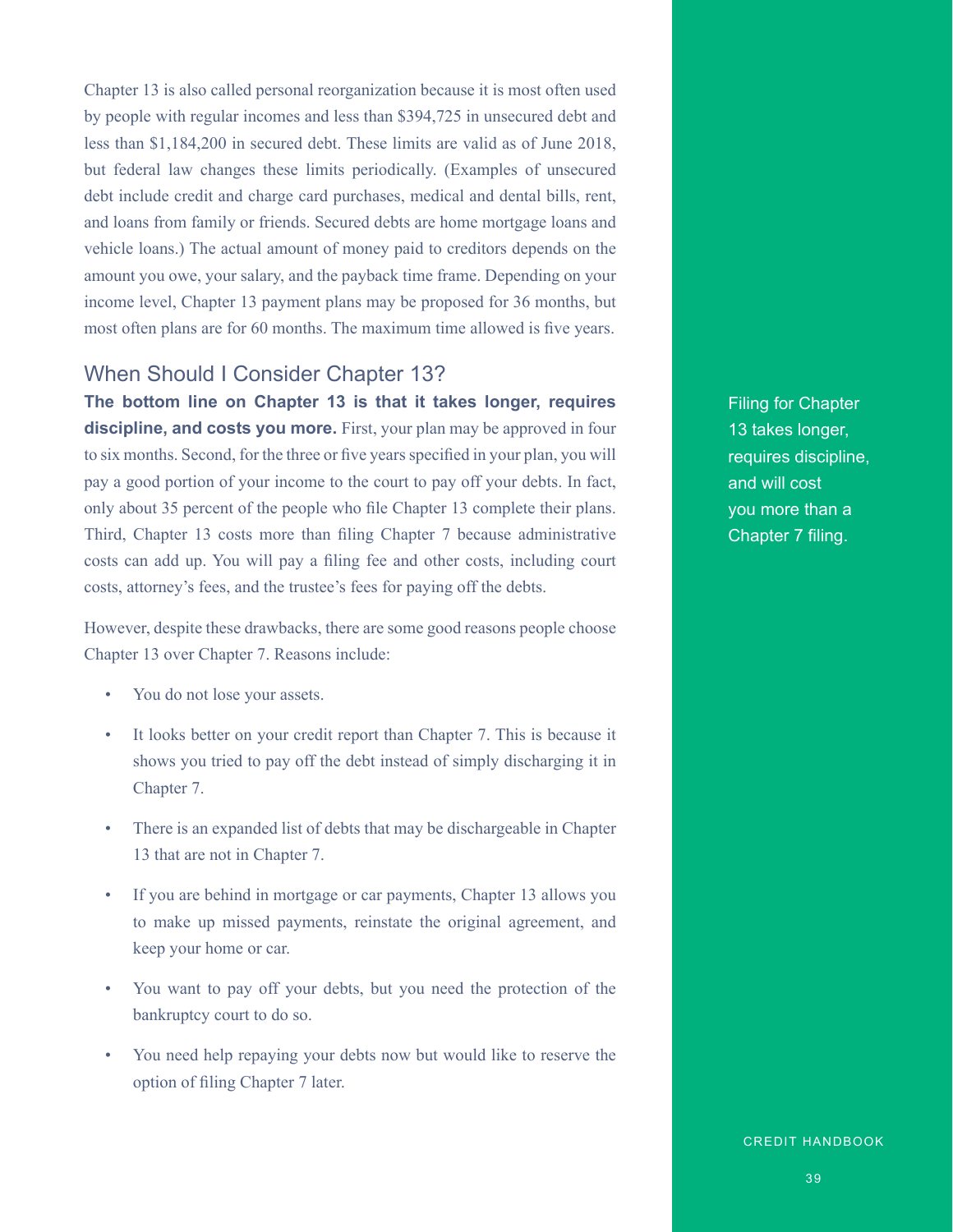Chapter 13 is also called personal reorganization because it is most often used by people with regular incomes and less than $394,725 in unsecured debt and less than $1,184,200 in secured debt. These limits are valid as of June 2018, but federal law changes these limits periodically. (Examples of unsecured debt include credit and charge card purchases, medical and dental bills, rent, and loans from family or friends. Secured debts are home mortgage loans and vehicle loans.) The actual amount of money paid to creditors depends on the amount you owe, your salary, and the payback time frame. Depending on your income level, Chapter 13 payment plans may be proposed for 36 months, but most often plans are for 60 months. The maximum time allowed is five years.

## When Should I Consider Chapter 13?

**The bottom line on Chapter 13 is that it takes longer, requires discipline, and costs you more.** First, your plan may be approved in four to six months. Second, for the three or five years specified in your plan, you will pay a good portion of your income to the court to pay off your debts. In fact, only about 35 percent of the people who file Chapter 13 complete their plans. Third, Chapter 13 costs more than filing Chapter 7 because administrative costs can add up. You will pay a filing fee and other costs, including court costs, attorney's fees, and the trustee's fees for paying off the debts.

Filing for Chapter 13 takes longer, requires discipline, and will cost you more than a Chapter 7 filing.

However, despite these drawbacks, there are some good reasons people choose Chapter 13 over Chapter 7. Reasons include:

- You do not lose your assets.
- It looks better on your credit report than Chapter 7. This is because it shows you tried to pay off the debt instead of simply discharging it in Chapter 7.
- There is an expanded list of debts that may be dischargeable in Chapter 13 that are not in Chapter 7.
- If you are behind in mortgage or car payments, Chapter 13 allows you to make up missed payments, reinstate the original agreement, and keep your home or car.
- You want to pay off your debts, but you need the protection of the bankruptcy court to do so.
- You need help repaying your debts now but would like to reserve the option of filing Chapter 7 later.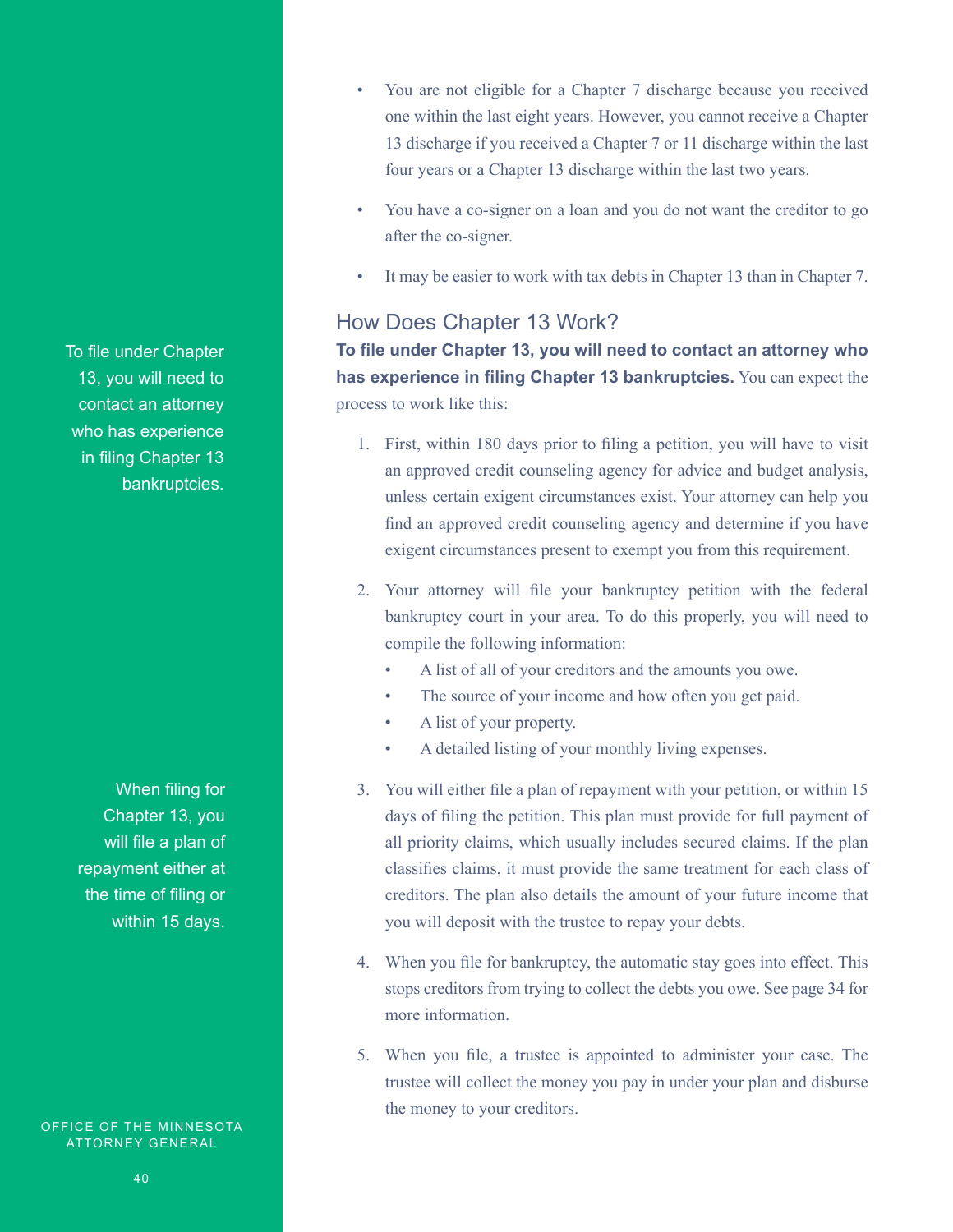- You are not eligible for a Chapter 7 discharge because you received one within the last eight years. However, you cannot receive a Chapter 13 discharge if you received a Chapter 7 or 11 discharge within the last four years or a Chapter 13 discharge within the last two years.
- You have a co-signer on a loan and you do not want the creditor to go after the co-signer.
- It may be easier to work with tax debts in Chapter 13 than in Chapter 7.

## How Does Chapter 13 Work?

To file under Chapter 13, you will need to contact an attorney who has experience in filing Chapter 13 bankruptcies.

When filing for Chapter 13, you will file a plan of repayment either at the time of filing or within 15 days.

**To file under Chapter 13, you will need to contact an attorney who has experience in filing Chapter 13 bankruptcies.** You can expect the process to work like this:

1. First, within 180 days prior to filing a petition, you will have to visit an approved credit counseling agency for advice and budget analysis, unless certain exigent circumstances exist. Your attorney can help you find an approved credit counseling agency and determine if you have exigent circumstances present to exempt you from this requirement.
2. Your attorney will file your bankruptcy petition with the federal bankruptcy court in your area. To do this properly, you will need to compile the following information:
   - A list of all of your creditors and the amounts you owe.
   - The source of your income and how often you get paid.
   - A list of your property.
   - A detailed listing of your monthly living expenses.
3. You will either file a plan of repayment with your petition, or within 15 days of filing the petition. This plan must provide for full payment of all priority claims, which usually includes secured claims. If the plan classifies claims, it must provide the same treatment for each class of creditors. The plan also details the amount of your future income that you will deposit with the trustee to repay your debts.
4. When you file for bankruptcy, the automatic stay goes into effect. This stops creditors from trying to collect the debts you owe. See page 34 for more information.
5. When you file, a trustee is appointed to administer your case. The trustee will collect the money you pay in under your plan and disburse the money to your creditors.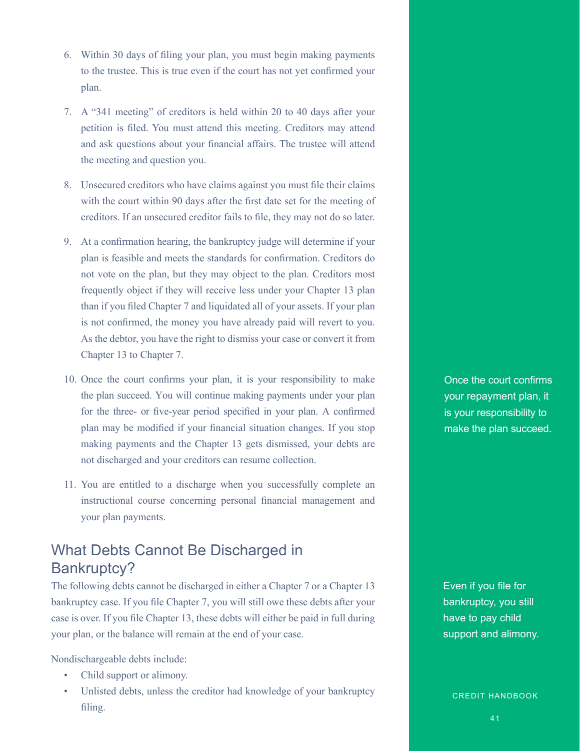6. Within 30 days of filing your plan, you must begin making payments to the trustee. This is true even if the court has not yet confirmed your plan.

7. A "341 meeting" of creditors is held within 20 to 40 days after your petition is filed. You must attend this meeting. Creditors may attend and ask questions about your financial affairs. The trustee will attend the meeting and question you.

8. Unsecured creditors who have claims against you must file their claims with the court within 90 days after the first date set for the meeting of creditors. If an unsecured creditor fails to file, they may not do so later.

9. At a confirmation hearing, the bankruptcy judge will determine if your plan is feasible and meets the standards for confirmation. Creditors do not vote on the plan, but they may object to the plan. Creditors most frequently object if they will receive less under your Chapter 13 plan than if you filed Chapter 7 and liquidated all of your assets. If your plan is not confirmed, the money you have already paid will revert to you. As the debtor, you have the right to dismiss your case or convert it from Chapter 13 to Chapter 7.

10. Once the court confirms your plan, it is your responsibility to make the plan succeed. You will continue making payments under your plan for the three- or five-year period specified in your plan. A confirmed plan may be modified if your financial situation changes. If you stop making payments and the Chapter 13 gets dismissed, your debts are not discharged and your creditors can resume collection.

11. You are entitled to a discharge when you successfully complete an instructional course concerning personal financial management and your plan payments.

Once the court confirms your repayment plan, it is your responsibility to make the plan succeed.

## What Debts Cannot Be Discharged in Bankruptcy?

The following debts cannot be discharged in either a Chapter 7 or a Chapter 13 bankruptcy case. If you file Chapter 7, you will still owe these debts after your case is over. If you file Chapter 13, these debts will either be paid in full during your plan, or the balance will remain at the end of your case.

Even if you file for bankruptcy, you still have to pay child support and alimony.

Nondischargeable debts include:

- Child support or alimony.
- Unlisted debts, unless the creditor had knowledge of your bankruptcy filing.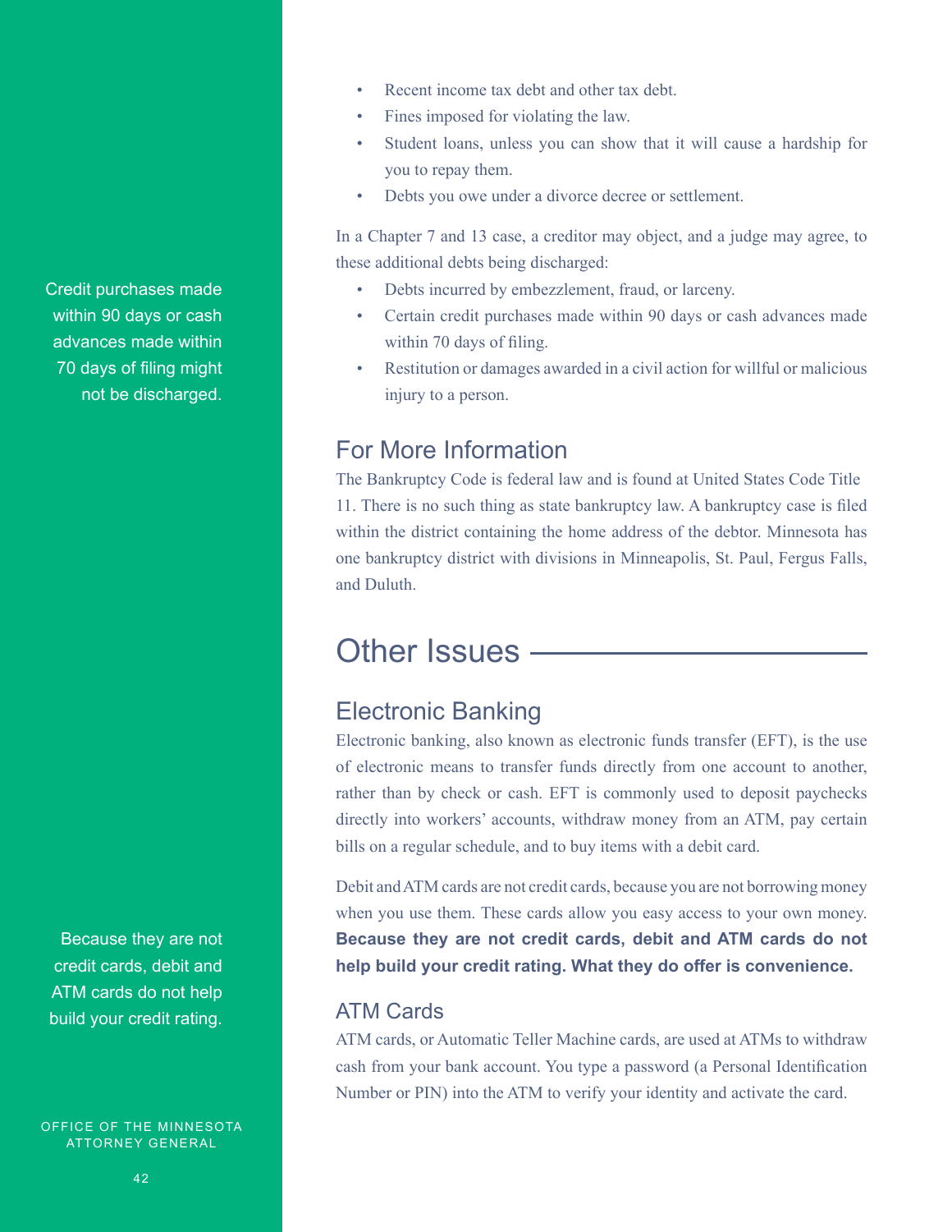- Recent income tax debt and other tax debt.
- Fines imposed for violating the law.
- Student loans, unless you can show that it will cause a hardship for you to repay them.
- Debts you owe under a divorce decree or settlement.

In a Chapter 7 and 13 case, a creditor may object, and a judge may agree, to these additional debts being discharged:

- Debts incurred by embezzlement, fraud, or larceny.
- Certain credit purchases made within 90 days or cash advances made within 70 days of filing.
- Restitution or damages awarded in a civil action for willful or malicious injury to a person.

Credit purchases made within 90 days or cash advances made within 70 days of filing might not be discharged.

## For More Information

The Bankruptcy Code is federal law and is found at United States Code Title 11. There is no such thing as state bankruptcy law. A bankruptcy case is filed within the district containing the home address of the debtor. Minnesota has one bankruptcy district with divisions in Minneapolis, St. Paul, Fergus Falls, and Duluth.

# Other Issues

## Electronic Banking

Electronic banking, also known as electronic funds transfer (EFT), is the use of electronic means to transfer funds directly from one account to another, rather than by check or cash. EFT is commonly used to deposit paychecks directly into workers' accounts, withdraw money from an ATM, pay certain bills on a regular schedule, and to buy items with a debit card.

Debit and ATM cards are not credit cards, because you are not borrowing money when you use them. These cards allow you easy access to your own money. **Because they are not credit cards, debit and ATM cards do not help build your credit rating. What they do offer is convenience.**

Because they are not credit cards, debit and ATM cards do not help build your credit rating.

### ATM Cards

ATM cards, or Automatic Teller Machine cards, are used at ATMs to withdraw cash from your bank account. You type a password (a Personal Identification Number or PIN) into the ATM to verify your identity and activate the card.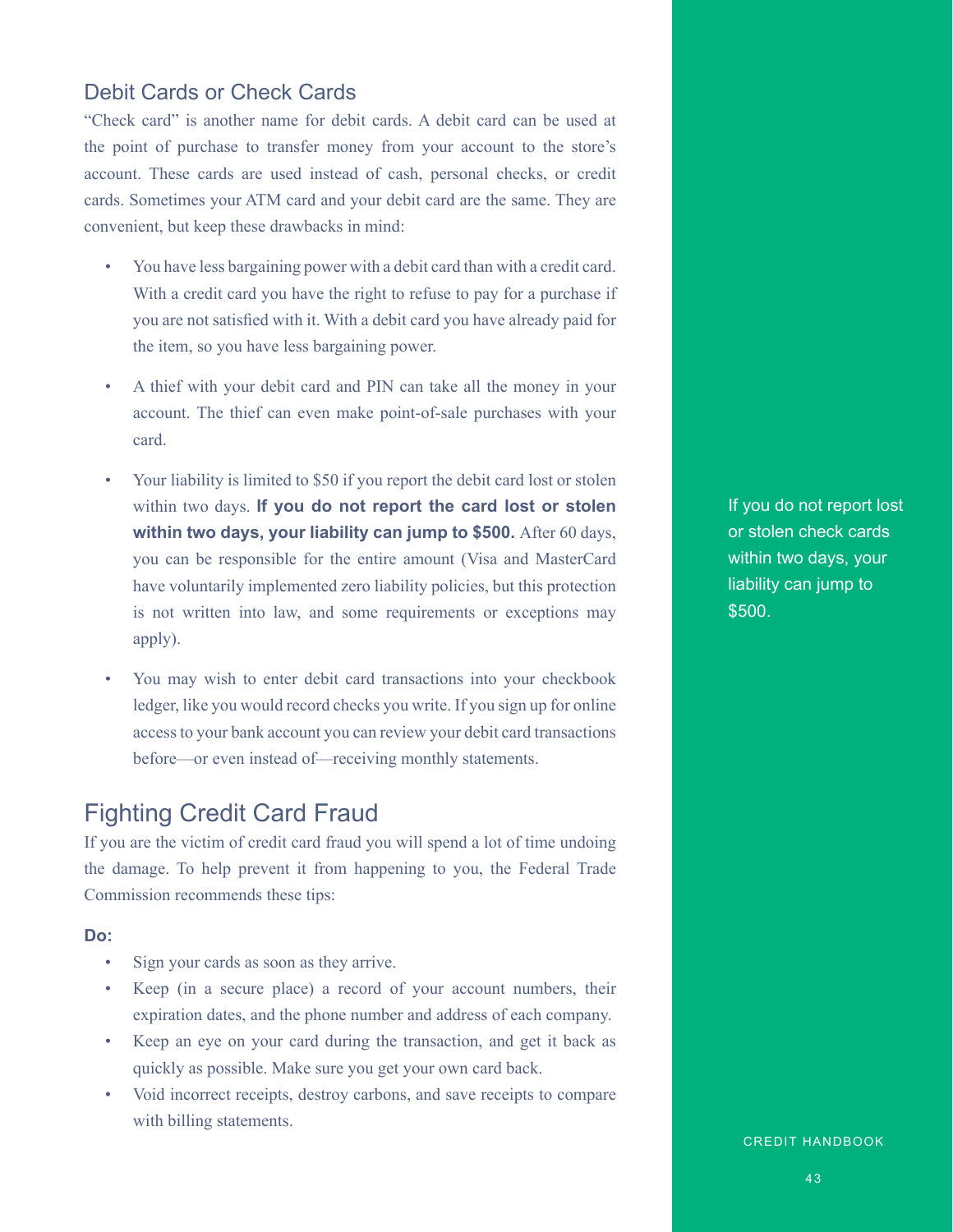## Debit Cards or Check Cards

"Check card" is another name for debit cards. A debit card can be used at the point of purchase to transfer money from your account to the store's account. These cards are used instead of cash, personal checks, or credit cards. Sometimes your ATM card and your debit card are the same. They are convenient, but keep these drawbacks in mind:

- You have less bargaining power with a debit card than with a credit card. With a credit card you have the right to refuse to pay for a purchase if you are not satisfied with it. With a debit card you have already paid for the item, so you have less bargaining power.
- A thief with your debit card and PIN can take all the money in your account. The thief can even make point-of-sale purchases with your card.
- Your liability is limited to $50 if you report the debit card lost or stolen within two days. **If you do not report the card lost or stolen within two days, your liability can jump to $500.** After 60 days, you can be responsible for the entire amount (Visa and MasterCard have voluntarily implemented zero liability policies, but this protection is not written into law, and some requirements or exceptions may apply).
- You may wish to enter debit card transactions into your checkbook ledger, like you would record checks you write. If you sign up for online access to your bank account you can review your debit card transactions before—or even instead of—receiving monthly statements.

If you do not report lost or stolen check cards within two days, your liability can jump to $500.

## Fighting Credit Card Fraud

If you are the victim of credit card fraud you will spend a lot of time undoing the damage. To help prevent it from happening to you, the Federal Trade Commission recommends these tips:

**Do:**

- Sign your cards as soon as they arrive.
- Keep (in a secure place) a record of your account numbers, their expiration dates, and the phone number and address of each company.
- Keep an eye on your card during the transaction, and get it back as quickly as possible. Make sure you get your own card back.
- Void incorrect receipts, destroy carbons, and save receipts to compare with billing statements.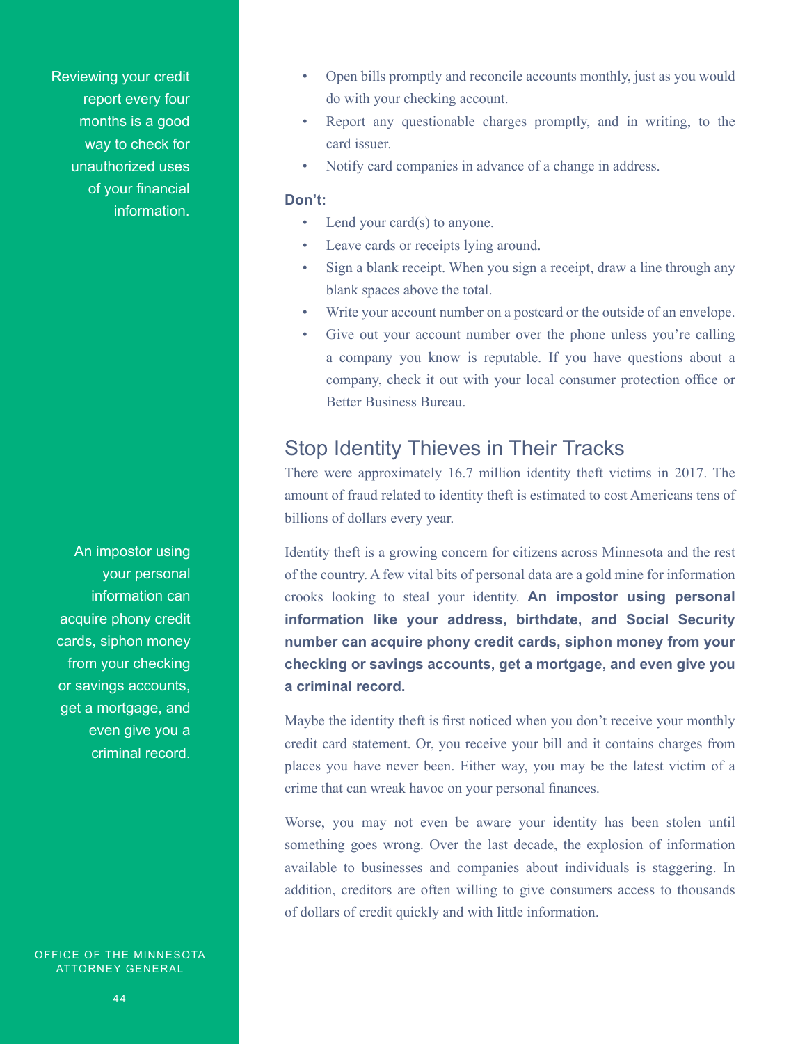Reviewing your credit report every four months is a good way to check for unauthorized uses of your financial information.

- Open bills promptly and reconcile accounts monthly, just as you would do with your checking account.
- Report any questionable charges promptly, and in writing, to the card issuer.
- Notify card companies in advance of a change in address.

**Don't:**

- Lend your card(s) to anyone.
- Leave cards or receipts lying around.
- Sign a blank receipt. When you sign a receipt, draw a line through any blank spaces above the total.
- Write your account number on a postcard or the outside of an envelope.
- Give out your account number over the phone unless you're calling a company you know is reputable. If you have questions about a company, check it out with your local consumer protection office or Better Business Bureau.

## Stop Identity Thieves in Their Tracks

There were approximately 16.7 million identity theft victims in 2017. The amount of fraud related to identity theft is estimated to cost Americans tens of billions of dollars every year.

Identity theft is a growing concern for citizens across Minnesota and the rest of the country. A few vital bits of personal data are a gold mine for information crooks looking to steal your identity. **An impostor using personal information like your address, birthdate, and Social Security number can acquire phony credit cards, siphon money from your checking or savings accounts, get a mortgage, and even give you a criminal record.**

An impostor using your personal information can acquire phony credit cards, siphon money from your checking or savings accounts, get a mortgage, and even give you a criminal record.

Maybe the identity theft is first noticed when you don't receive your monthly credit card statement. Or, you receive your bill and it contains charges from places you have never been. Either way, you may be the latest victim of a crime that can wreak havoc on your personal finances.

Worse, you may not even be aware your identity has been stolen until something goes wrong. Over the last decade, the explosion of information available to businesses and companies about individuals is staggering. In addition, creditors are often willing to give consumers access to thousands of dollars of credit quickly and with little information.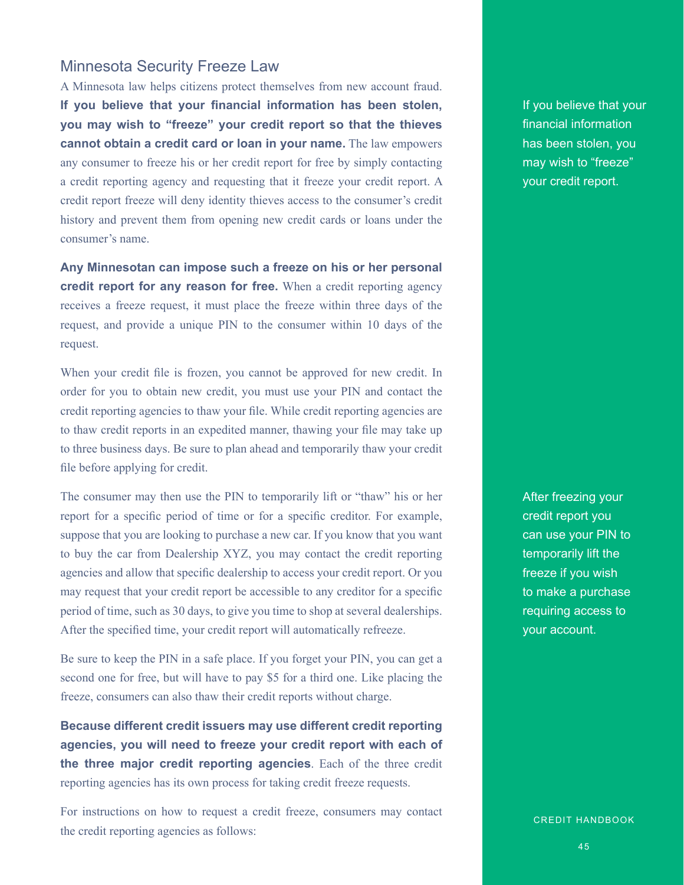## Minnesota Security Freeze Law

A Minnesota law helps citizens protect themselves from new account fraud. **If you believe that your financial information has been stolen, you may wish to "freeze" your credit report so that the thieves cannot obtain a credit card or loan in your name.** The law empowers any consumer to freeze his or her credit report for free by simply contacting a credit reporting agency and requesting that it freeze your credit report. A credit report freeze will deny identity thieves access to the consumer's credit history and prevent them from opening new credit cards or loans under the consumer's name.

If you believe that your financial information has been stolen, you may wish to "freeze" your credit report.

**Any Minnesotan can impose such a freeze on his or her personal credit report for any reason for free.** When a credit reporting agency receives a freeze request, it must place the freeze within three days of the request, and provide a unique PIN to the consumer within 10 days of the request.

When your credit file is frozen, you cannot be approved for new credit. In order for you to obtain new credit, you must use your PIN and contact the credit reporting agencies to thaw your file. While credit reporting agencies are to thaw credit reports in an expedited manner, thawing your file may take up to three business days. Be sure to plan ahead and temporarily thaw your credit file before applying for credit.

The consumer may then use the PIN to temporarily lift or "thaw" his or her report for a specific period of time or for a specific creditor. For example, suppose that you are looking to purchase a new car. If you know that you want to buy the car from Dealership XYZ, you may contact the credit reporting agencies and allow that specific dealership to access your credit report. Or you may request that your credit report be accessible to any creditor for a specific period of time, such as 30 days, to give you time to shop at several dealerships. After the specified time, your credit report will automatically refreeze.

After freezing your credit report you can use your PIN to temporarily lift the freeze if you wish to make a purchase requiring access to your account.

Be sure to keep the PIN in a safe place. If you forget your PIN, you can get a second one for free, but will have to pay $5 for a third one. Like placing the freeze, consumers can also thaw their credit reports without charge.

**Because different credit issuers may use different credit reporting agencies, you will need to freeze your credit report with each of the three major credit reporting agencies**. Each of the three credit reporting agencies has its own process for taking credit freeze requests.

For instructions on how to request a credit freeze, consumers may contact the credit reporting agencies as follows: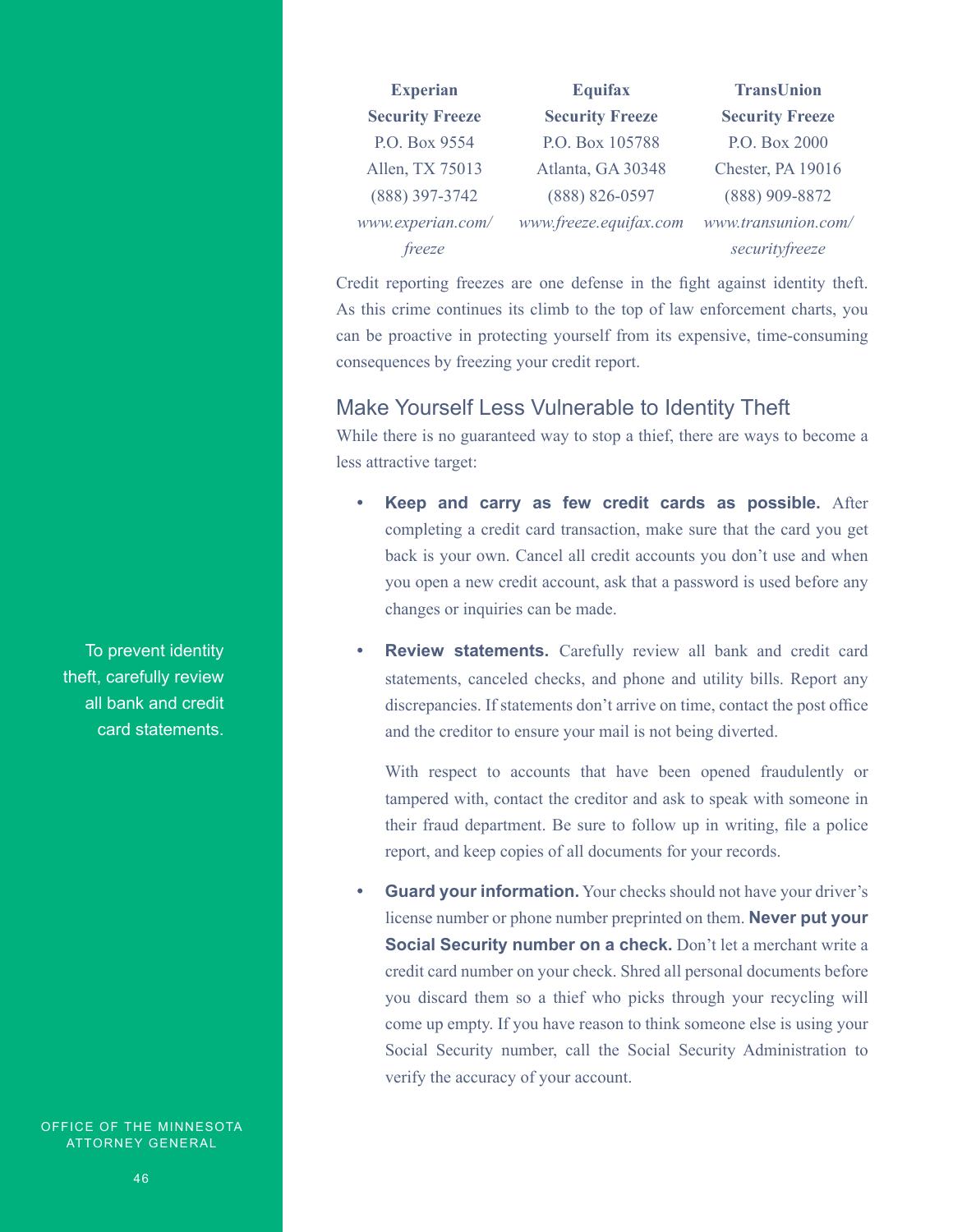| Experian | Equifax | TransUnion |
|---|---|---|
| **Security Freeze** | **Security Freeze** | **Security Freeze** |
| P.O. Box 9554 | P.O. Box 105788 | P.O. Box 2000 |
| Allen, TX 75013 | Atlanta, GA 30348 | Chester, PA 19016 |
| (888) 397-3742 | (888) 826-0597 | (888) 909-8872 |
| *www.experian.com/freeze* | *www.freeze.equifax.com* | *www.transunion.com/securityfreeze* |

Credit reporting freezes are one defense in the fight against identity theft. As this crime continues its climb to the top of law enforcement charts, you can be proactive in protecting yourself from its expensive, time-consuming consequences by freezing your credit report.

## Make Yourself Less Vulnerable to Identity Theft

While there is no guaranteed way to stop a thief, there are ways to become a less attractive target:

- **Keep and carry as few credit cards as possible.** After completing a credit card transaction, make sure that the card you get back is your own. Cancel all credit accounts you don't use and when you open a new credit account, ask that a password is used before any changes or inquiries can be made.

- **Review statements.** Carefully review all bank and credit card statements, canceled checks, and phone and utility bills. Report any discrepancies. If statements don't arrive on time, contact the post office and the creditor to ensure your mail is not being diverted.

  With respect to accounts that have been opened fraudulently or tampered with, contact the creditor and ask to speak with someone in their fraud department. Be sure to follow up in writing, file a police report, and keep copies of all documents for your records.

- **Guard your information.** Your checks should not have your driver's license number or phone number preprinted on them. **Never put your Social Security number on a check.** Don't let a merchant write a credit card number on your check. Shred all personal documents before you discard them so a thief who picks through your recycling will come up empty. If you have reason to think someone else is using your Social Security number, call the Social Security Administration to verify the accuracy of your account.

To prevent identity theft, carefully review all bank and credit card statements.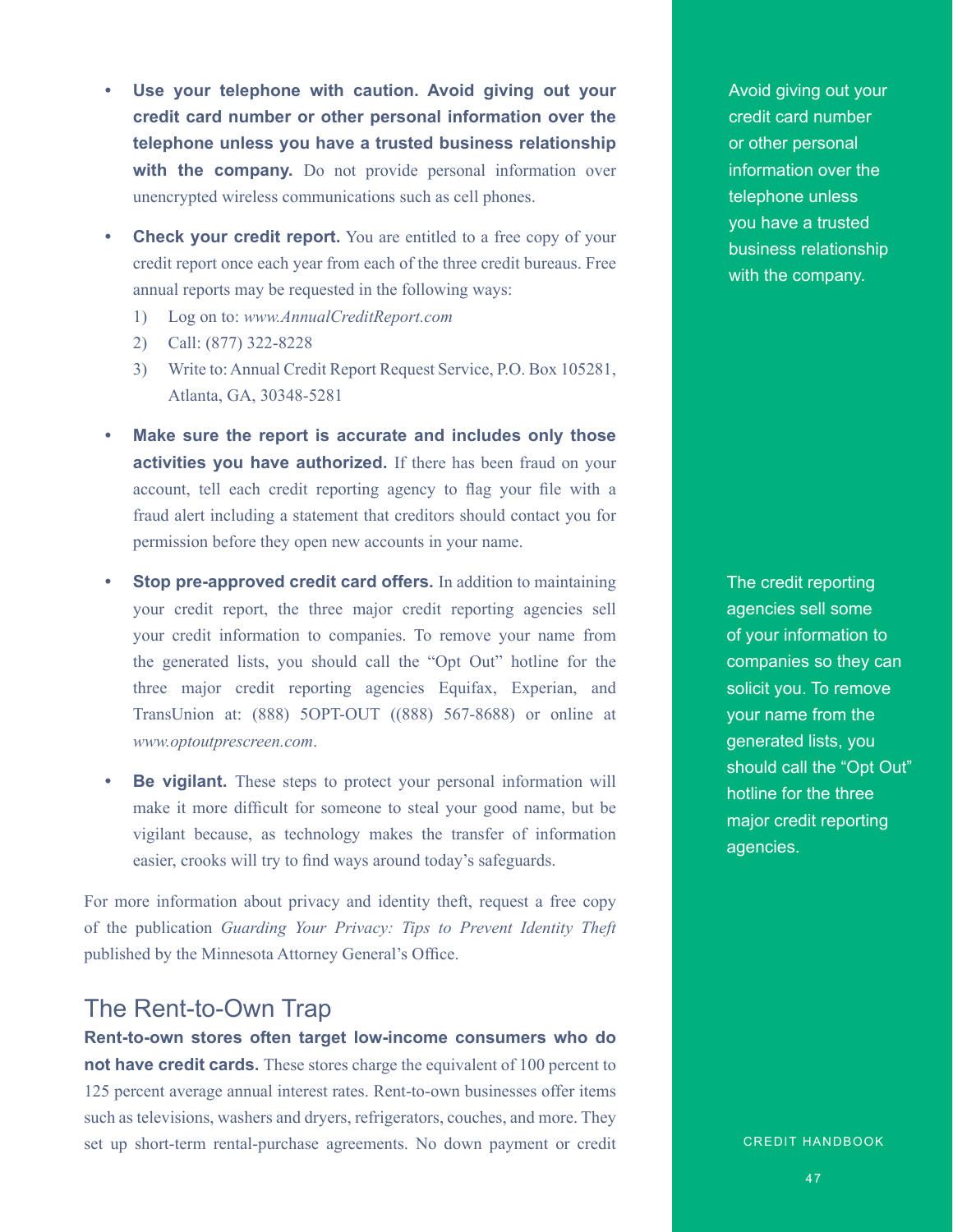- **Use your telephone with caution. Avoid giving out your credit card number or other personal information over the telephone unless you have a trusted business relationship with the company.** Do not provide personal information over unencrypted wireless communications such as cell phones.

- **Check your credit report.** You are entitled to a free copy of your credit report once each year from each of the three credit bureaus. Free annual reports may be requested in the following ways:
  1) Log on to: *www.AnnualCreditReport.com*
  2) Call: (877) 322-8228
  3) Write to: Annual Credit Report Request Service, P.O. Box 105281, Atlanta, GA, 30348-5281

- **Make sure the report is accurate and includes only those activities you have authorized.** If there has been fraud on your account, tell each credit reporting agency to flag your file with a fraud alert including a statement that creditors should contact you for permission before they open new accounts in your name.

- **Stop pre-approved credit card offers.** In addition to maintaining your credit report, the three major credit reporting agencies sell your credit information to companies. To remove your name from the generated lists, you should call the "Opt Out" hotline for the three major credit reporting agencies Equifax, Experian, and TransUnion at: (888) 5OPT-OUT ((888) 567-8688) or online at *www.optoutprescreen.com*.

- **Be vigilant.** These steps to protect your personal information will make it more difficult for someone to steal your good name, but be vigilant because, as technology makes the transfer of information easier, crooks will try to find ways around today's safeguards.

For more information about privacy and identity theft, request a free copy of the publication *Guarding Your Privacy: Tips to Prevent Identity Theft* published by the Minnesota Attorney General's Office.

Avoid giving out your credit card number or other personal information over the telephone unless you have a trusted business relationship with the company.

The credit reporting agencies sell some of your information to companies so they can solicit you. To remove your name from the generated lists, you should call the "Opt Out" hotline for the three major credit reporting agencies.

## The Rent-to-Own Trap

**Rent-to-own stores often target low-income consumers who do not have credit cards.** These stores charge the equivalent of 100 percent to 125 percent average annual interest rates. Rent-to-own businesses offer items such as televisions, washers and dryers, refrigerators, couches, and more. They set up short-term rental-purchase agreements. No down payment or credit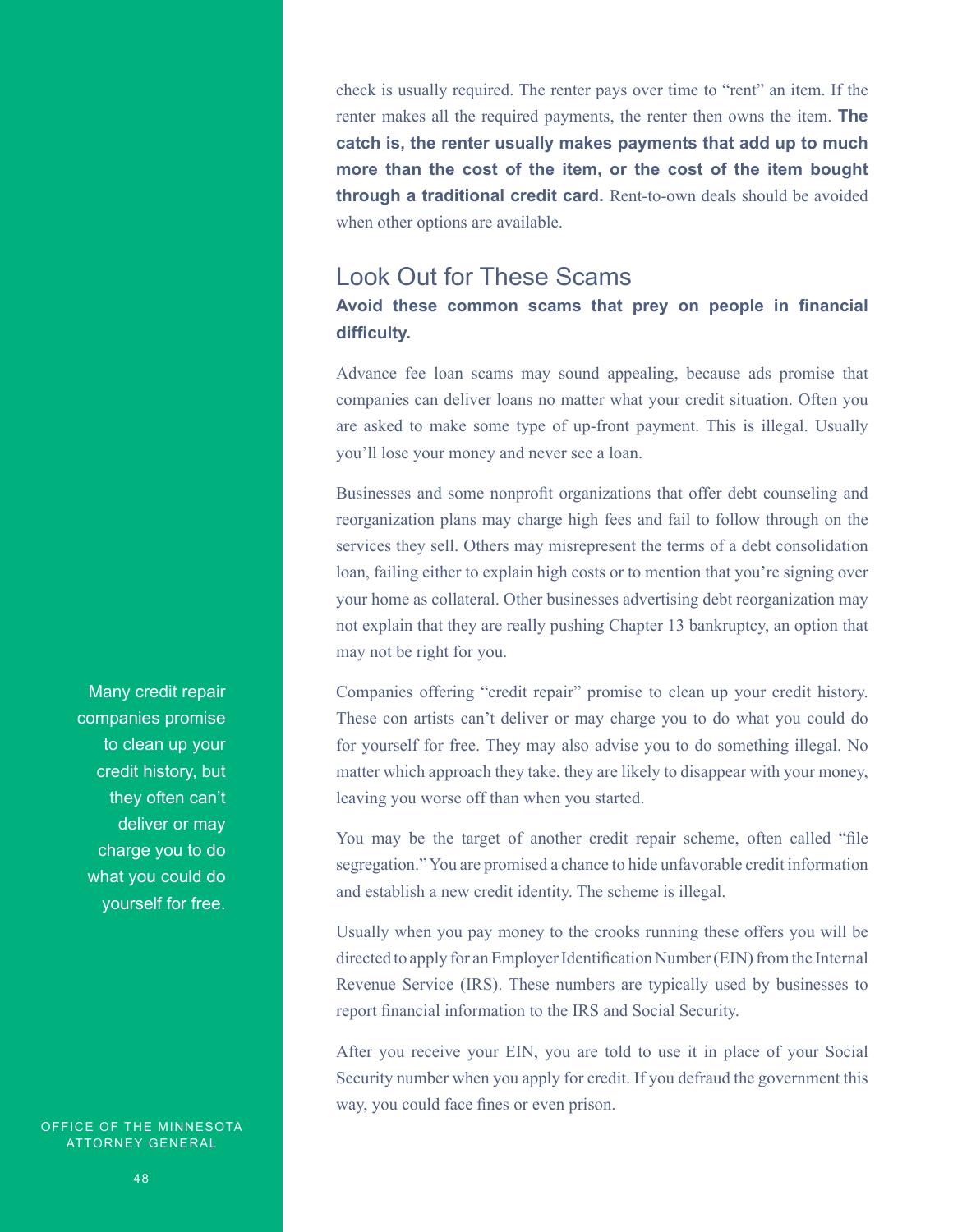check is usually required. The renter pays over time to "rent" an item. If the renter makes all the required payments, the renter then owns the item. **The catch is, the renter usually makes payments that add up to much more than the cost of the item, or the cost of the item bought through a traditional credit card.** Rent-to-own deals should be avoided when other options are available.

## Look Out for These Scams

**Avoid these common scams that prey on people in financial difficulty.**

Advance fee loan scams may sound appealing, because ads promise that companies can deliver loans no matter what your credit situation. Often you are asked to make some type of up-front payment. This is illegal. Usually you'll lose your money and never see a loan.

Businesses and some nonprofit organizations that offer debt counseling and reorganization plans may charge high fees and fail to follow through on the services they sell. Others may misrepresent the terms of a debt consolidation loan, failing either to explain high costs or to mention that you're signing over your home as collateral. Other businesses advertising debt reorganization may not explain that they are really pushing Chapter 13 bankruptcy, an option that may not be right for you.

Many credit repair companies promise to clean up your credit history, but they often can't deliver or may charge you to do what you could do yourself for free.

Companies offering "credit repair" promise to clean up your credit history. These con artists can't deliver or may charge you to do what you could do for yourself for free. They may also advise you to do something illegal. No matter which approach they take, they are likely to disappear with your money, leaving you worse off than when you started.

You may be the target of another credit repair scheme, often called "file segregation." You are promised a chance to hide unfavorable credit information and establish a new credit identity. The scheme is illegal.

Usually when you pay money to the crooks running these offers you will be directed to apply for an Employer Identification Number (EIN) from the Internal Revenue Service (IRS). These numbers are typically used by businesses to report financial information to the IRS and Social Security.

After you receive your EIN, you are told to use it in place of your Social Security number when you apply for credit. If you defraud the government this way, you could face fines or even prison.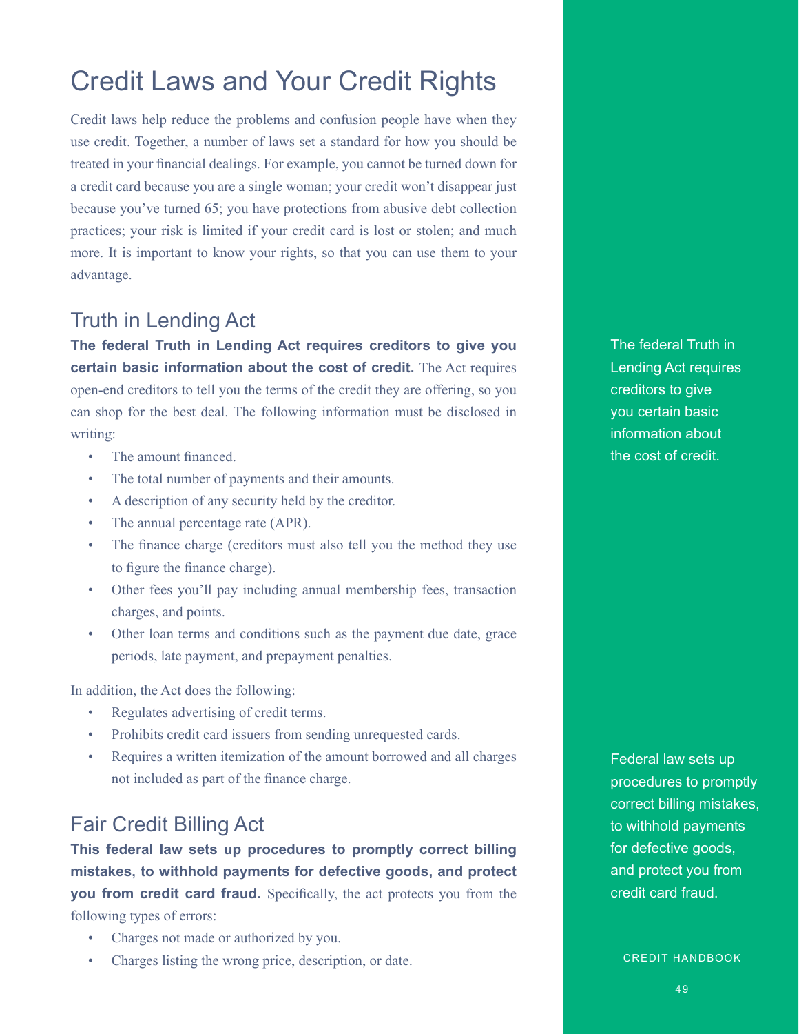# Credit Laws and Your Credit Rights

Credit laws help reduce the problems and confusion people have when they use credit. Together, a number of laws set a standard for how you should be treated in your financial dealings. For example, you cannot be turned down for a credit card because you are a single woman; your credit won't disappear just because you've turned 65; you have protections from abusive debt collection practices; your risk is limited if your credit card is lost or stolen; and much more. It is important to know your rights, so that you can use them to your advantage.

## Truth in Lending Act

**The federal Truth in Lending Act requires creditors to give you certain basic information about the cost of credit.** The Act requires open-end creditors to tell you the terms of the credit they are offering, so you can shop for the best deal. The following information must be disclosed in writing:

- The amount financed.
- The total number of payments and their amounts.
- A description of any security held by the creditor.
- The annual percentage rate (APR).
- The finance charge (creditors must also tell you the method they use to figure the finance charge).
- Other fees you'll pay including annual membership fees, transaction charges, and points.
- Other loan terms and conditions such as the payment due date, grace periods, late payment, and prepayment penalties.

In addition, the Act does the following:

- Regulates advertising of credit terms.
- Prohibits credit card issuers from sending unrequested cards.
- Requires a written itemization of the amount borrowed and all charges not included as part of the finance charge.

The federal Truth in Lending Act requires creditors to give you certain basic information about the cost of credit.

## Fair Credit Billing Act

**This federal law sets up procedures to promptly correct billing mistakes, to withhold payments for defective goods, and protect you from credit card fraud.** Specifically, the act protects you from the following types of errors:

- Charges not made or authorized by you.
- Charges listing the wrong price, description, or date.

Federal law sets up procedures to promptly correct billing mistakes, to withhold payments for defective goods, and protect you from credit card fraud.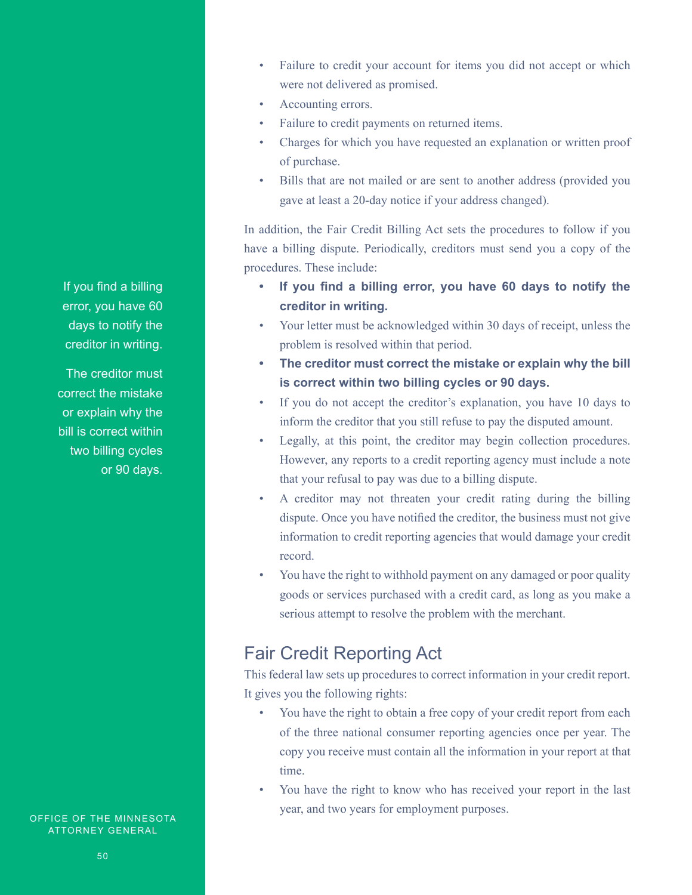- Failure to credit your account for items you did not accept or which were not delivered as promised.
- Accounting errors.
- Failure to credit payments on returned items.
- Charges for which you have requested an explanation or written proof of purchase.
- Bills that are not mailed or are sent to another address (provided you gave at least a 20-day notice if your address changed).

In addition, the Fair Credit Billing Act sets the procedures to follow if you have a billing dispute. Periodically, creditors must send you a copy of the procedures. These include:

- **If you find a billing error, you have 60 days to notify the creditor in writing.**
- Your letter must be acknowledged within 30 days of receipt, unless the problem is resolved within that period.
- **The creditor must correct the mistake or explain why the bill is correct within two billing cycles or 90 days.**
- If you do not accept the creditor's explanation, you have 10 days to inform the creditor that you still refuse to pay the disputed amount.
- Legally, at this point, the creditor may begin collection procedures. However, any reports to a credit reporting agency must include a note that your refusal to pay was due to a billing dispute.
- A creditor may not threaten your credit rating during the billing dispute. Once you have notified the creditor, the business must not give information to credit reporting agencies that would damage your credit record.
- You have the right to withhold payment on any damaged or poor quality goods or services purchased with a credit card, as long as you make a serious attempt to resolve the problem with the merchant.

If you find a billing error, you have 60 days to notify the creditor in writing.

The creditor must correct the mistake or explain why the bill is correct within two billing cycles or 90 days.

## Fair Credit Reporting Act

This federal law sets up procedures to correct information in your credit report. It gives you the following rights:

- You have the right to obtain a free copy of your credit report from each of the three national consumer reporting agencies once per year. The copy you receive must contain all the information in your report at that time.
- You have the right to know who has received your report in the last year, and two years for employment purposes.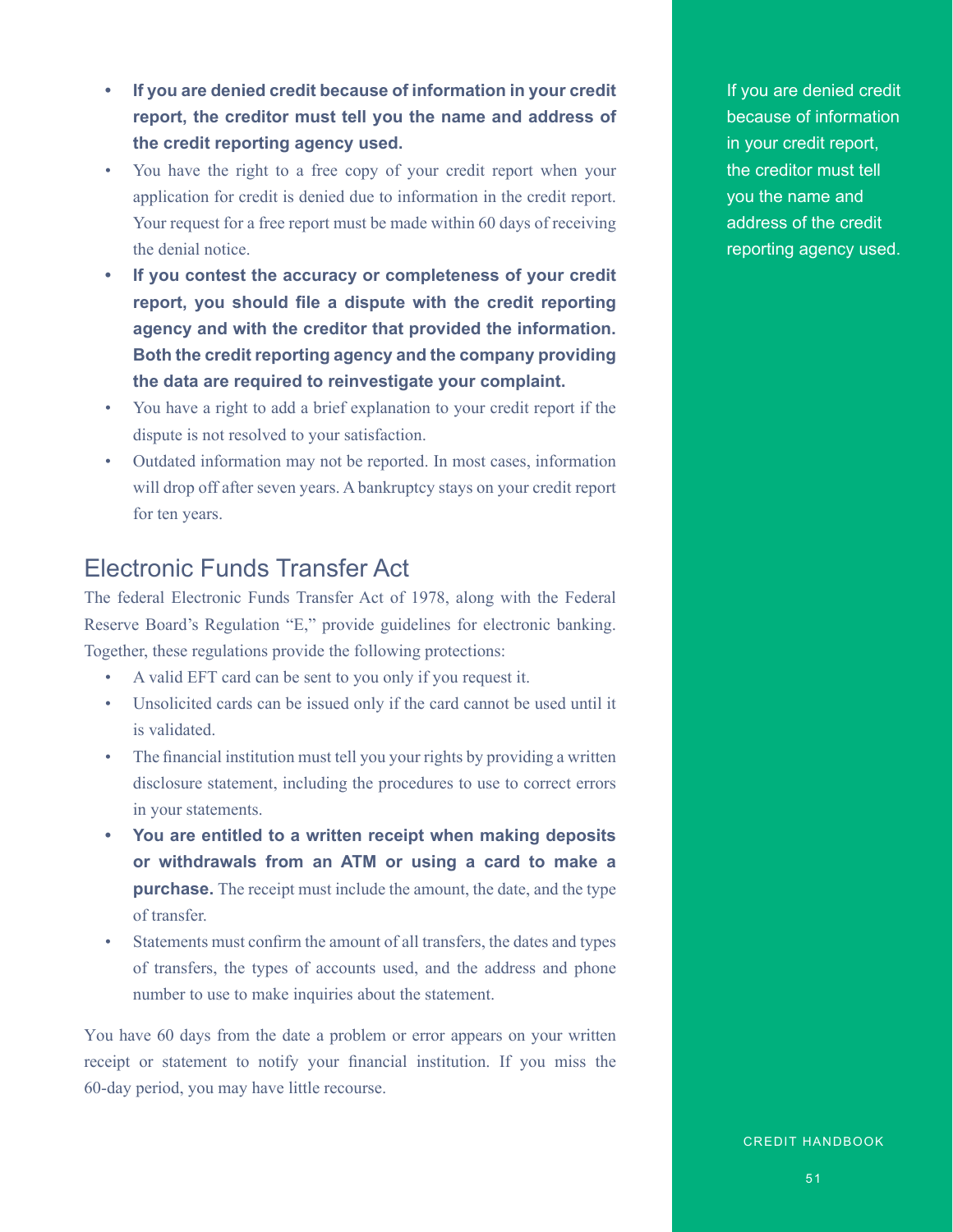- **If you are denied credit because of information in your credit report, the creditor must tell you the name and address of the credit reporting agency used.**
- You have the right to a free copy of your credit report when your application for credit is denied due to information in the credit report. Your request for a free report must be made within 60 days of receiving the denial notice.
- **If you contest the accuracy or completeness of your credit report, you should file a dispute with the credit reporting agency and with the creditor that provided the information. Both the credit reporting agency and the company providing the data are required to reinvestigate your complaint.**
- You have a right to add a brief explanation to your credit report if the dispute is not resolved to your satisfaction.
- Outdated information may not be reported. In most cases, information will drop off after seven years. A bankruptcy stays on your credit report for ten years.

## Electronic Funds Transfer Act

The federal Electronic Funds Transfer Act of 1978, along with the Federal Reserve Board's Regulation "E," provide guidelines for electronic banking. Together, these regulations provide the following protections:

- A valid EFT card can be sent to you only if you request it.
- Unsolicited cards can be issued only if the card cannot be used until it is validated.
- The financial institution must tell you your rights by providing a written disclosure statement, including the procedures to use to correct errors in your statements.
- **You are entitled to a written receipt when making deposits or withdrawals from an ATM or using a card to make a purchase.** The receipt must include the amount, the date, and the type of transfer.
- Statements must confirm the amount of all transfers, the dates and types of transfers, the types of accounts used, and the address and phone number to use to make inquiries about the statement.

You have 60 days from the date a problem or error appears on your written receipt or statement to notify your financial institution. If you miss the 60-day period, you may have little recourse.

If you are denied credit because of information in your credit report, the creditor must tell you the name and address of the credit reporting agency used.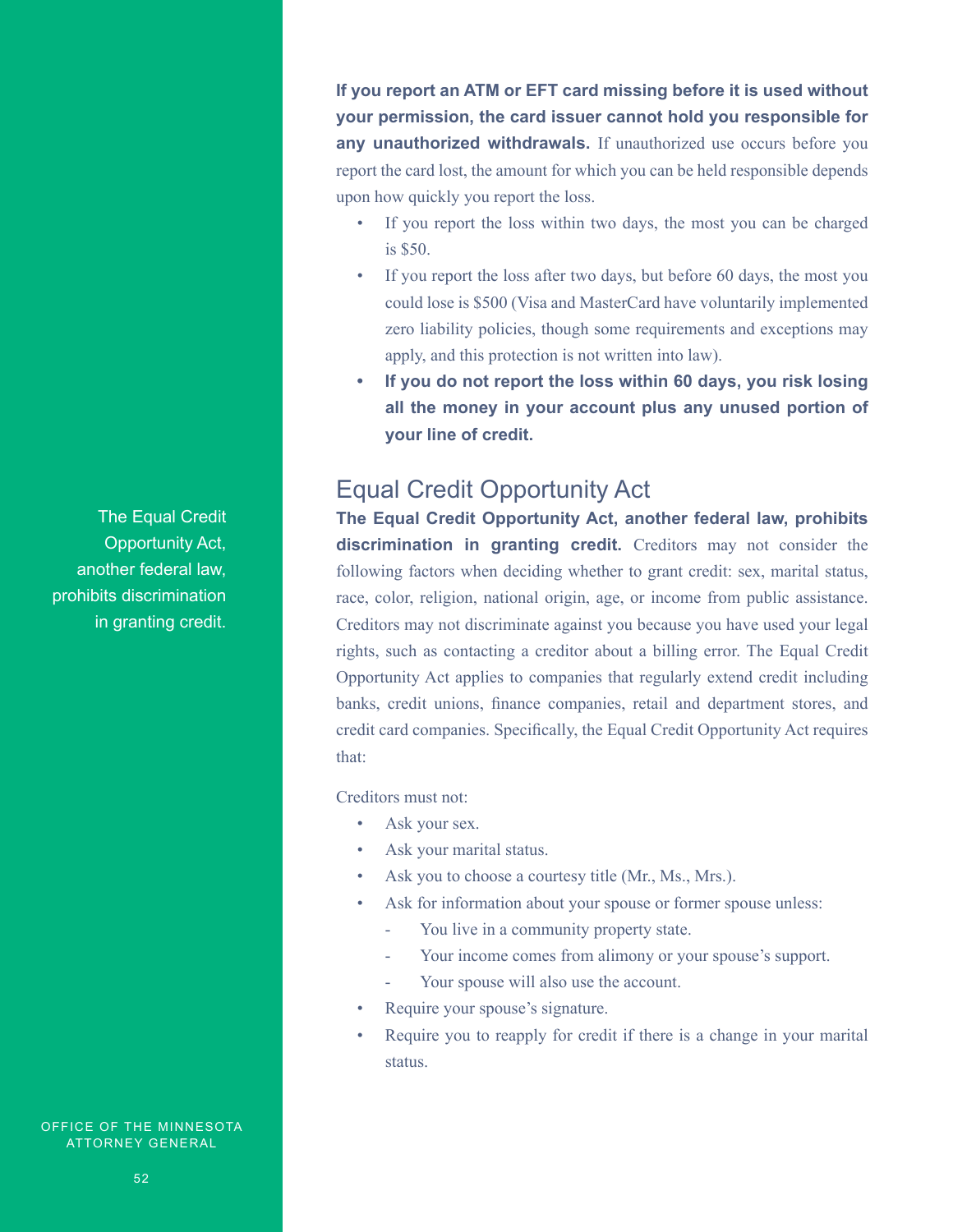**If you report an ATM or EFT card missing before it is used without your permission, the card issuer cannot hold you responsible for any unauthorized withdrawals.** If unauthorized use occurs before you report the card lost, the amount for which you can be held responsible depends upon how quickly you report the loss.

- If you report the loss within two days, the most you can be charged is $50.
- If you report the loss after two days, but before 60 days, the most you could lose is $500 (Visa and MasterCard have voluntarily implemented zero liability policies, though some requirements and exceptions may apply, and this protection is not written into law).
- **If you do not report the loss within 60 days, you risk losing all the money in your account plus any unused portion of your line of credit.**

## Equal Credit Opportunity Act

The Equal Credit Opportunity Act, another federal law, prohibits discrimination in granting credit.

**The Equal Credit Opportunity Act, another federal law, prohibits discrimination in granting credit.** Creditors may not consider the following factors when deciding whether to grant credit: sex, marital status, race, color, religion, national origin, age, or income from public assistance. Creditors may not discriminate against you because you have used your legal rights, such as contacting a creditor about a billing error. The Equal Credit Opportunity Act applies to companies that regularly extend credit including banks, credit unions, finance companies, retail and department stores, and credit card companies. Specifically, the Equal Credit Opportunity Act requires that:

Creditors must not:

- Ask your sex.
- Ask your marital status.
- Ask you to choose a courtesy title (Mr., Ms., Mrs.).
- Ask for information about your spouse or former spouse unless:
  - You live in a community property state.
  - Your income comes from alimony or your spouse's support.
  - Your spouse will also use the account.
- Require your spouse's signature.
- Require you to reapply for credit if there is a change in your marital status.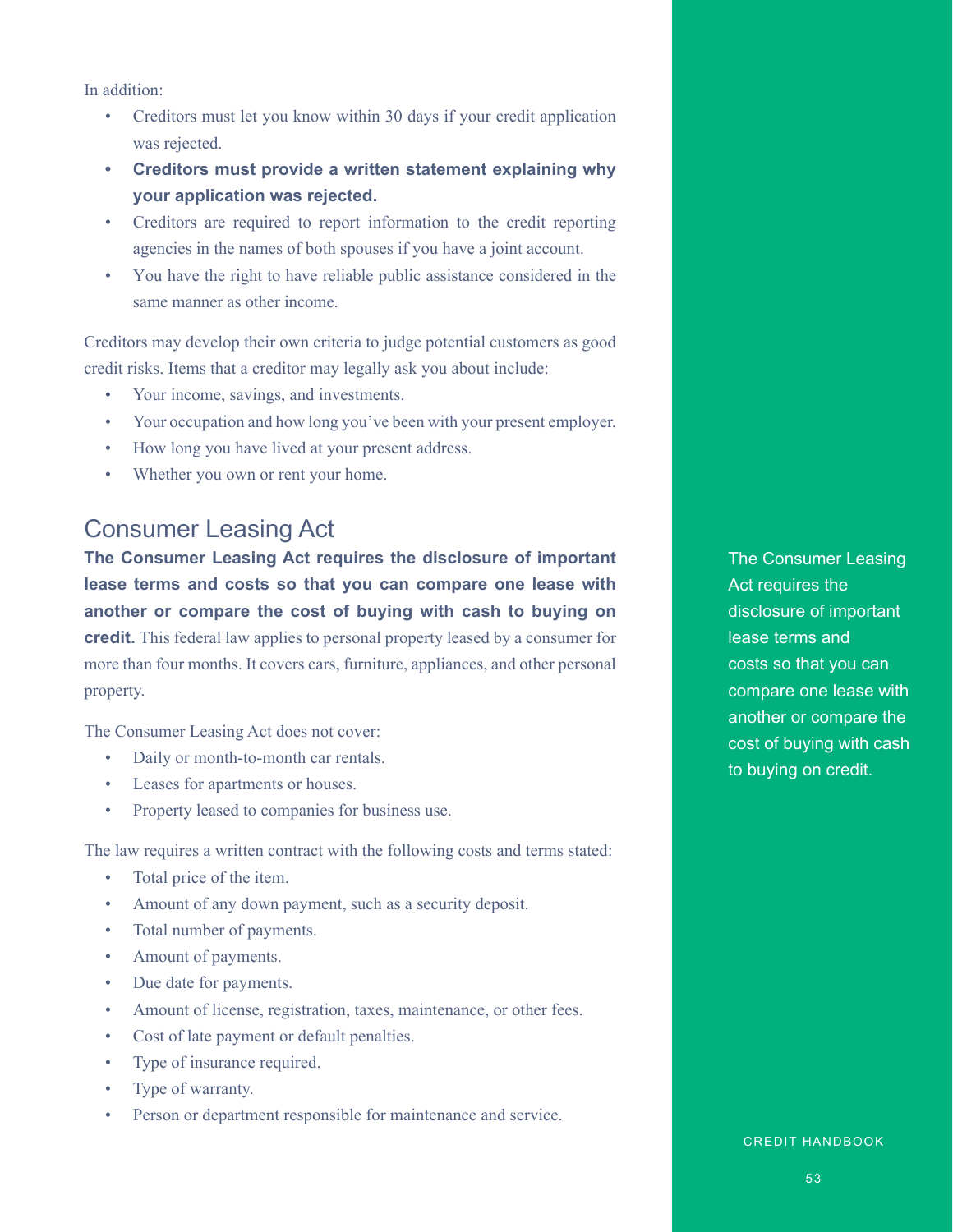In addition:

- Creditors must let you know within 30 days if your credit application was rejected.
- **Creditors must provide a written statement explaining why your application was rejected.**
- Creditors are required to report information to the credit reporting agencies in the names of both spouses if you have a joint account.
- You have the right to have reliable public assistance considered in the same manner as other income.

Creditors may develop their own criteria to judge potential customers as good credit risks. Items that a creditor may legally ask you about include:

- Your income, savings, and investments.
- Your occupation and how long you've been with your present employer.
- How long you have lived at your present address.
- Whether you own or rent your home.

## Consumer Leasing Act

**The Consumer Leasing Act requires the disclosure of important lease terms and costs so that you can compare one lease with another or compare the cost of buying with cash to buying on credit.** This federal law applies to personal property leased by a consumer for more than four months. It covers cars, furniture, appliances, and other personal property.

The Consumer Leasing Act requires the disclosure of important lease terms and costs so that you can compare one lease with another or compare the cost of buying with cash to buying on credit.

The Consumer Leasing Act does not cover:

- Daily or month-to-month car rentals.
- Leases for apartments or houses.
- Property leased to companies for business use.

The law requires a written contract with the following costs and terms stated:

- Total price of the item.
- Amount of any down payment, such as a security deposit.
- Total number of payments.
- Amount of payments.
- Due date for payments.
- Amount of license, registration, taxes, maintenance, or other fees.
- Cost of late payment or default penalties.
- Type of insurance required.
- Type of warranty.
- Person or department responsible for maintenance and service.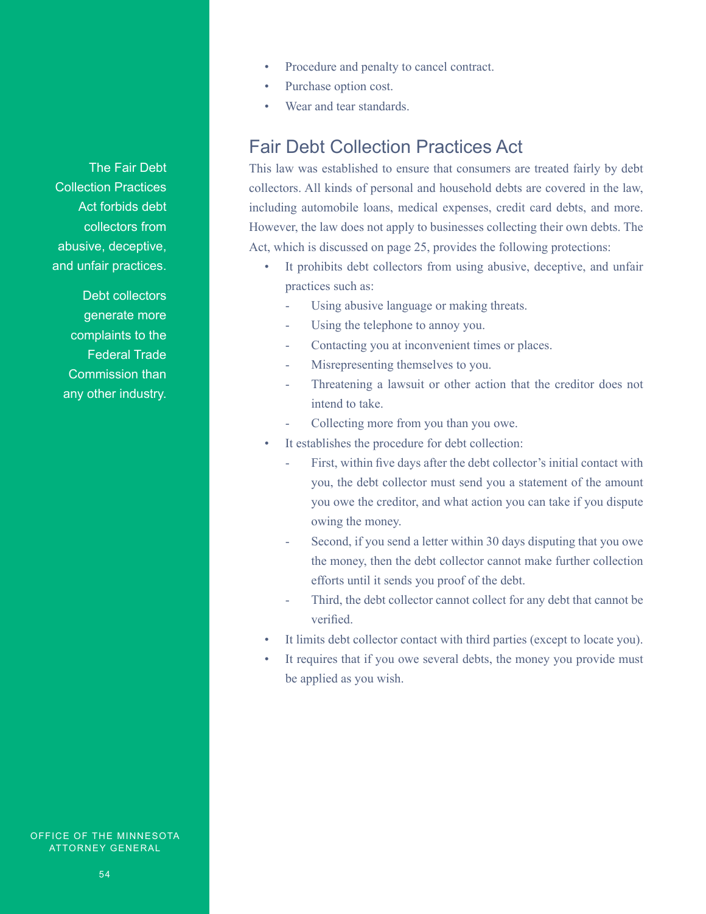- Procedure and penalty to cancel contract.
- Purchase option cost.
- Wear and tear standards.

## Fair Debt Collection Practices Act

The Fair Debt Collection Practices Act forbids debt collectors from abusive, deceptive, and unfair practices.

Debt collectors generate more complaints to the Federal Trade Commission than any other industry.

This law was established to ensure that consumers are treated fairly by debt collectors. All kinds of personal and household debts are covered in the law, including automobile loans, medical expenses, credit card debts, and more. However, the law does not apply to businesses collecting their own debts. The Act, which is discussed on page 25, provides the following protections:

- It prohibits debt collectors from using abusive, deceptive, and unfair practices such as:
  - Using abusive language or making threats.
  - Using the telephone to annoy you.
  - Contacting you at inconvenient times or places.
  - Misrepresenting themselves to you.
  - Threatening a lawsuit or other action that the creditor does not intend to take.
  - Collecting more from you than you owe.
- It establishes the procedure for debt collection:
  - First, within five days after the debt collector's initial contact with you, the debt collector must send you a statement of the amount you owe the creditor, and what action you can take if you dispute owing the money.
  - Second, if you send a letter within 30 days disputing that you owe the money, then the debt collector cannot make further collection efforts until it sends you proof of the debt.
  - Third, the debt collector cannot collect for any debt that cannot be verified.
- It limits debt collector contact with third parties (except to locate you).
- It requires that if you owe several debts, the money you provide must be applied as you wish.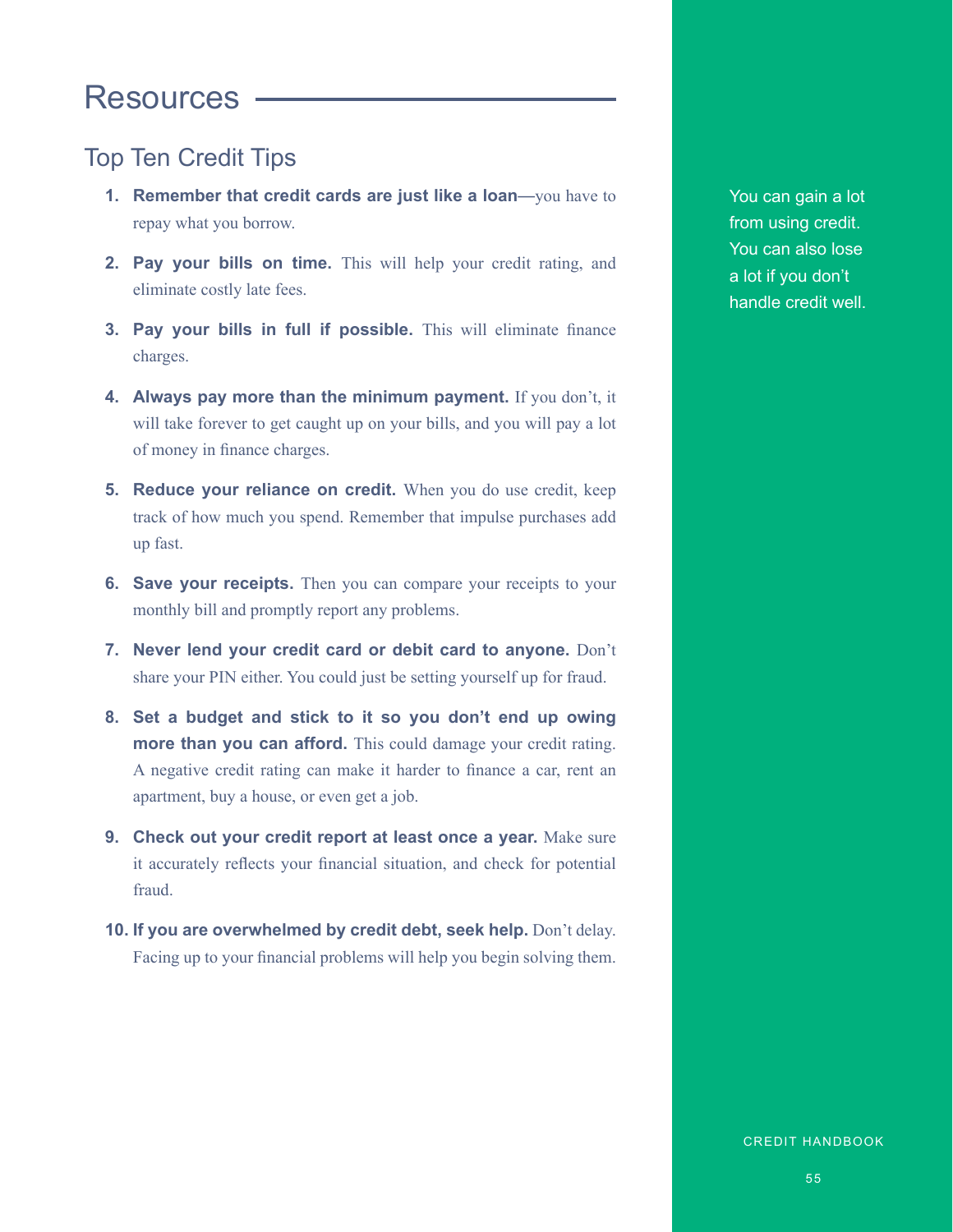# Resources

## Top Ten Credit Tips

1. **Remember that credit cards are just like a loan**—you have to repay what you borrow.
2. **Pay your bills on time.** This will help your credit rating, and eliminate costly late fees.
3. **Pay your bills in full if possible.** This will eliminate finance charges.
4. **Always pay more than the minimum payment.** If you don't, it will take forever to get caught up on your bills, and you will pay a lot of money in finance charges.
5. **Reduce your reliance on credit.** When you do use credit, keep track of how much you spend. Remember that impulse purchases add up fast.
6. **Save your receipts.** Then you can compare your receipts to your monthly bill and promptly report any problems.
7. **Never lend your credit card or debit card to anyone.** Don't share your PIN either. You could just be setting yourself up for fraud.
8. **Set a budget and stick to it so you don't end up owing more than you can afford.** This could damage your credit rating. A negative credit rating can make it harder to finance a car, rent an apartment, buy a house, or even get a job.
9. **Check out your credit report at least once a year.** Make sure it accurately reflects your financial situation, and check for potential fraud.
10. **If you are overwhelmed by credit debt, seek help.** Don't delay. Facing up to your financial problems will help you begin solving them.

You can gain a lot from using credit. You can also lose a lot if you don't handle credit well.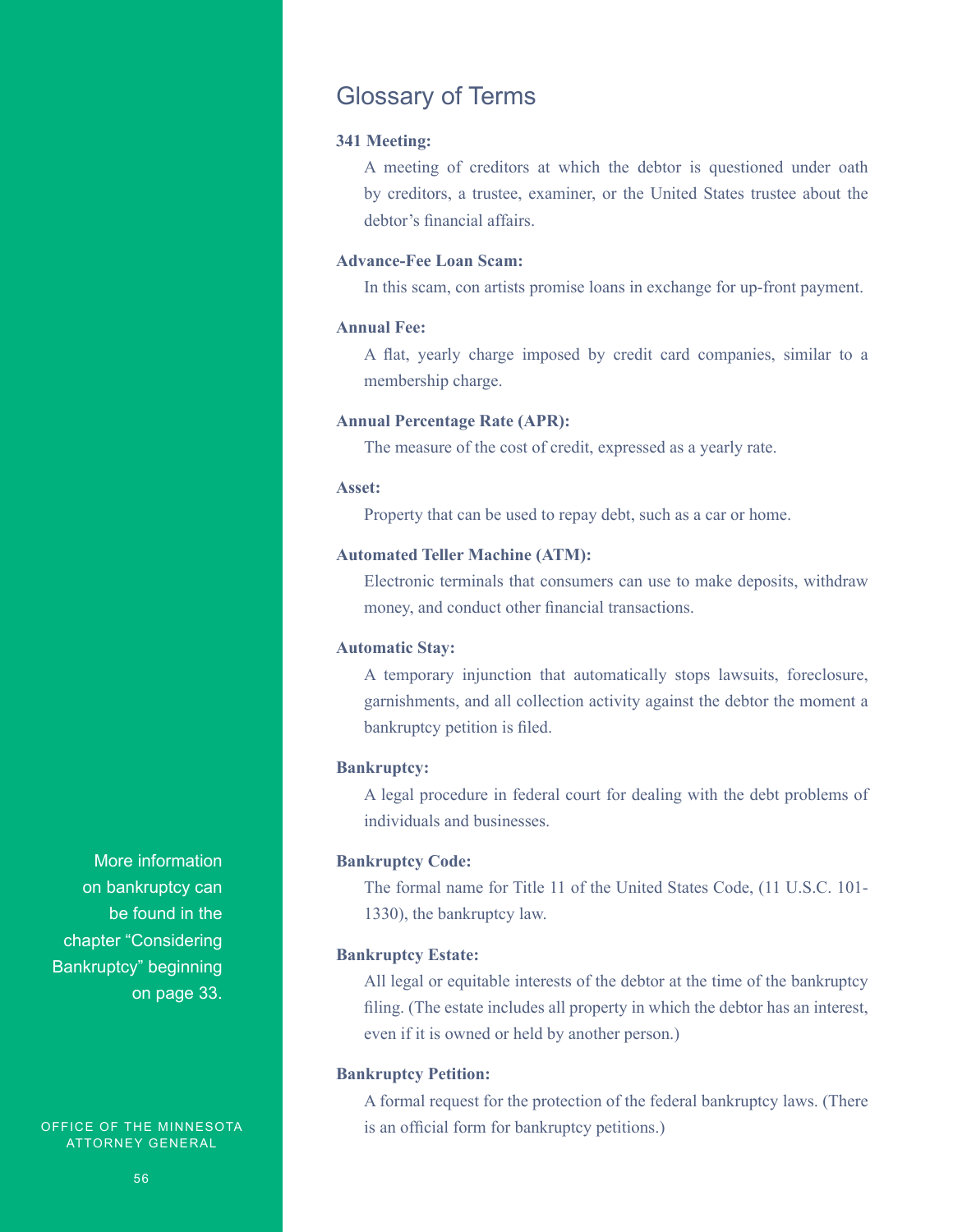## Glossary of Terms

**341 Meeting:**

A meeting of creditors at which the debtor is questioned under oath by creditors, a trustee, examiner, or the United States trustee about the debtor's financial affairs.

**Advance-Fee Loan Scam:**

In this scam, con artists promise loans in exchange for up-front payment.

**Annual Fee:**

A flat, yearly charge imposed by credit card companies, similar to a membership charge.

**Annual Percentage Rate (APR):**

The measure of the cost of credit, expressed as a yearly rate.

**Asset:**

Property that can be used to repay debt, such as a car or home.

**Automated Teller Machine (ATM):**

Electronic terminals that consumers can use to make deposits, withdraw money, and conduct other financial transactions.

**Automatic Stay:**

A temporary injunction that automatically stops lawsuits, foreclosure, garnishments, and all collection activity against the debtor the moment a bankruptcy petition is filed.

**Bankruptcy:**

A legal procedure in federal court for dealing with the debt problems of individuals and businesses.

More information on bankruptcy can be found in the chapter "Considering Bankruptcy" beginning on page 33.

**Bankruptcy Code:**

The formal name for Title 11 of the United States Code, (11 U.S.C. 101-1330), the bankruptcy law.

**Bankruptcy Estate:**

All legal or equitable interests of the debtor at the time of the bankruptcy filing. (The estate includes all property in which the debtor has an interest, even if it is owned or held by another person.)

**Bankruptcy Petition:**

A formal request for the protection of the federal bankruptcy laws. (There is an official form for bankruptcy petitions.)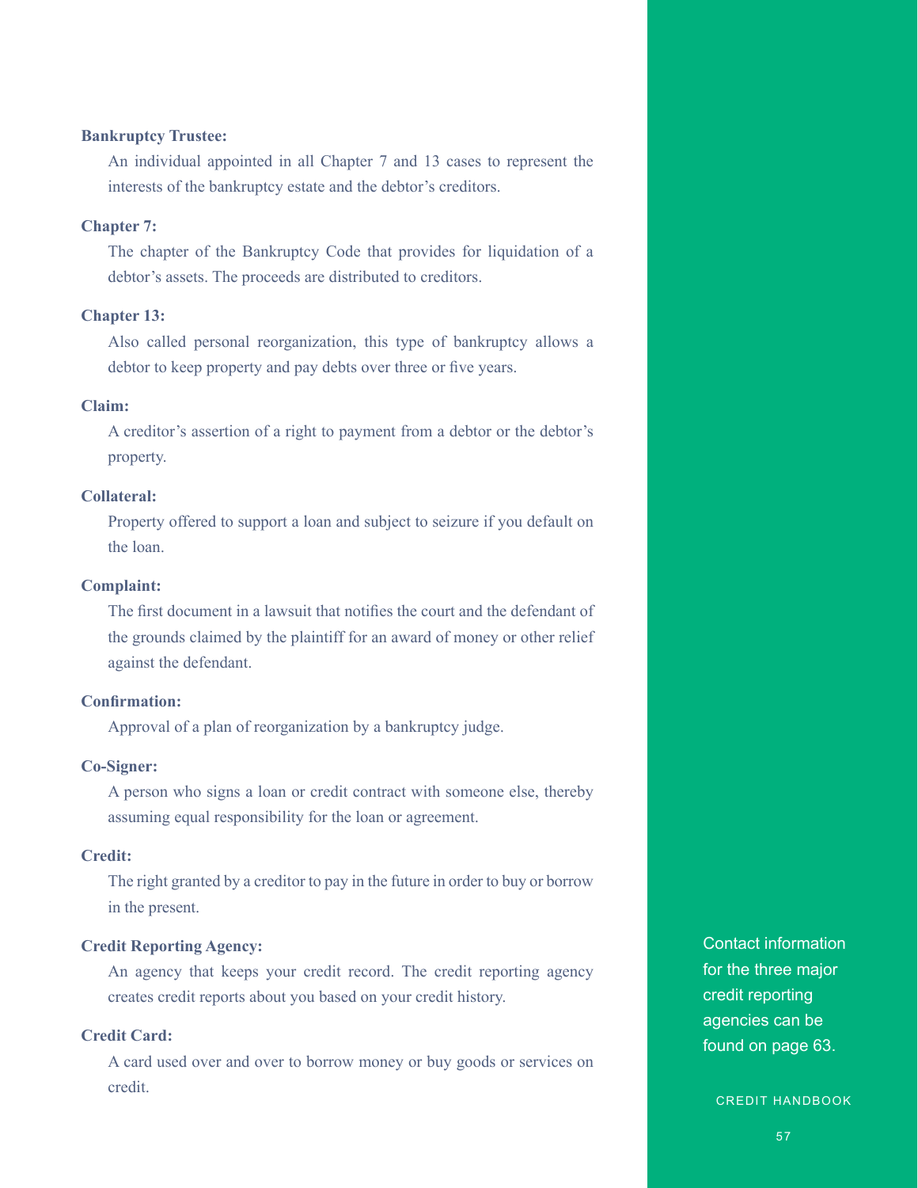**Bankruptcy Trustee:**

An individual appointed in all Chapter 7 and 13 cases to represent the interests of the bankruptcy estate and the debtor's creditors.

**Chapter 7:**

The chapter of the Bankruptcy Code that provides for liquidation of a debtor's assets. The proceeds are distributed to creditors.

**Chapter 13:**

Also called personal reorganization, this type of bankruptcy allows a debtor to keep property and pay debts over three or five years.

**Claim:**

A creditor's assertion of a right to payment from a debtor or the debtor's property.

**Collateral:**

Property offered to support a loan and subject to seizure if you default on the loan.

**Complaint:**

The first document in a lawsuit that notifies the court and the defendant of the grounds claimed by the plaintiff for an award of money or other relief against the defendant.

**Confirmation:**

Approval of a plan of reorganization by a bankruptcy judge.

**Co-Signer:**

A person who signs a loan or credit contract with someone else, thereby assuming equal responsibility for the loan or agreement.

**Credit:**

The right granted by a creditor to pay in the future in order to buy or borrow in the present.

**Credit Reporting Agency:**

An agency that keeps your credit record. The credit reporting agency creates credit reports about you based on your credit history.

**Credit Card:**

A card used over and over to borrow money or buy goods or services on credit.

Contact information for the three major credit reporting agencies can be found on page 63.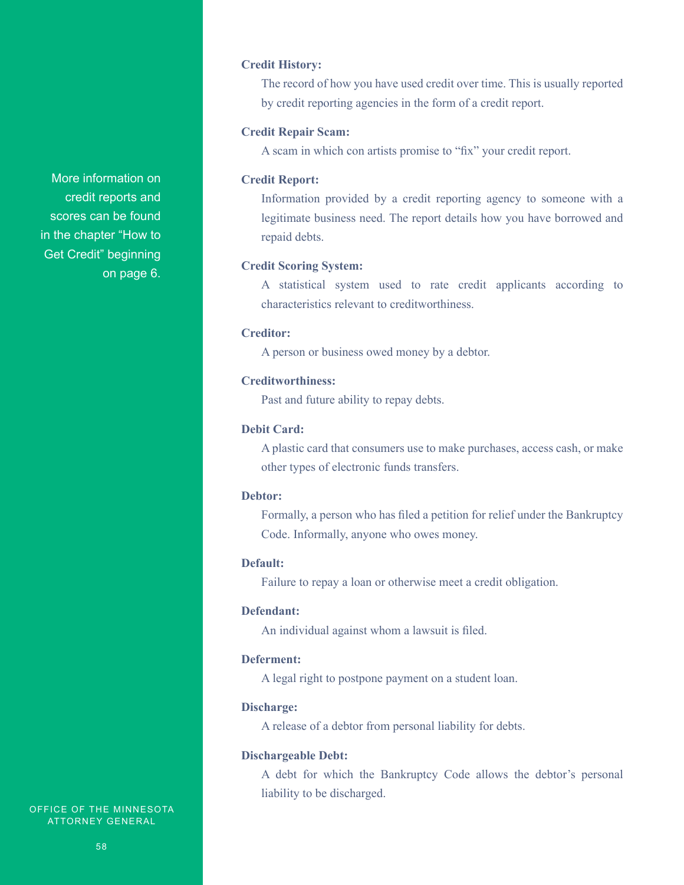More information on credit reports and scores can be found in the chapter "How to Get Credit" beginning on page 6.

**Credit History:**

The record of how you have used credit over time. This is usually reported by credit reporting agencies in the form of a credit report.

**Credit Repair Scam:**

A scam in which con artists promise to "fix" your credit report.

**Credit Report:**

Information provided by a credit reporting agency to someone with a legitimate business need. The report details how you have borrowed and repaid debts.

**Credit Scoring System:**

A statistical system used to rate credit applicants according to characteristics relevant to creditworthiness.

**Creditor:**

A person or business owed money by a debtor.

**Creditworthiness:**

Past and future ability to repay debts.

**Debit Card:**

A plastic card that consumers use to make purchases, access cash, or make other types of electronic funds transfers.

**Debtor:**

Formally, a person who has filed a petition for relief under the Bankruptcy Code. Informally, anyone who owes money.

**Default:**

Failure to repay a loan or otherwise meet a credit obligation.

**Defendant:**

An individual against whom a lawsuit is filed.

**Deferment:**

A legal right to postpone payment on a student loan.

**Discharge:**

A release of a debtor from personal liability for debts.

**Dischargeable Debt:**

A debt for which the Bankruptcy Code allows the debtor's personal liability to be discharged.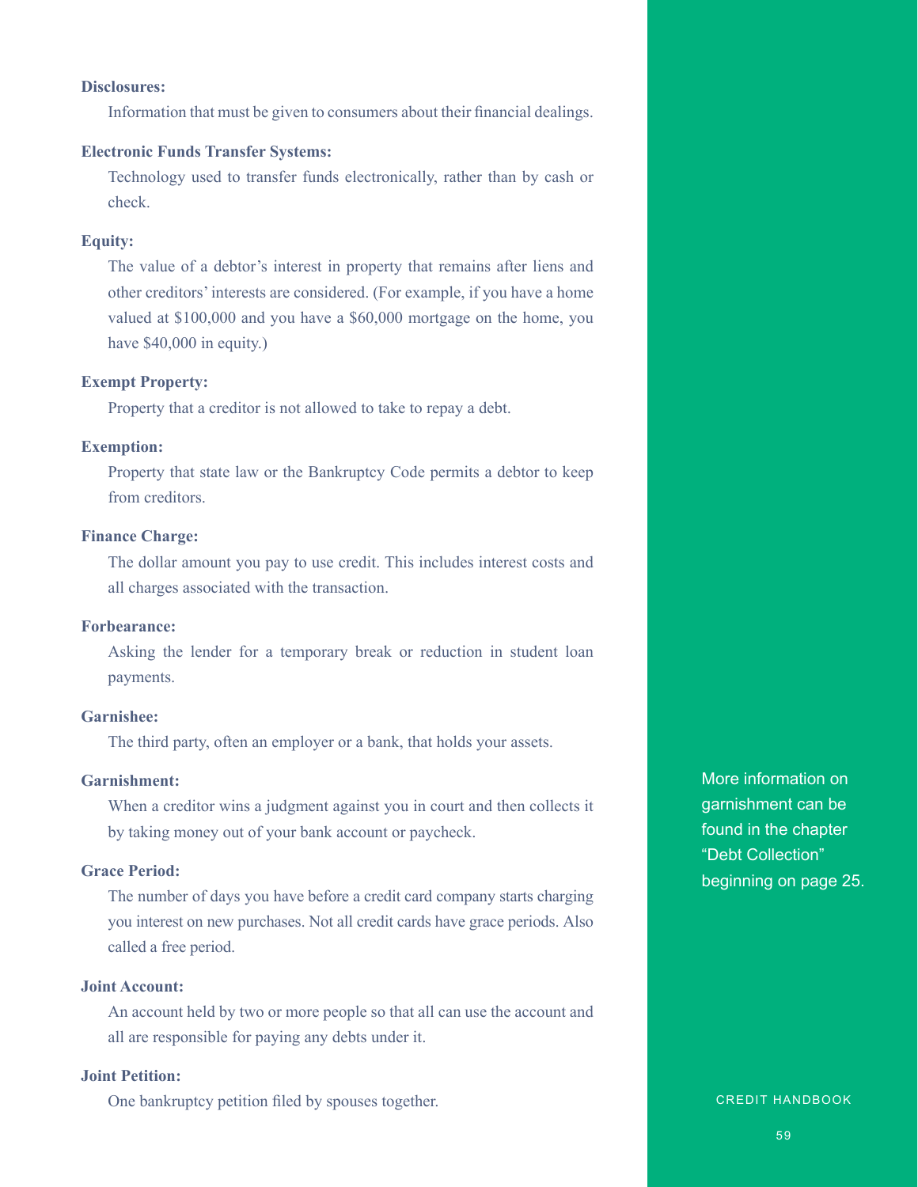**Disclosures:**

Information that must be given to consumers about their financial dealings.

**Electronic Funds Transfer Systems:**

Technology used to transfer funds electronically, rather than by cash or check.

**Equity:**

The value of a debtor's interest in property that remains after liens and other creditors' interests are considered. (For example, if you have a home valued at $100,000 and you have a $60,000 mortgage on the home, you have $40,000 in equity.)

**Exempt Property:**

Property that a creditor is not allowed to take to repay a debt.

**Exemption:**

Property that state law or the Bankruptcy Code permits a debtor to keep from creditors.

**Finance Charge:**

The dollar amount you pay to use credit. This includes interest costs and all charges associated with the transaction.

**Forbearance:**

Asking the lender for a temporary break or reduction in student loan payments.

**Garnishee:**

The third party, often an employer or a bank, that holds your assets.

**Garnishment:**

When a creditor wins a judgment against you in court and then collects it by taking money out of your bank account or paycheck.

More information on garnishment can be found in the chapter "Debt Collection" beginning on page 25.

**Grace Period:**

The number of days you have before a credit card company starts charging you interest on new purchases. Not all credit cards have grace periods. Also called a free period.

**Joint Account:**

An account held by two or more people so that all can use the account and all are responsible for paying any debts under it.

**Joint Petition:**

One bankruptcy petition filed by spouses together.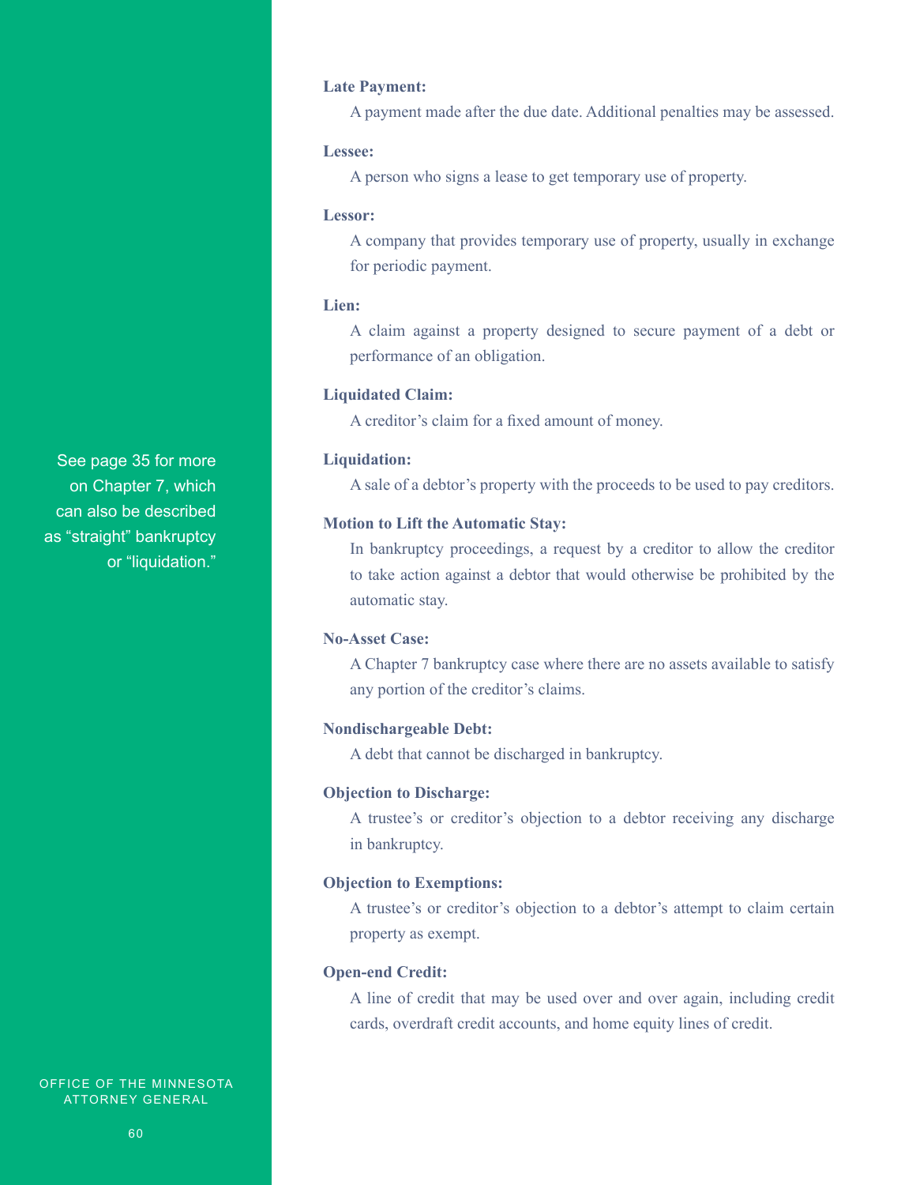See page 35 for more on Chapter 7, which can also be described as "straight" bankruptcy or "liquidation."

**Late Payment:**

A payment made after the due date. Additional penalties may be assessed.

**Lessee:**

A person who signs a lease to get temporary use of property.

**Lessor:**

A company that provides temporary use of property, usually in exchange for periodic payment.

**Lien:**

A claim against a property designed to secure payment of a debt or performance of an obligation.

**Liquidated Claim:**

A creditor's claim for a fixed amount of money.

**Liquidation:**

A sale of a debtor's property with the proceeds to be used to pay creditors.

**Motion to Lift the Automatic Stay:**

In bankruptcy proceedings, a request by a creditor to allow the creditor to take action against a debtor that would otherwise be prohibited by the automatic stay.

**No-Asset Case:**

A Chapter 7 bankruptcy case where there are no assets available to satisfy any portion of the creditor's claims.

**Nondischargeable Debt:**

A debt that cannot be discharged in bankruptcy.

**Objection to Discharge:**

A trustee's or creditor's objection to a debtor receiving any discharge in bankruptcy.

**Objection to Exemptions:**

A trustee's or creditor's objection to a debtor's attempt to claim certain property as exempt.

**Open-end Credit:**

A line of credit that may be used over and over again, including credit cards, overdraft credit accounts, and home equity lines of credit.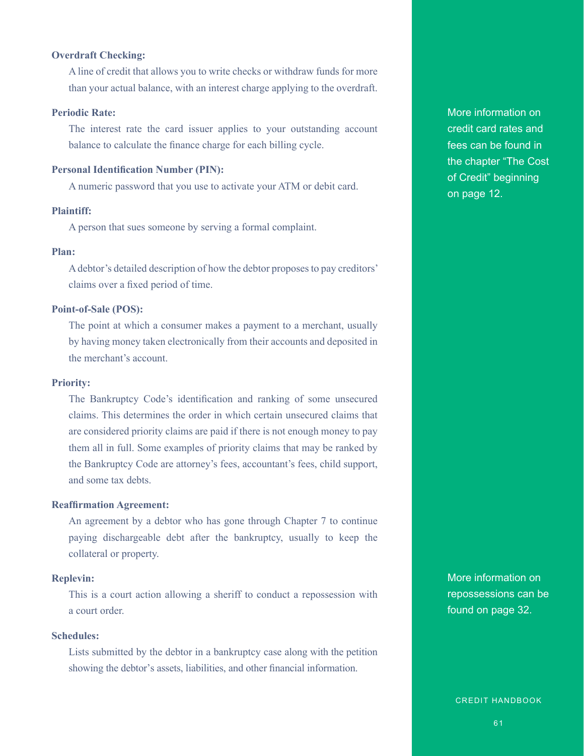**Overdraft Checking:**

A line of credit that allows you to write checks or withdraw funds for more than your actual balance, with an interest charge applying to the overdraft.

**Periodic Rate:**

The interest rate the card issuer applies to your outstanding account balance to calculate the finance charge for each billing cycle.

More information on credit card rates and fees can be found in the chapter "The Cost of Credit" beginning on page 12.

**Personal Identification Number (PIN):**

A numeric password that you use to activate your ATM or debit card.

**Plaintiff:**

A person that sues someone by serving a formal complaint.

**Plan:**

A debtor's detailed description of how the debtor proposes to pay creditors' claims over a fixed period of time.

**Point-of-Sale (POS):**

The point at which a consumer makes a payment to a merchant, usually by having money taken electronically from their accounts and deposited in the merchant's account.

**Priority:**

The Bankruptcy Code's identification and ranking of some unsecured claims. This determines the order in which certain unsecured claims that are considered priority claims are paid if there is not enough money to pay them all in full. Some examples of priority claims that may be ranked by the Bankruptcy Code are attorney's fees, accountant's fees, child support, and some tax debts.

**Reaffirmation Agreement:**

An agreement by a debtor who has gone through Chapter 7 to continue paying dischargeable debt after the bankruptcy, usually to keep the collateral or property.

**Replevin:**

This is a court action allowing a sheriff to conduct a repossession with a court order.

More information on repossessions can be found on page 32.

**Schedules:**

Lists submitted by the debtor in a bankruptcy case along with the petition showing the debtor's assets, liabilities, and other financial information.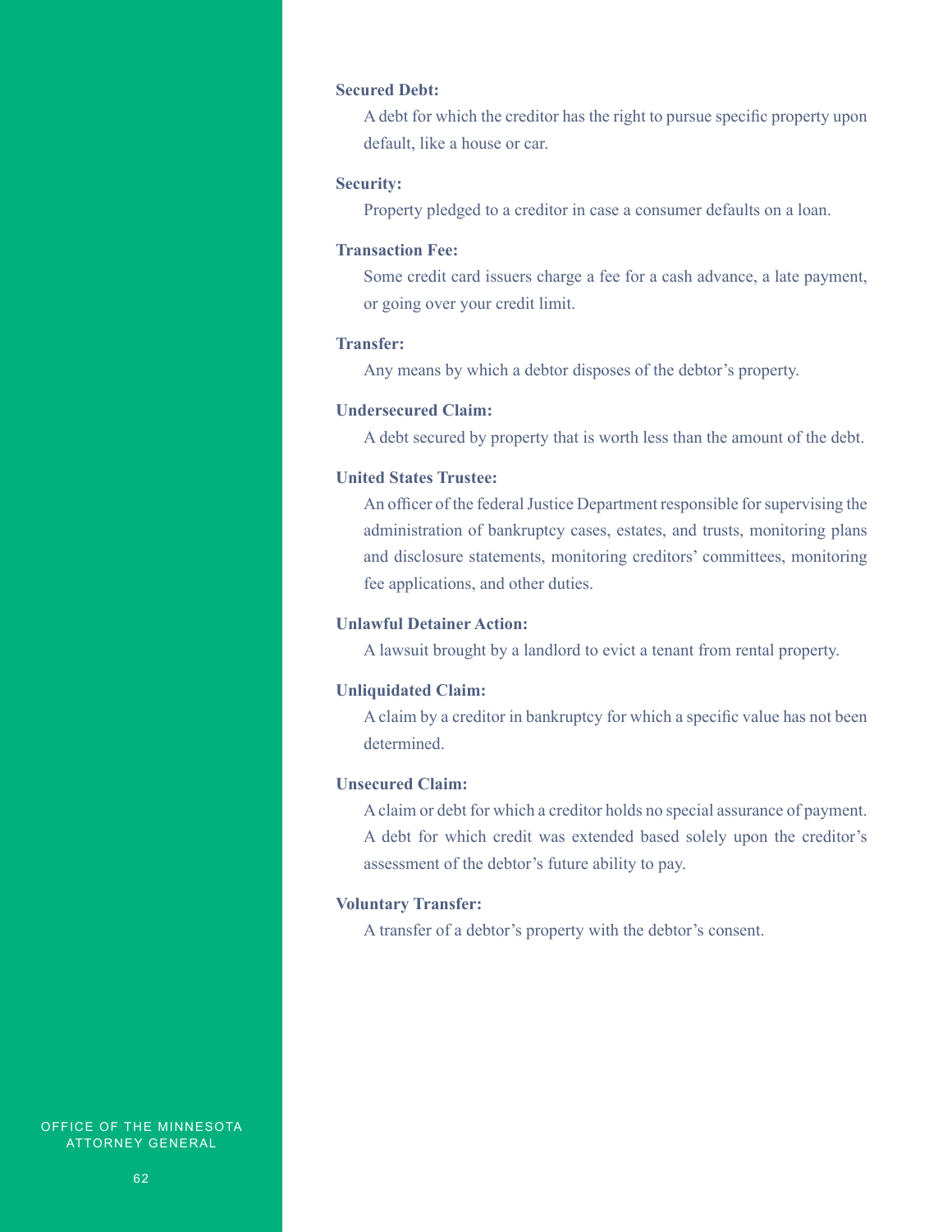**Secured Debt:**

A debt for which the creditor has the right to pursue specific property upon default, like a house or car.

**Security:**

Property pledged to a creditor in case a consumer defaults on a loan.

**Transaction Fee:**

Some credit card issuers charge a fee for a cash advance, a late payment, or going over your credit limit.

**Transfer:**

Any means by which a debtor disposes of the debtor's property.

**Undersecured Claim:**

A debt secured by property that is worth less than the amount of the debt.

**United States Trustee:**

An officer of the federal Justice Department responsible for supervising the administration of bankruptcy cases, estates, and trusts, monitoring plans and disclosure statements, monitoring creditors' committees, monitoring fee applications, and other duties.

**Unlawful Detainer Action:**

A lawsuit brought by a landlord to evict a tenant from rental property.

**Unliquidated Claim:**

A claim by a creditor in bankruptcy for which a specific value has not been determined.

**Unsecured Claim:**

A claim or debt for which a creditor holds no special assurance of payment. A debt for which credit was extended based solely upon the creditor's assessment of the debtor's future ability to pay.

**Voluntary Transfer:**

A transfer of a debtor's property with the debtor's consent.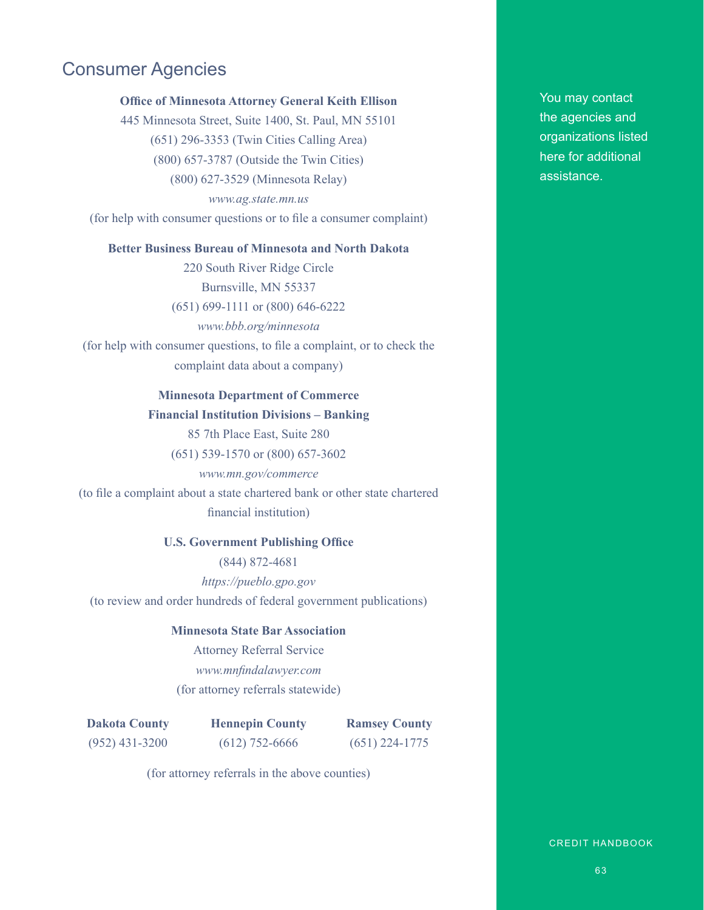## Consumer Agencies

You may contact the agencies and organizations listed here for additional assistance.

**Office of Minnesota Attorney General Keith Ellison**
445 Minnesota Street, Suite 1400, St. Paul, MN 55101
(651) 296-3353 (Twin Cities Calling Area)
(800) 657-3787 (Outside the Twin Cities)
(800) 627-3529 (Minnesota Relay)
*www.ag.state.mn.us*
(for help with consumer questions or to file a consumer complaint)

**Better Business Bureau of Minnesota and North Dakota**
220 South River Ridge Circle
Burnsville, MN 55337
(651) 699-1111 or (800) 646-6222
*www.bbb.org/minnesota*
(for help with consumer questions, to file a complaint, or to check the complaint data about a company)

**Minnesota Department of Commerce**
**Financial Institution Divisions – Banking**
85 7th Place East, Suite 280
(651) 539-1570 or (800) 657-3602
*www.mn.gov/commerce*
(to file a complaint about a state chartered bank or other state chartered financial institution)

**U.S. Government Publishing Office**
(844) 872-4681
*https://pueblo.gpo.gov*
(to review and order hundreds of federal government publications)

**Minnesota State Bar Association**
Attorney Referral Service
*www.mnfindalawyer.com*
(for attorney referrals statewide)

| Dakota County | Hennepin County | Ramsey County |
|---|---|---|
| (952) 431-3200 | (612) 752-6666 | (651) 224-1775 |

(for attorney referrals in the above counties)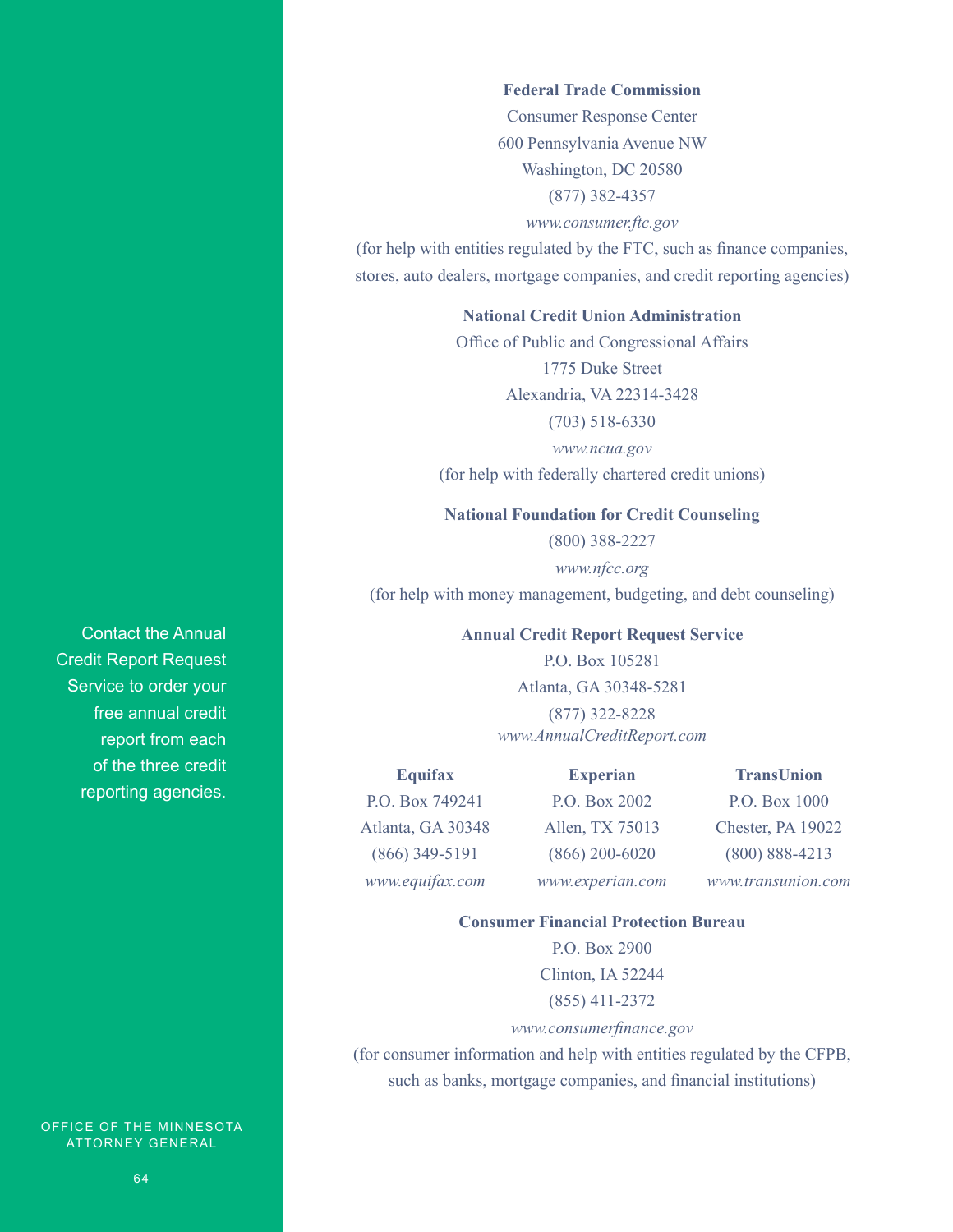Contact the Annual Credit Report Request Service to order your free annual credit report from each of the three credit reporting agencies.

**Federal Trade Commission**
Consumer Response Center
600 Pennsylvania Avenue NW
Washington, DC 20580
(877) 382-4357
*www.consumer.ftc.gov*
(for help with entities regulated by the FTC, such as finance companies, stores, auto dealers, mortgage companies, and credit reporting agencies)

**National Credit Union Administration**
Office of Public and Congressional Affairs
1775 Duke Street
Alexandria, VA 22314-3428
(703) 518-6330
*www.ncua.gov*
(for help with federally chartered credit unions)

**National Foundation for Credit Counseling**
(800) 388-2227
*www.nfcc.org*
(for help with money management, budgeting, and debt counseling)

**Annual Credit Report Request Service**
P.O. Box 105281
Atlanta, GA 30348-5281
(877) 322-8228
*www.AnnualCreditReport.com*

**Equifax**
P.O. Box 749241
Atlanta, GA 30348
(866) 349-5191
*www.equifax.com*

**Experian**
P.O. Box 2002
Allen, TX 75013
(866) 200-6020
*www.experian.com*

**TransUnion**
P.O. Box 1000
Chester, PA 19022
(800) 888-4213
*www.transunion.com*

**Consumer Financial Protection Bureau**
P.O. Box 2900
Clinton, IA 52244
(855) 411-2372
*www.consumerfinance.gov*
(for consumer information and help with entities regulated by the CFPB, such as banks, mortgage companies, and financial institutions)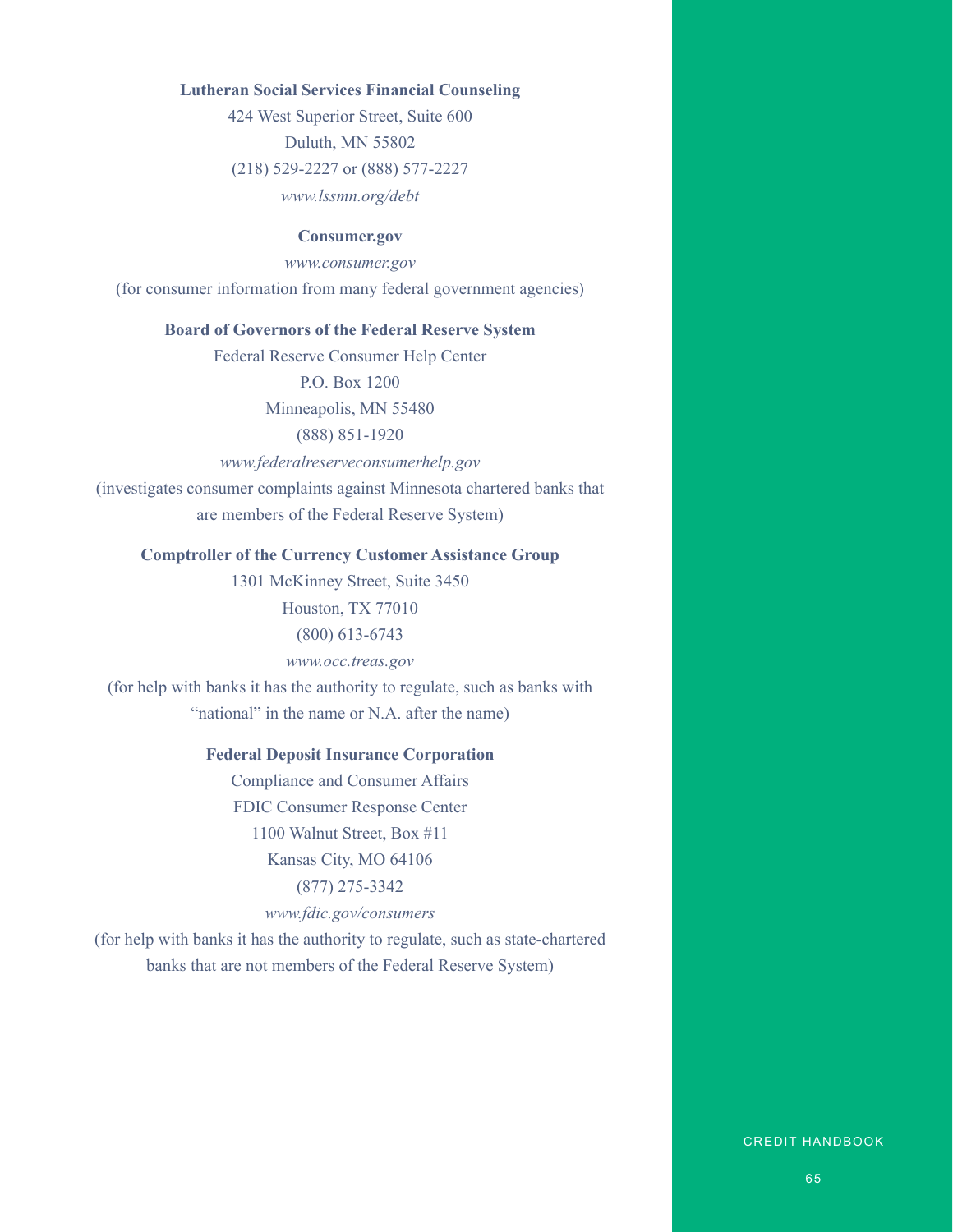**Lutheran Social Services Financial Counseling**

424 West Superior Street, Suite 600
Duluth, MN 55802
(218) 529-2227 or (888) 577-2227
*www.lssmn.org/debt*

**Consumer.gov**

*www.consumer.gov*
(for consumer information from many federal government agencies)

**Board of Governors of the Federal Reserve System**

Federal Reserve Consumer Help Center
P.O. Box 1200
Minneapolis, MN 55480
(888) 851-1920
*www.federalreserveconsumerhelp.gov*
(investigates consumer complaints against Minnesota chartered banks that are members of the Federal Reserve System)

**Comptroller of the Currency Customer Assistance Group**

1301 McKinney Street, Suite 3450
Houston, TX 77010
(800) 613-6743
*www.occ.treas.gov*
(for help with banks it has the authority to regulate, such as banks with "national" in the name or N.A. after the name)

**Federal Deposit Insurance Corporation**

Compliance and Consumer Affairs
FDIC Consumer Response Center
1100 Walnut Street, Box #11
Kansas City, MO 64106
(877) 275-3342
*www.fdic.gov/consumers*
(for help with banks it has the authority to regulate, such as state-chartered banks that are not members of the Federal Reserve System)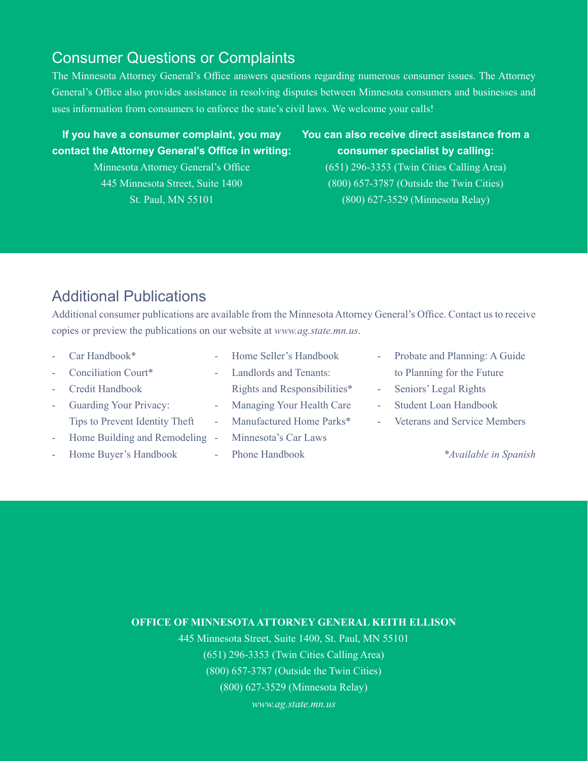## Consumer Questions or Complaints

The Minnesota Attorney General's Office answers questions regarding numerous consumer issues. The Attorney General's Office also provides assistance in resolving disputes between Minnesota consumers and businesses and uses information from consumers to enforce the state's civil laws. We welcome your calls!

**If you have a consumer complaint, you may contact the Attorney General's Office in writing:**

Minnesota Attorney General's Office
445 Minnesota Street, Suite 1400
St. Paul, MN 55101

**You can also receive direct assistance from a consumer specialist by calling:**

(651) 296-3353 (Twin Cities Calling Area)
(800) 657-3787 (Outside the Twin Cities)
(800) 627-3529 (Minnesota Relay)

## Additional Publications

Additional consumer publications are available from the Minnesota Attorney General's Office. Contact us to receive copies or preview the publications on our website at *www.ag.state.mn.us*.

- Car Handbook*
- Conciliation Court*
- Credit Handbook
- Guarding Your Privacy: Tips to Prevent Identity Theft
- Home Building and Remodeling
- Home Buyer's Handbook
- Home Seller's Handbook
- Landlords and Tenants: Rights and Responsibilities*
- Managing Your Health Care
- Manufactured Home Parks*
- Minnesota's Car Laws
- Phone Handbook
- Probate and Planning: A Guide to Planning for the Future
- Seniors' Legal Rights
- Student Loan Handbook
- Veterans and Service Members

*\*Available in Spanish*

**OFFICE OF MINNESOTA ATTORNEY GENERAL KEITH ELLISON**

445 Minnesota Street, Suite 1400, St. Paul, MN 55101
(651) 296-3353 (Twin Cities Calling Area)
(800) 657-3787 (Outside the Twin Cities)
(800) 627-3529 (Minnesota Relay)
*www.ag.state.mn.us*